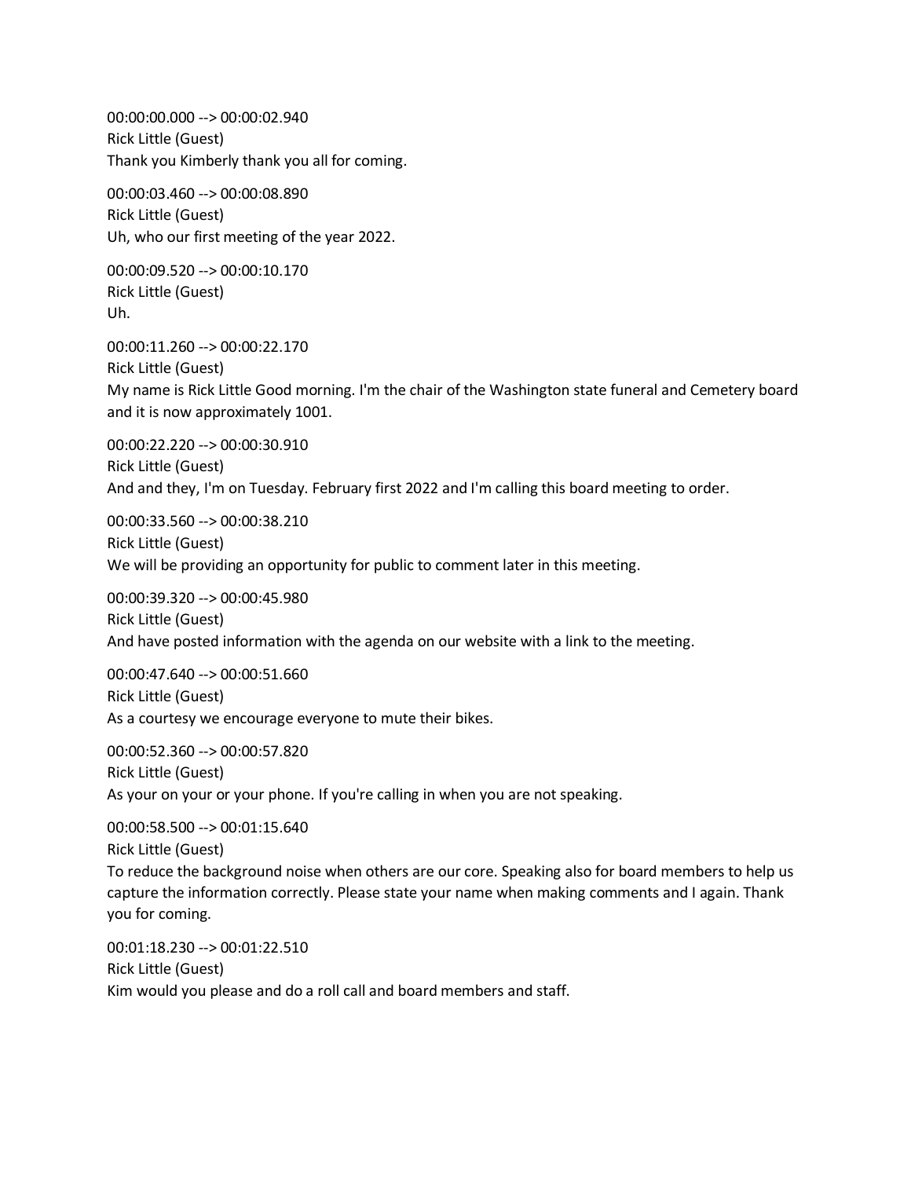00:00:00.000 --> 00:00:02.940
Rick Little (Guest)
Thank you Kimberly thank you all for coming.

00:00:03.460 --> 00:00:08.890
Rick Little (Guest)
Uh, who our first meeting of the year 2022.

00:00:09.520 --> 00:00:10.170
Rick Little (Guest)
Uh.

00:00:11.260 --> 00:00:22.170
Rick Little (Guest)
My name is Rick Little Good morning. I'm the chair of the Washington state funeral and Cemetery board and it is now approximately 1001.

00:00:22.220 --> 00:00:30.910
Rick Little (Guest)
And and they, I'm on Tuesday. February first 2022 and I'm calling this board meeting to order.

00:00:33.560 --> 00:00:38.210
Rick Little (Guest)
We will be providing an opportunity for public to comment later in this meeting.

00:00:39.320 --> 00:00:45.980
Rick Little (Guest)
And have posted information with the agenda on our website with a link to the meeting.

00:00:47.640 --> 00:00:51.660
Rick Little (Guest)
As a courtesy we encourage everyone to mute their bikes.

00:00:52.360 --> 00:00:57.820
Rick Little (Guest)
As your on your or your phone. If you're calling in when you are not speaking.

00:00:58.500 --> 00:01:15.640
Rick Little (Guest)
To reduce the background noise when others are our core. Speaking also for board members to help us capture the information correctly. Please state your name when making comments and I again. Thank you for coming.

00:01:18.230 --> 00:01:22.510
Rick Little (Guest)
Kim would you please and do a roll call and board members and staff.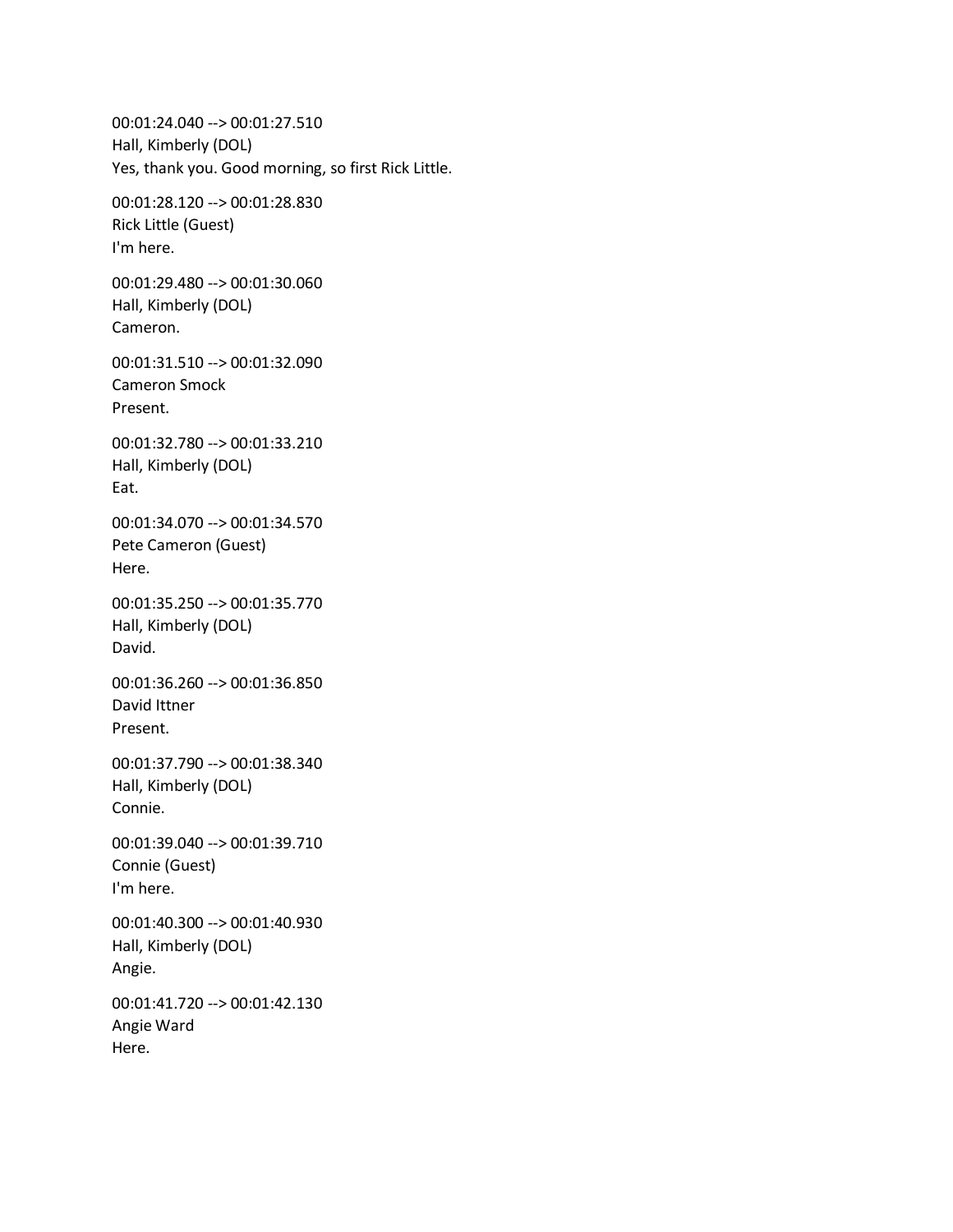00:01:24.040 --> 00:01:27.510
Hall, Kimberly (DOL)
Yes, thank you. Good morning, so first Rick Little.

00:01:28.120 --> 00:01:28.830
Rick Little (Guest)
I'm here.

00:01:29.480 --> 00:01:30.060
Hall, Kimberly (DOL)
Cameron.

00:01:31.510 --> 00:01:32.090
Cameron Smock
Present.

00:01:32.780 --> 00:01:33.210
Hall, Kimberly (DOL)
Eat.

00:01:34.070 --> 00:01:34.570
Pete Cameron (Guest)
Here.

00:01:35.250 --> 00:01:35.770
Hall, Kimberly (DOL)
David.

00:01:36.260 --> 00:01:36.850
David Ittner
Present.

00:01:37.790 --> 00:01:38.340
Hall, Kimberly (DOL)
Connie.

00:01:39.040 --> 00:01:39.710
Connie (Guest)
I'm here.

00:01:40.300 --> 00:01:40.930
Hall, Kimberly (DOL)
Angie.

00:01:41.720 --> 00:01:42.130
Angie Ward
Here.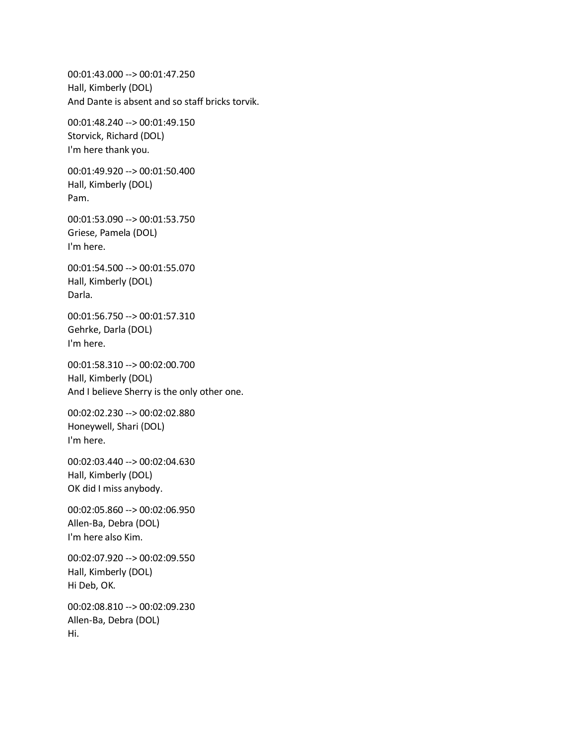00:01:43.000 --> 00:01:47.250
Hall, Kimberly (DOL)
And Dante is absent and so staff bricks torvik.

00:01:48.240 --> 00:01:49.150
Storvick, Richard (DOL)
I'm here thank you.

00:01:49.920 --> 00:01:50.400
Hall, Kimberly (DOL)
Pam.

00:01:53.090 --> 00:01:53.750
Griese, Pamela (DOL)
I'm here.

00:01:54.500 --> 00:01:55.070
Hall, Kimberly (DOL)
Darla.

00:01:56.750 --> 00:01:57.310
Gehrke, Darla (DOL)
I'm here.

00:01:58.310 --> 00:02:00.700
Hall, Kimberly (DOL)
And I believe Sherry is the only other one.

00:02:02.230 --> 00:02:02.880
Honeywell, Shari (DOL)
I'm here.

00:02:03.440 --> 00:02:04.630
Hall, Kimberly (DOL)
OK did I miss anybody.

00:02:05.860 --> 00:02:06.950
Allen-Ba, Debra (DOL)
I'm here also Kim.

00:02:07.920 --> 00:02:09.550
Hall, Kimberly (DOL)
Hi Deb, OK.

00:02:08.810 --> 00:02:09.230
Allen-Ba, Debra (DOL)
Hi.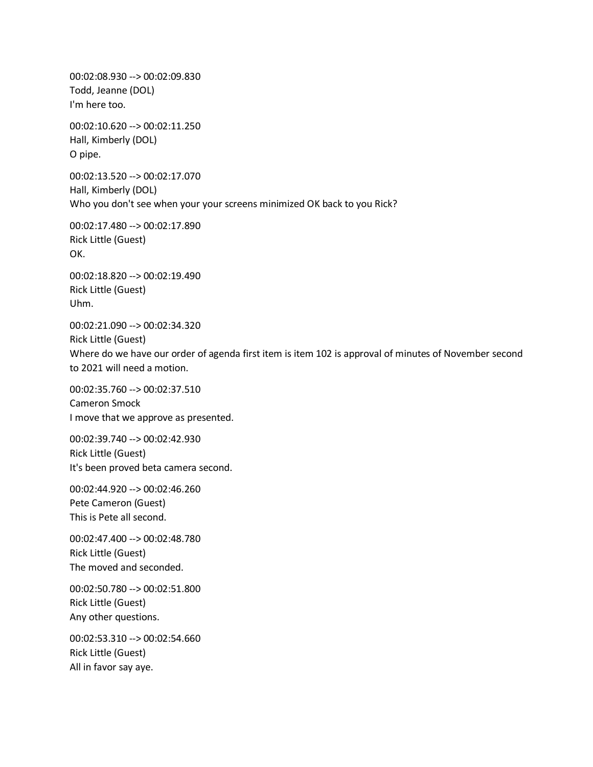00:02:08.930 --> 00:02:09.830
Todd, Jeanne (DOL)
I'm here too.

00:02:10.620 --> 00:02:11.250
Hall, Kimberly (DOL)
O pipe.

00:02:13.520 --> 00:02:17.070
Hall, Kimberly (DOL)
Who you don't see when your your screens minimized OK back to you Rick?

00:02:17.480 --> 00:02:17.890
Rick Little (Guest)
OK.

00:02:18.820 --> 00:02:19.490
Rick Little (Guest)
Uhm.

00:02:21.090 --> 00:02:34.320
Rick Little (Guest)
Where do we have our order of agenda first item is item 102 is approval of minutes of November second to 2021 will need a motion.

00:02:35.760 --> 00:02:37.510
Cameron Smock
I move that we approve as presented.

00:02:39.740 --> 00:02:42.930
Rick Little (Guest)
It's been proved beta camera second.

00:02:44.920 --> 00:02:46.260
Pete Cameron (Guest)
This is Pete all second.

00:02:47.400 --> 00:02:48.780
Rick Little (Guest)
The moved and seconded.

00:02:50.780 --> 00:02:51.800
Rick Little (Guest)
Any other questions.

00:02:53.310 --> 00:02:54.660
Rick Little (Guest)
All in favor say aye.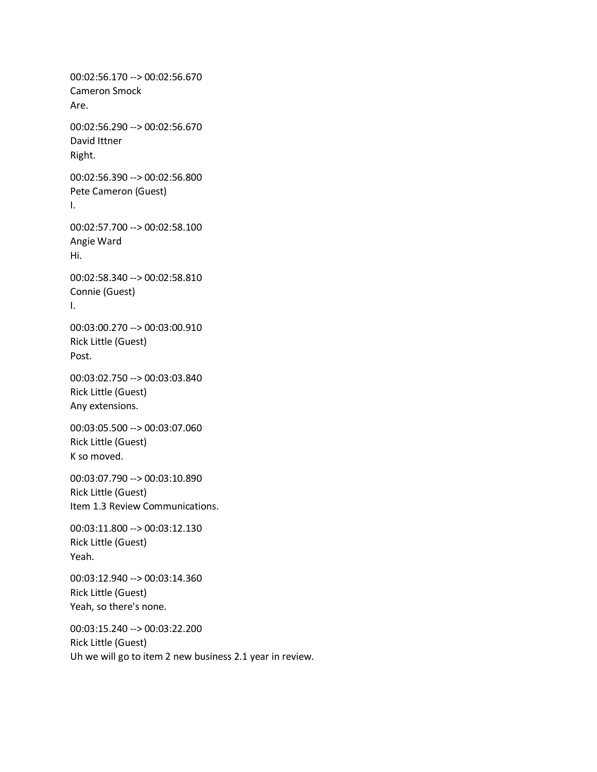00:02:56.170 --> 00:02:56.670
Cameron Smock
Are.

00:02:56.290 --> 00:02:56.670
David Ittner
Right.

00:02:56.390 --> 00:02:56.800
Pete Cameron (Guest)
I.

00:02:57.700 --> 00:02:58.100
Angie Ward
Hi.

00:02:58.340 --> 00:02:58.810
Connie (Guest)
I.

00:03:00.270 --> 00:03:00.910
Rick Little (Guest)
Post.

00:03:02.750 --> 00:03:03.840
Rick Little (Guest)
Any extensions.

00:03:05.500 --> 00:03:07.060
Rick Little (Guest)
K so moved.

00:03:07.790 --> 00:03:10.890
Rick Little (Guest)
Item 1.3 Review Communications.

00:03:11.800 --> 00:03:12.130
Rick Little (Guest)
Yeah.

00:03:12.940 --> 00:03:14.360
Rick Little (Guest)
Yeah, so there's none.

00:03:15.240 --> 00:03:22.200
Rick Little (Guest)
Uh we will go to item 2 new business 2.1 year in review.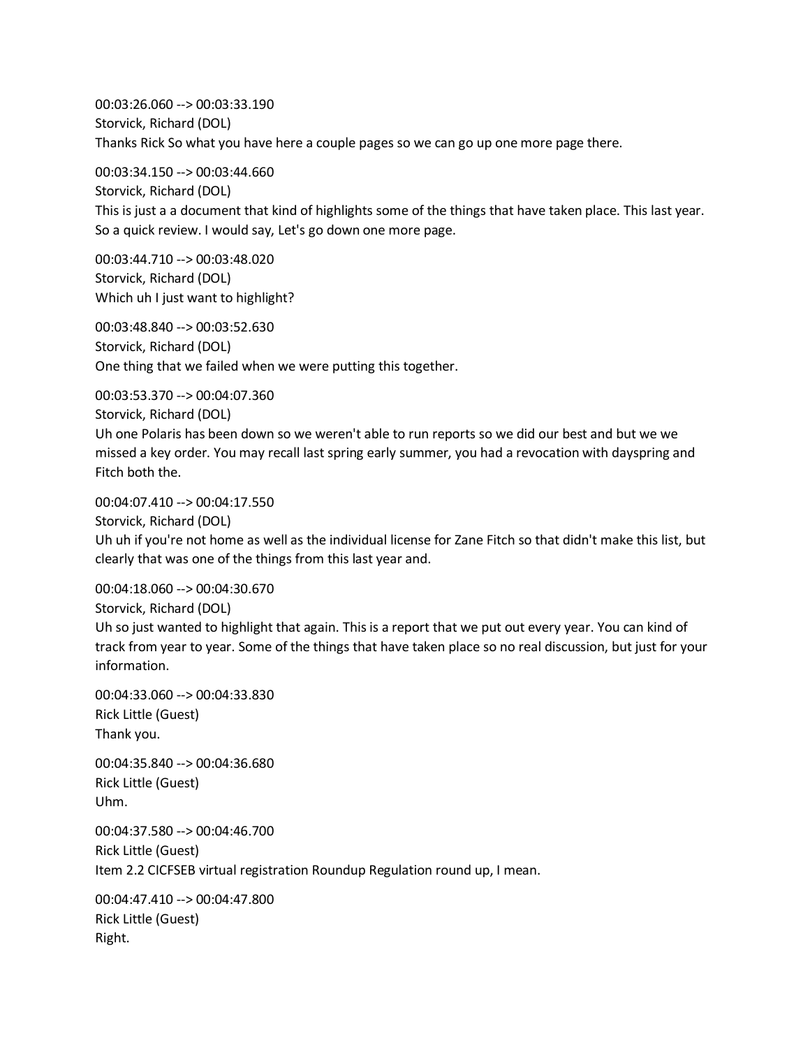00:03:26.060 --> 00:03:33.190
Storvick, Richard (DOL)
Thanks Rick So what you have here a couple pages so we can go up one more page there.

00:03:34.150 --> 00:03:44.660
Storvick, Richard (DOL)
This is just a a document that kind of highlights some of the things that have taken place. This last year. So a quick review. I would say, Let's go down one more page.

00:03:44.710 --> 00:03:48.020
Storvick, Richard (DOL)
Which uh I just want to highlight?

00:03:48.840 --> 00:03:52.630
Storvick, Richard (DOL)
One thing that we failed when we were putting this together.

00:03:53.370 --> 00:04:07.360
Storvick, Richard (DOL)
Uh one Polaris has been down so we weren't able to run reports so we did our best and but we we missed a key order. You may recall last spring early summer, you had a revocation with dayspring and Fitch both the.

00:04:07.410 --> 00:04:17.550
Storvick, Richard (DOL)
Uh uh if you're not home as well as the individual license for Zane Fitch so that didn't make this list, but clearly that was one of the things from this last year and.

00:04:18.060 --> 00:04:30.670
Storvick, Richard (DOL)
Uh so just wanted to highlight that again. This is a report that we put out every year. You can kind of track from year to year. Some of the things that have taken place so no real discussion, but just for your information.

00:04:33.060 --> 00:04:33.830
Rick Little (Guest)
Thank you.

00:04:35.840 --> 00:04:36.680
Rick Little (Guest)
Uhm.

00:04:37.580 --> 00:04:46.700
Rick Little (Guest)
Item 2.2 CICFSEB virtual registration Roundup Regulation round up, I mean.

00:04:47.410 --> 00:04:47.800
Rick Little (Guest)
Right.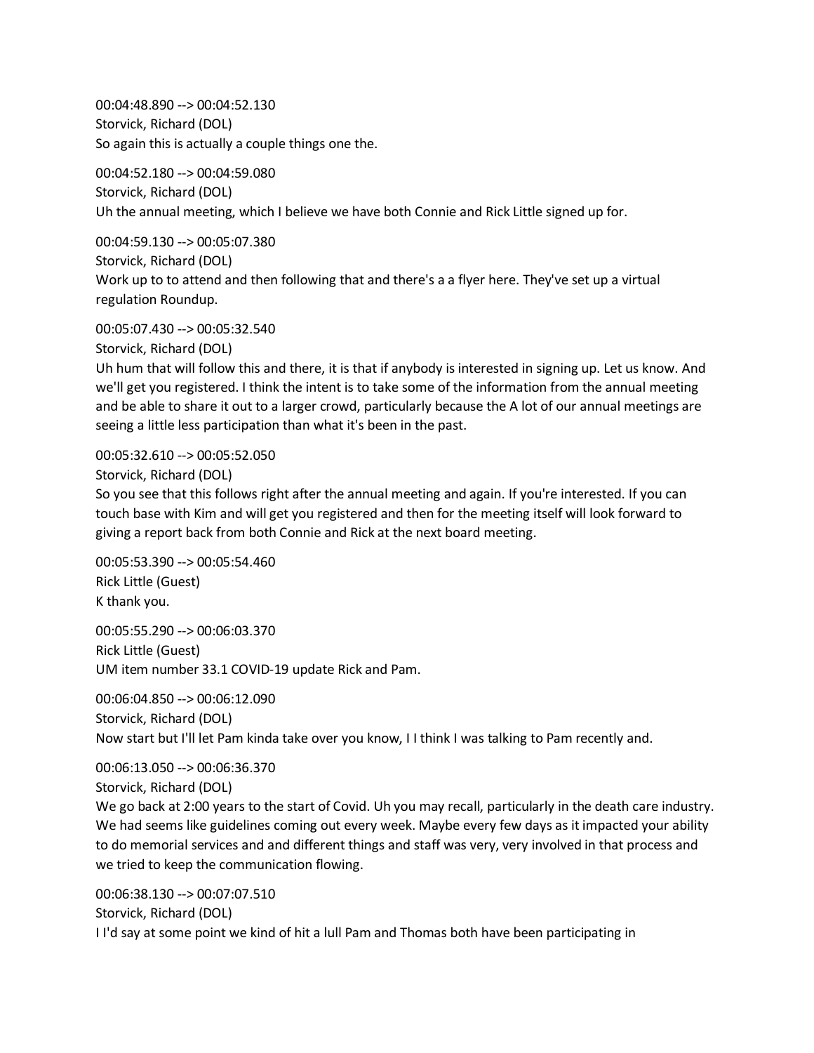00:04:48.890 --> 00:04:52.130
Storvick, Richard (DOL)
So again this is actually a couple things one the.

00:04:52.180 --> 00:04:59.080
Storvick, Richard (DOL)
Uh the annual meeting, which I believe we have both Connie and Rick Little signed up for.

00:04:59.130 --> 00:05:07.380
Storvick, Richard (DOL)
Work up to to attend and then following that and there's a a flyer here. They've set up a virtual regulation Roundup.

00:05:07.430 --> 00:05:32.540
Storvick, Richard (DOL)
Uh hum that will follow this and there, it is that if anybody is interested in signing up. Let us know. And we'll get you registered. I think the intent is to take some of the information from the annual meeting and be able to share it out to a larger crowd, particularly because the A lot of our annual meetings are seeing a little less participation than what it's been in the past.

00:05:32.610 --> 00:05:52.050
Storvick, Richard (DOL)
So you see that this follows right after the annual meeting and again. If you're interested. If you can touch base with Kim and will get you registered and then for the meeting itself will look forward to giving a report back from both Connie and Rick at the next board meeting.

00:05:53.390 --> 00:05:54.460
Rick Little (Guest)
K thank you.

00:05:55.290 --> 00:06:03.370
Rick Little (Guest)
UM item number 33.1 COVID-19 update Rick and Pam.

00:06:04.850 --> 00:06:12.090
Storvick, Richard (DOL)
Now start but I'll let Pam kinda take over you know, I I think I was talking to Pam recently and.

00:06:13.050 --> 00:06:36.370
Storvick, Richard (DOL)
We go back at 2:00 years to the start of Covid. Uh you may recall, particularly in the death care industry. We had seems like guidelines coming out every week. Maybe every few days as it impacted your ability to do memorial services and and different things and staff was very, very involved in that process and we tried to keep the communication flowing.

00:06:38.130 --> 00:07:07.510
Storvick, Richard (DOL)
I I'd say at some point we kind of hit a lull Pam and Thomas both have been participating in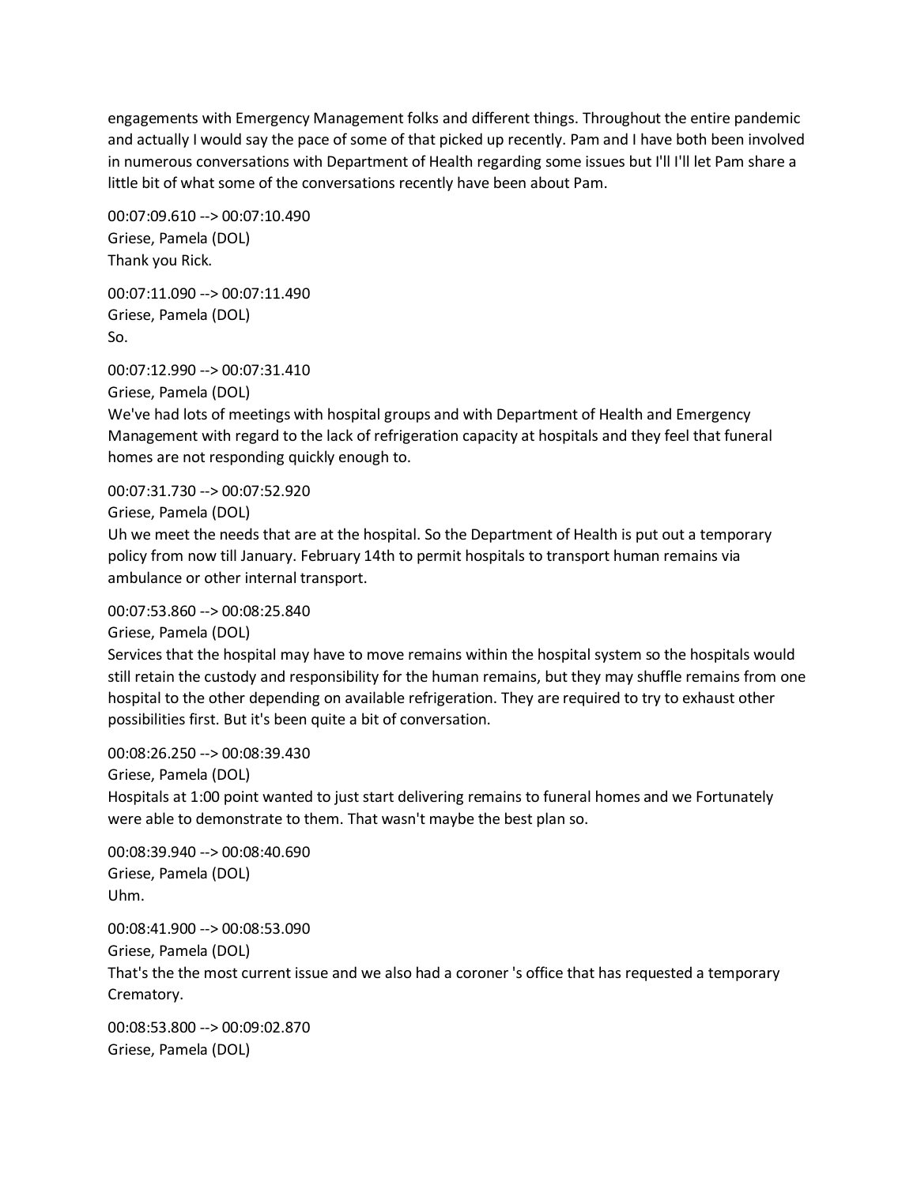engagements with Emergency Management folks and different things. Throughout the entire pandemic and actually I would say the pace of some of that picked up recently. Pam and I have both been involved in numerous conversations with Department of Health regarding some issues but I'll I'll let Pam share a little bit of what some of the conversations recently have been about Pam.

00:07:09.610 --> 00:07:10.490
Griese, Pamela (DOL)
Thank you Rick.

00:07:11.090 --> 00:07:11.490
Griese, Pamela (DOL)
So.

00:07:12.990 --> 00:07:31.410
Griese, Pamela (DOL)
We've had lots of meetings with hospital groups and with Department of Health and Emergency Management with regard to the lack of refrigeration capacity at hospitals and they feel that funeral homes are not responding quickly enough to.

00:07:31.730 --> 00:07:52.920
Griese, Pamela (DOL)
Uh we meet the needs that are at the hospital. So the Department of Health is put out a temporary policy from now till January. February 14th to permit hospitals to transport human remains via ambulance or other internal transport.

00:07:53.860 --> 00:08:25.840
Griese, Pamela (DOL)
Services that the hospital may have to move remains within the hospital system so the hospitals would still retain the custody and responsibility for the human remains, but they may shuffle remains from one hospital to the other depending on available refrigeration. They are required to try to exhaust other possibilities first. But it's been quite a bit of conversation.

00:08:26.250 --> 00:08:39.430
Griese, Pamela (DOL)
Hospitals at 1:00 point wanted to just start delivering remains to funeral homes and we Fortunately were able to demonstrate to them. That wasn't maybe the best plan so.

00:08:39.940 --> 00:08:40.690
Griese, Pamela (DOL)
Uhm.

00:08:41.900 --> 00:08:53.090
Griese, Pamela (DOL)
That's the the most current issue and we also had a coroner 's office that has requested a temporary Crematory.

00:08:53.800 --> 00:09:02.870
Griese, Pamela (DOL)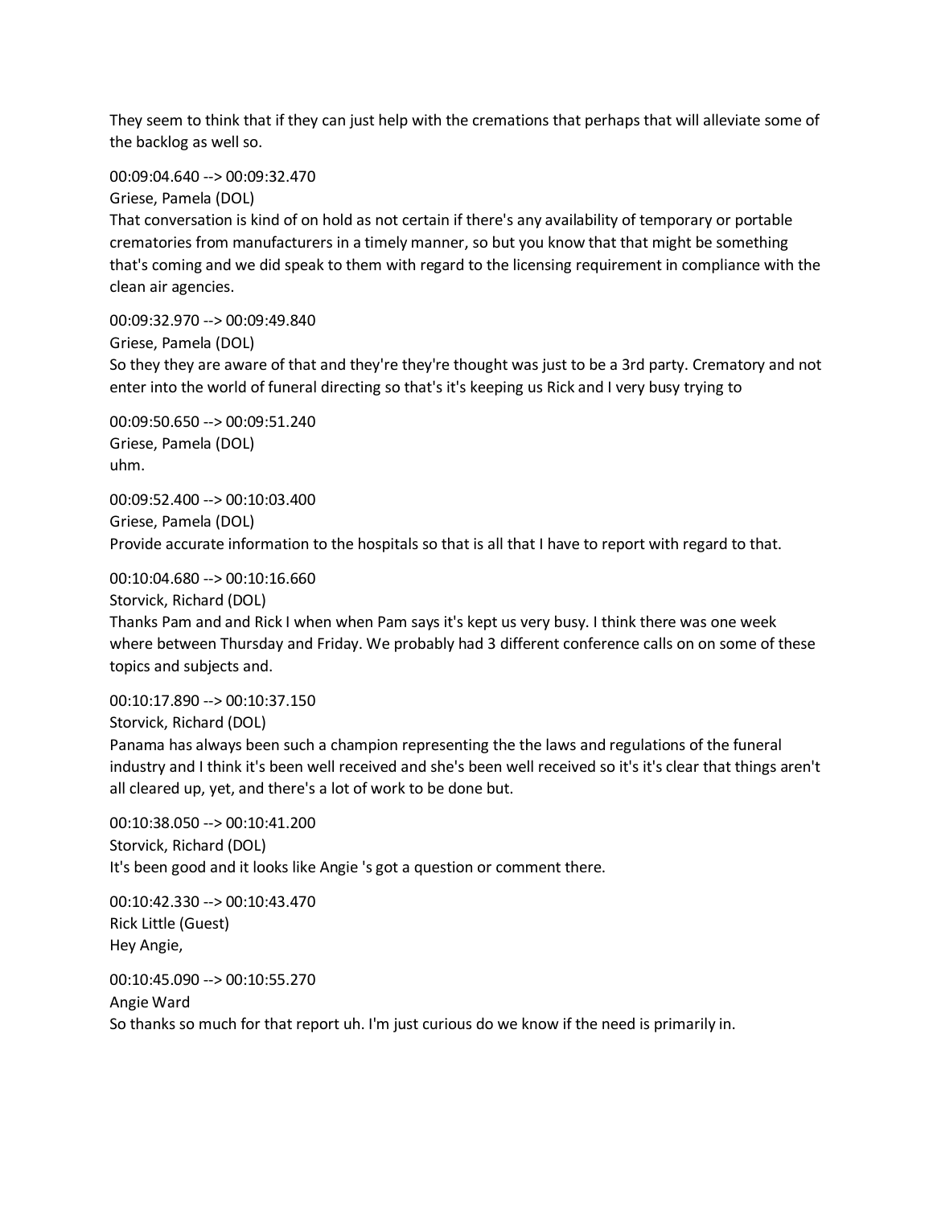They seem to think that if they can just help with the cremations that perhaps that will alleviate some of the backlog as well so.

00:09:04.640 --> 00:09:32.470
Griese, Pamela (DOL)
That conversation is kind of on hold as not certain if there's any availability of temporary or portable crematories from manufacturers in a timely manner, so but you know that that might be something that's coming and we did speak to them with regard to the licensing requirement in compliance with the clean air agencies.

00:09:32.970 --> 00:09:49.840
Griese, Pamela (DOL)
So they they are aware of that and they're they're thought was just to be a 3rd party. Crematory and not enter into the world of funeral directing so that's it's keeping us Rick and I very busy trying to

00:09:50.650 --> 00:09:51.240
Griese, Pamela (DOL)
uhm.

00:09:52.400 --> 00:10:03.400
Griese, Pamela (DOL)
Provide accurate information to the hospitals so that is all that I have to report with regard to that.

00:10:04.680 --> 00:10:16.660
Storvick, Richard (DOL)
Thanks Pam and and Rick I when when Pam says it's kept us very busy. I think there was one week where between Thursday and Friday. We probably had 3 different conference calls on on some of these topics and subjects and.

00:10:17.890 --> 00:10:37.150
Storvick, Richard (DOL)
Panama has always been such a champion representing the the laws and regulations of the funeral industry and I think it's been well received and she's been well received so it's it's clear that things aren't all cleared up, yet, and there's a lot of work to be done but.

00:10:38.050 --> 00:10:41.200
Storvick, Richard (DOL)
It's been good and it looks like Angie 's got a question or comment there.

00:10:42.330 --> 00:10:43.470
Rick Little (Guest)
Hey Angie,

00:10:45.090 --> 00:10:55.270
Angie Ward
So thanks so much for that report uh. I'm just curious do we know if the need is primarily in.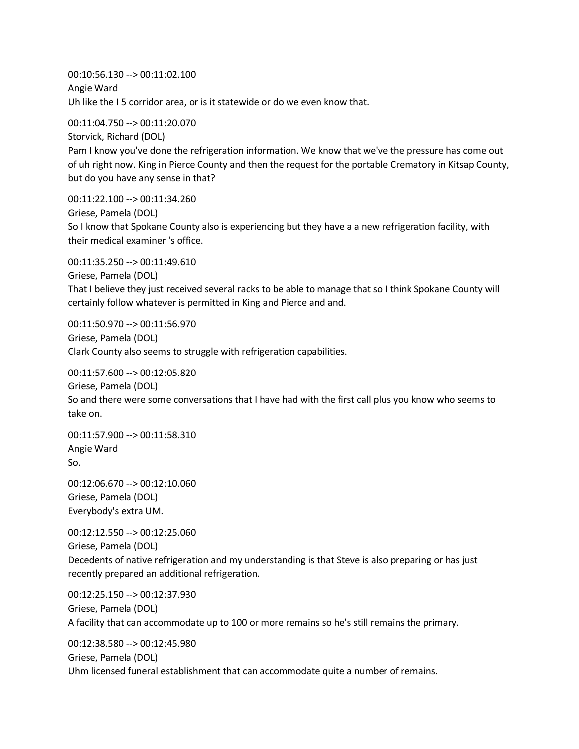00:10:56.130 --> 00:11:02.100
Angie Ward
Uh like the I 5 corridor area, or is it statewide or do we even know that.

00:11:04.750 --> 00:11:20.070
Storvick, Richard (DOL)
Pam I know you've done the refrigeration information. We know that we've the pressure has come out of uh right now. King in Pierce County and then the request for the portable Crematory in Kitsap County, but do you have any sense in that?

00:11:22.100 --> 00:11:34.260
Griese, Pamela (DOL)
So I know that Spokane County also is experiencing but they have a a new refrigeration facility, with their medical examiner 's office.

00:11:35.250 --> 00:11:49.610
Griese, Pamela (DOL)
That I believe they just received several racks to be able to manage that so I think Spokane County will certainly follow whatever is permitted in King and Pierce and and.

00:11:50.970 --> 00:11:56.970
Griese, Pamela (DOL)
Clark County also seems to struggle with refrigeration capabilities.

00:11:57.600 --> 00:12:05.820
Griese, Pamela (DOL)
So and there were some conversations that I have had with the first call plus you know who seems to take on.

00:11:57.900 --> 00:11:58.310
Angie Ward
So.

00:12:06.670 --> 00:12:10.060
Griese, Pamela (DOL)
Everybody's extra UM.

00:12:12.550 --> 00:12:25.060
Griese, Pamela (DOL)
Decedents of native refrigeration and my understanding is that Steve is also preparing or has just recently prepared an additional refrigeration.

00:12:25.150 --> 00:12:37.930
Griese, Pamela (DOL)
A facility that can accommodate up to 100 or more remains so he's still remains the primary.

00:12:38.580 --> 00:12:45.980
Griese, Pamela (DOL)
Uhm licensed funeral establishment that can accommodate quite a number of remains.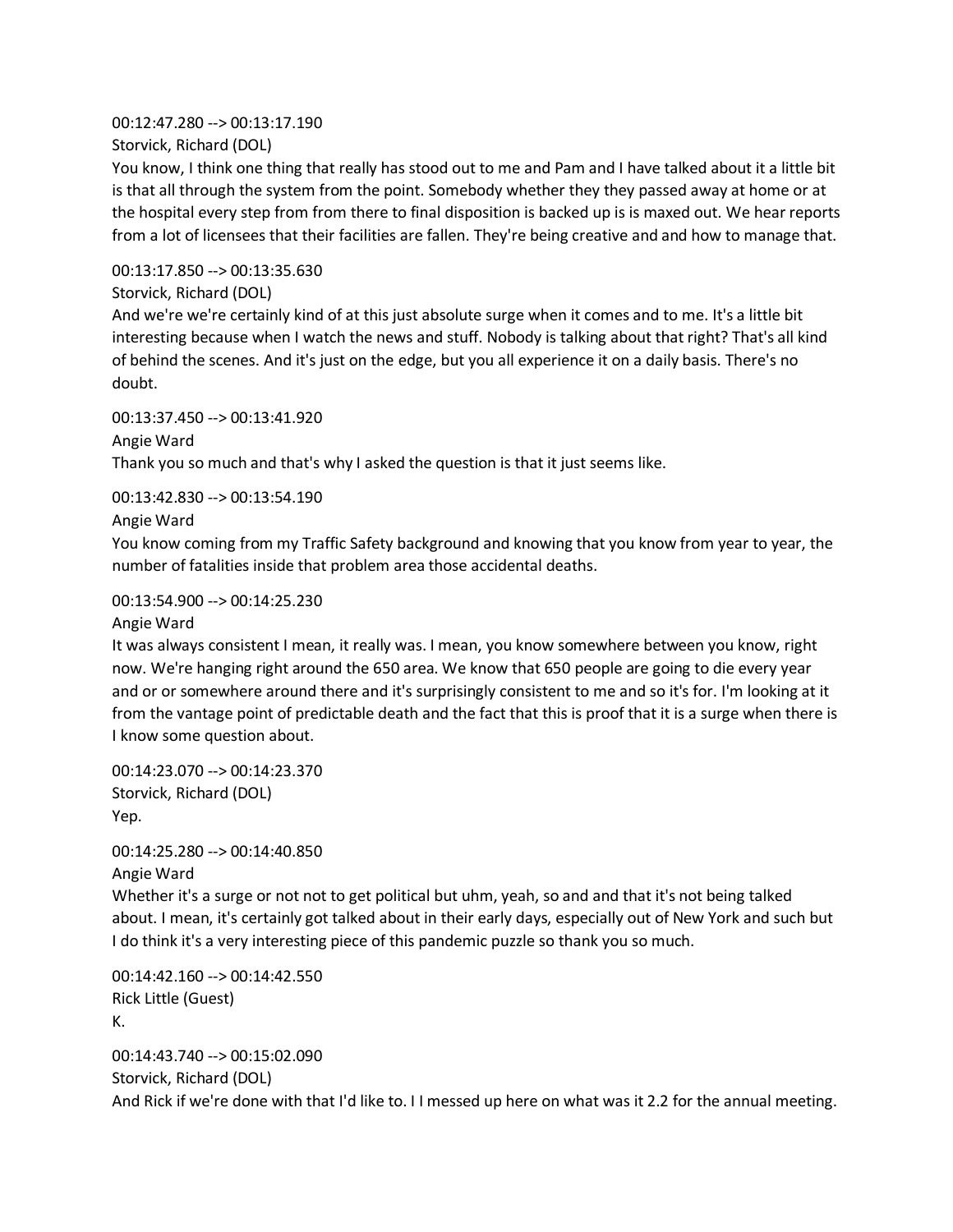00:12:47.280 --> 00:13:17.190
Storvick, Richard (DOL)
You know, I think one thing that really has stood out to me and Pam and I have talked about it a little bit is that all through the system from the point. Somebody whether they they passed away at home or at the hospital every step from from there to final disposition is backed up is is maxed out. We hear reports from a lot of licensees that their facilities are fallen. They're being creative and and how to manage that.

00:13:17.850 --> 00:13:35.630
Storvick, Richard (DOL)
And we're we're certainly kind of at this just absolute surge when it comes and to me. It's a little bit interesting because when I watch the news and stuff. Nobody is talking about that right? That's all kind of behind the scenes. And it's just on the edge, but you all experience it on a daily basis. There's no doubt.

00:13:37.450 --> 00:13:41.920
Angie Ward
Thank you so much and that's why I asked the question is that it just seems like.

00:13:42.830 --> 00:13:54.190
Angie Ward
You know coming from my Traffic Safety background and knowing that you know from year to year, the number of fatalities inside that problem area those accidental deaths.

00:13:54.900 --> 00:14:25.230
Angie Ward
It was always consistent I mean, it really was. I mean, you know somewhere between you know, right now. We're hanging right around the 650 area. We know that 650 people are going to die every year and or or somewhere around there and it's surprisingly consistent to me and so it's for. I'm looking at it from the vantage point of predictable death and the fact that this is proof that it is a surge when there is I know some question about.

00:14:23.070 --> 00:14:23.370
Storvick, Richard (DOL)
Yep.

00:14:25.280 --> 00:14:40.850
Angie Ward
Whether it's a surge or not not to get political but uhm, yeah, so and and that it's not being talked about. I mean, it's certainly got talked about in their early days, especially out of New York and such but I do think it's a very interesting piece of this pandemic puzzle so thank you so much.

00:14:42.160 --> 00:14:42.550
Rick Little (Guest)
K.

00:14:43.740 --> 00:15:02.090
Storvick, Richard (DOL)
And Rick if we're done with that I'd like to. I I messed up here on what was it 2.2 for the annual meeting.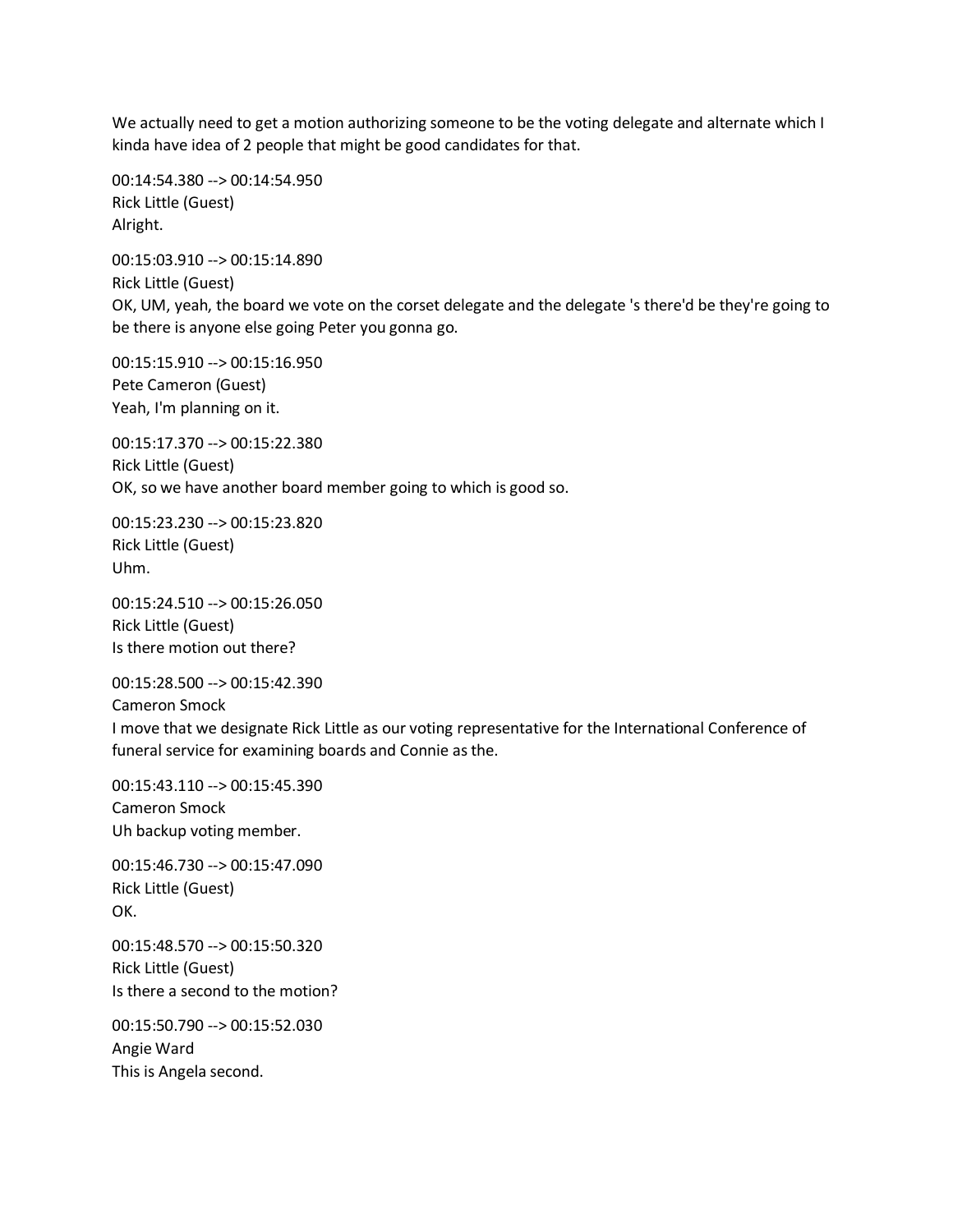We actually need to get a motion authorizing someone to be the voting delegate and alternate which I kinda have idea of 2 people that might be good candidates for that.

00:14:54.380 --> 00:14:54.950
Rick Little (Guest)
Alright.

00:15:03.910 --> 00:15:14.890
Rick Little (Guest)
OK, UM, yeah, the board we vote on the corset delegate and the delegate 's there'd be they're going to be there is anyone else going Peter you gonna go.

00:15:15.910 --> 00:15:16.950
Pete Cameron (Guest)
Yeah, I'm planning on it.

00:15:17.370 --> 00:15:22.380
Rick Little (Guest)
OK, so we have another board member going to which is good so.

00:15:23.230 --> 00:15:23.820
Rick Little (Guest)
Uhm.

00:15:24.510 --> 00:15:26.050
Rick Little (Guest)
Is there motion out there?

00:15:28.500 --> 00:15:42.390
Cameron Smock
I move that we designate Rick Little as our voting representative for the International Conference of funeral service for examining boards and Connie as the.

00:15:43.110 --> 00:15:45.390
Cameron Smock
Uh backup voting member.

00:15:46.730 --> 00:15:47.090
Rick Little (Guest)
OK.

00:15:48.570 --> 00:15:50.320
Rick Little (Guest)
Is there a second to the motion?

00:15:50.790 --> 00:15:52.030
Angie Ward
This is Angela second.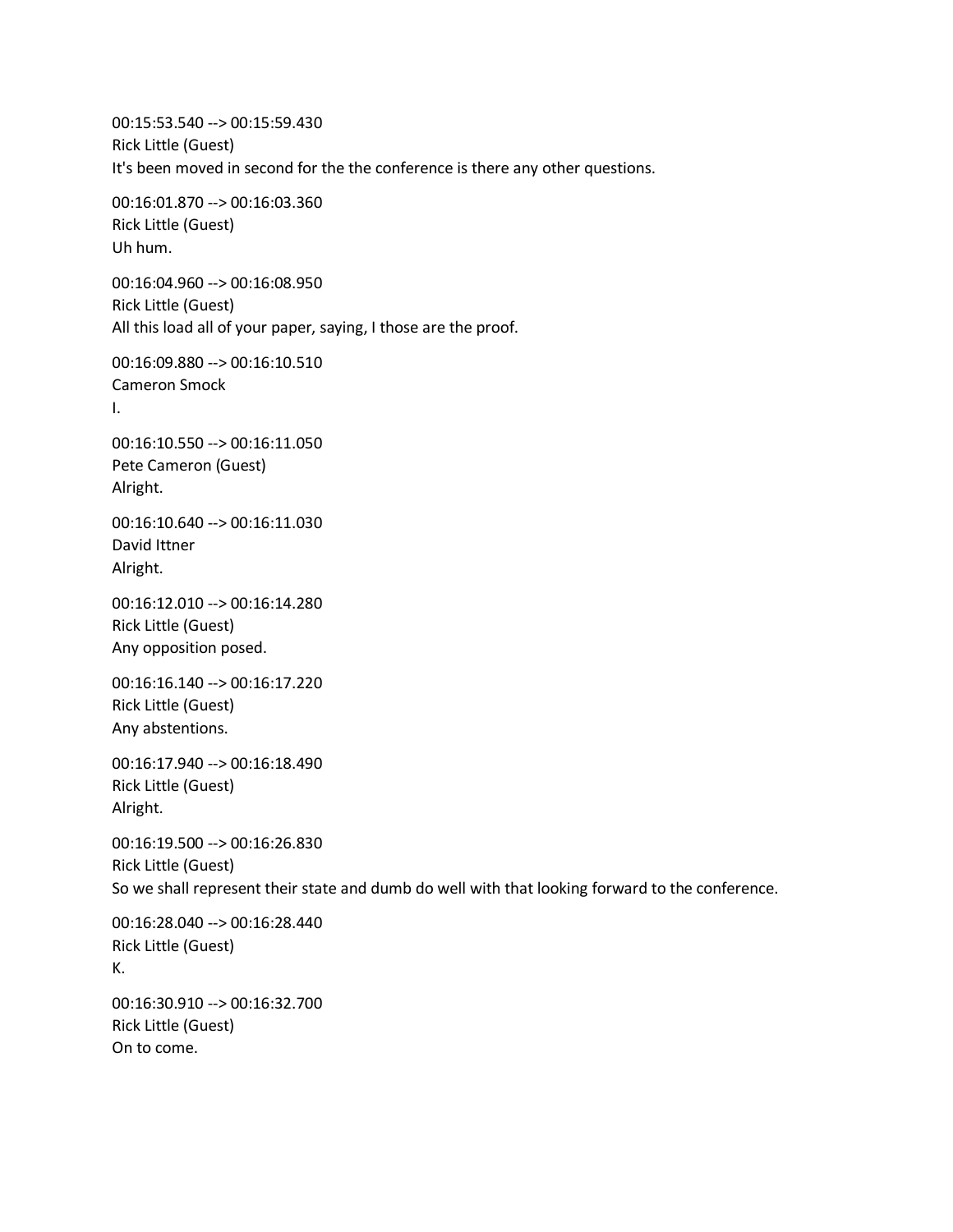00:15:53.540 --> 00:15:59.430
Rick Little (Guest)
It's been moved in second for the the conference is there any other questions.

00:16:01.870 --> 00:16:03.360
Rick Little (Guest)
Uh hum.

00:16:04.960 --> 00:16:08.950
Rick Little (Guest)
All this load all of your paper, saying, I those are the proof.

00:16:09.880 --> 00:16:10.510
Cameron Smock
I.

00:16:10.550 --> 00:16:11.050
Pete Cameron (Guest)
Alright.

00:16:10.640 --> 00:16:11.030
David Ittner
Alright.

00:16:12.010 --> 00:16:14.280
Rick Little (Guest)
Any opposition posed.

00:16:16.140 --> 00:16:17.220
Rick Little (Guest)
Any abstentions.

00:16:17.940 --> 00:16:18.490
Rick Little (Guest)
Alright.

00:16:19.500 --> 00:16:26.830
Rick Little (Guest)
So we shall represent their state and dumb do well with that looking forward to the conference.

00:16:28.040 --> 00:16:28.440
Rick Little (Guest)
K.

00:16:30.910 --> 00:16:32.700
Rick Little (Guest)
On to come.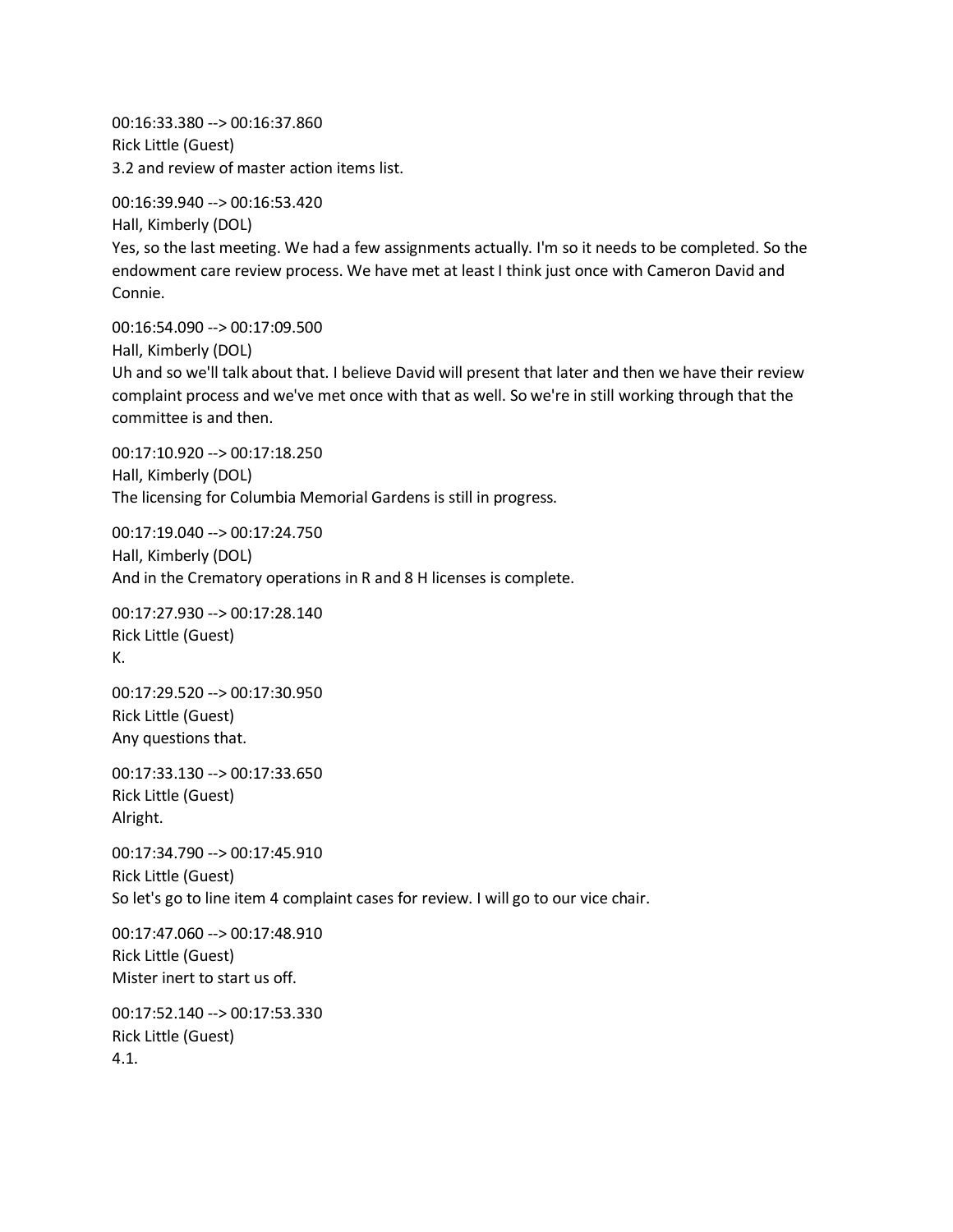00:16:33.380 --> 00:16:37.860
Rick Little (Guest)
3.2 and review of master action items list.

00:16:39.940 --> 00:16:53.420
Hall, Kimberly (DOL)
Yes, so the last meeting. We had a few assignments actually. I'm so it needs to be completed. So the endowment care review process. We have met at least I think just once with Cameron David and Connie.

00:16:54.090 --> 00:17:09.500
Hall, Kimberly (DOL)
Uh and so we'll talk about that. I believe David will present that later and then we have their review complaint process and we've met once with that as well. So we're in still working through that the committee is and then.

00:17:10.920 --> 00:17:18.250
Hall, Kimberly (DOL)
The licensing for Columbia Memorial Gardens is still in progress.

00:17:19.040 --> 00:17:24.750
Hall, Kimberly (DOL)
And in the Crematory operations in R and 8 H licenses is complete.

00:17:27.930 --> 00:17:28.140
Rick Little (Guest)
K.

00:17:29.520 --> 00:17:30.950
Rick Little (Guest)
Any questions that.

00:17:33.130 --> 00:17:33.650
Rick Little (Guest)
Alright.

00:17:34.790 --> 00:17:45.910
Rick Little (Guest)
So let's go to line item 4 complaint cases for review. I will go to our vice chair.

00:17:47.060 --> 00:17:48.910
Rick Little (Guest)
Mister inert to start us off.

00:17:52.140 --> 00:17:53.330
Rick Little (Guest)
4.1.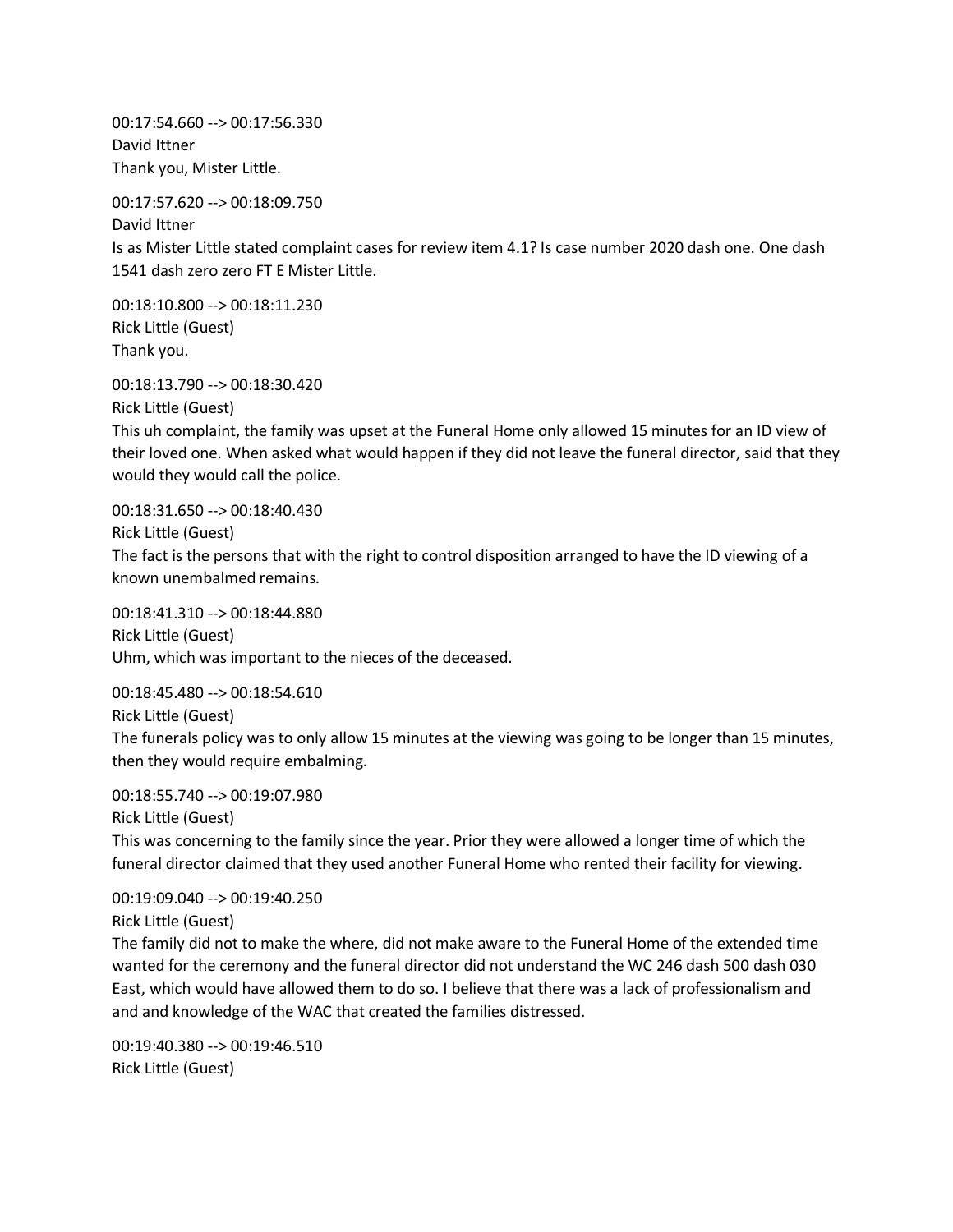00:17:54.660 --> 00:17:56.330
David Ittner
Thank you, Mister Little.

00:17:57.620 --> 00:18:09.750
David Ittner
Is as Mister Little stated complaint cases for review item 4.1? Is case number 2020 dash one. One dash 1541 dash zero zero FT E Mister Little.

00:18:10.800 --> 00:18:11.230
Rick Little (Guest)
Thank you.

00:18:13.790 --> 00:18:30.420
Rick Little (Guest)
This uh complaint, the family was upset at the Funeral Home only allowed 15 minutes for an ID view of their loved one. When asked what would happen if they did not leave the funeral director, said that they would they would call the police.

00:18:31.650 --> 00:18:40.430
Rick Little (Guest)
The fact is the persons that with the right to control disposition arranged to have the ID viewing of a known unembalmed remains.

00:18:41.310 --> 00:18:44.880
Rick Little (Guest)
Uhm, which was important to the nieces of the deceased.

00:18:45.480 --> 00:18:54.610
Rick Little (Guest)
The funerals policy was to only allow 15 minutes at the viewing was going to be longer than 15 minutes, then they would require embalming.

00:18:55.740 --> 00:19:07.980
Rick Little (Guest)
This was concerning to the family since the year. Prior they were allowed a longer time of which the funeral director claimed that they used another Funeral Home who rented their facility for viewing.

00:19:09.040 --> 00:19:40.250
Rick Little (Guest)
The family did not to make the where, did not make aware to the Funeral Home of the extended time wanted for the ceremony and the funeral director did not understand the WC 246 dash 500 dash 030 East, which would have allowed them to do so. I believe that there was a lack of professionalism and and and knowledge of the WAC that created the families distressed.

00:19:40.380 --> 00:19:46.510
Rick Little (Guest)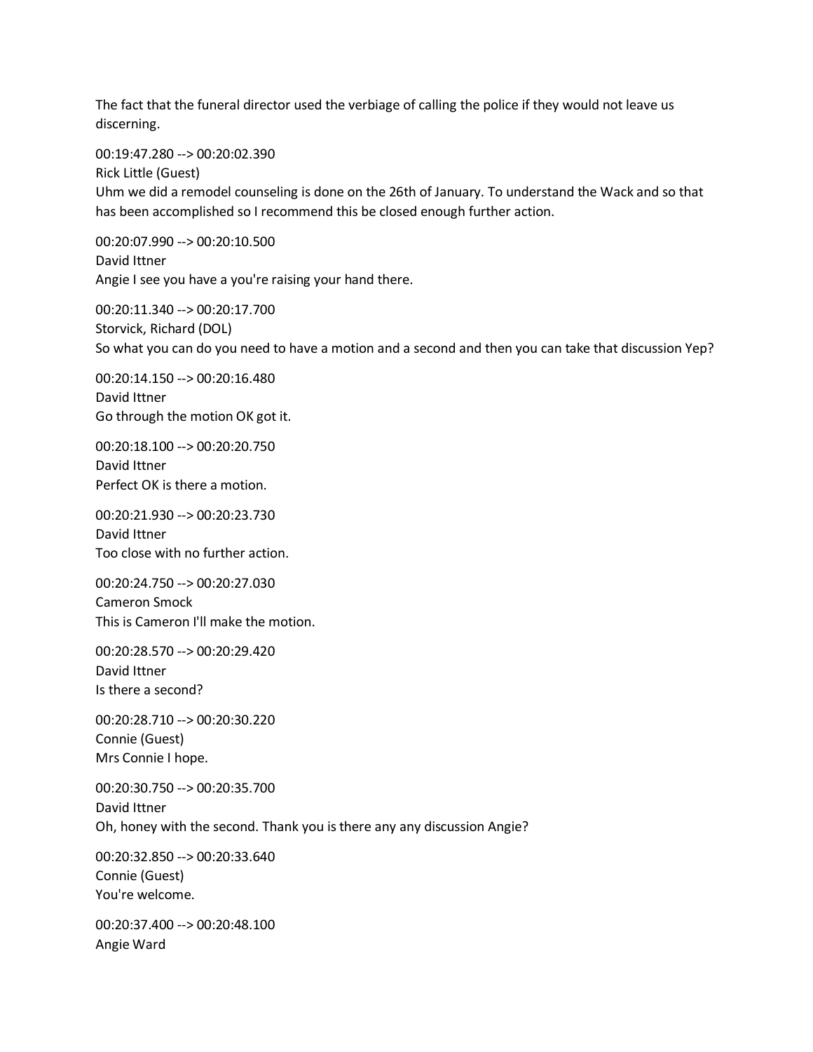The fact that the funeral director used the verbiage of calling the police if they would not leave us discerning.

00:19:47.280 --> 00:20:02.390
Rick Little (Guest)
Uhm we did a remodel counseling is done on the 26th of January. To understand the Wack and so that has been accomplished so I recommend this be closed enough further action.

00:20:07.990 --> 00:20:10.500
David Ittner
Angie I see you have a you're raising your hand there.

00:20:11.340 --> 00:20:17.700
Storvick, Richard (DOL)
So what you can do you need to have a motion and a second and then you can take that discussion Yep?

00:20:14.150 --> 00:20:16.480
David Ittner
Go through the motion OK got it.

00:20:18.100 --> 00:20:20.750
David Ittner
Perfect OK is there a motion.

00:20:21.930 --> 00:20:23.730
David Ittner
Too close with no further action.

00:20:24.750 --> 00:20:27.030
Cameron Smock
This is Cameron I'll make the motion.

00:20:28.570 --> 00:20:29.420
David Ittner
Is there a second?

00:20:28.710 --> 00:20:30.220
Connie (Guest)
Mrs Connie I hope.

00:20:30.750 --> 00:20:35.700
David Ittner
Oh, honey with the second. Thank you is there any any discussion Angie?

00:20:32.850 --> 00:20:33.640
Connie (Guest)
You're welcome.

00:20:37.400 --> 00:20:48.100
Angie Ward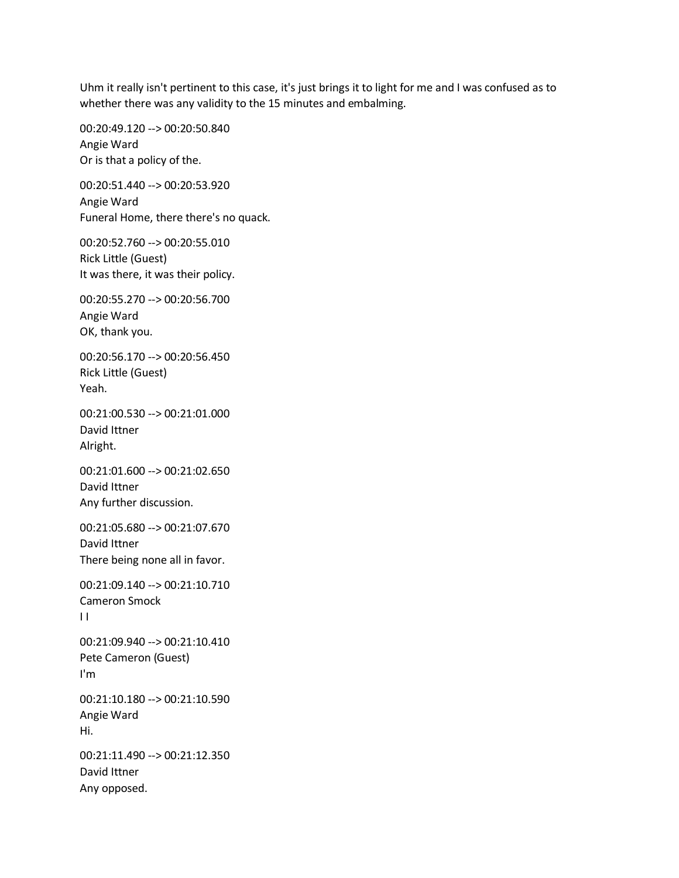Uhm it really isn't pertinent to this case, it's just brings it to light for me and I was confused as to whether there was any validity to the 15 minutes and embalming.

00:20:49.120 --> 00:20:50.840
Angie Ward
Or is that a policy of the.

00:20:51.440 --> 00:20:53.920
Angie Ward
Funeral Home, there there's no quack.

00:20:52.760 --> 00:20:55.010
Rick Little (Guest)
It was there, it was their policy.

00:20:55.270 --> 00:20:56.700
Angie Ward
OK, thank you.

00:20:56.170 --> 00:20:56.450
Rick Little (Guest)
Yeah.

00:21:00.530 --> 00:21:01.000
David Ittner
Alright.

00:21:01.600 --> 00:21:02.650
David Ittner
Any further discussion.

00:21:05.680 --> 00:21:07.670
David Ittner
There being none all in favor.

00:21:09.140 --> 00:21:10.710
Cameron Smock
I I

00:21:09.940 --> 00:21:10.410
Pete Cameron (Guest)
I'm

00:21:10.180 --> 00:21:10.590
Angie Ward
Hi.

00:21:11.490 --> 00:21:12.350
David Ittner
Any opposed.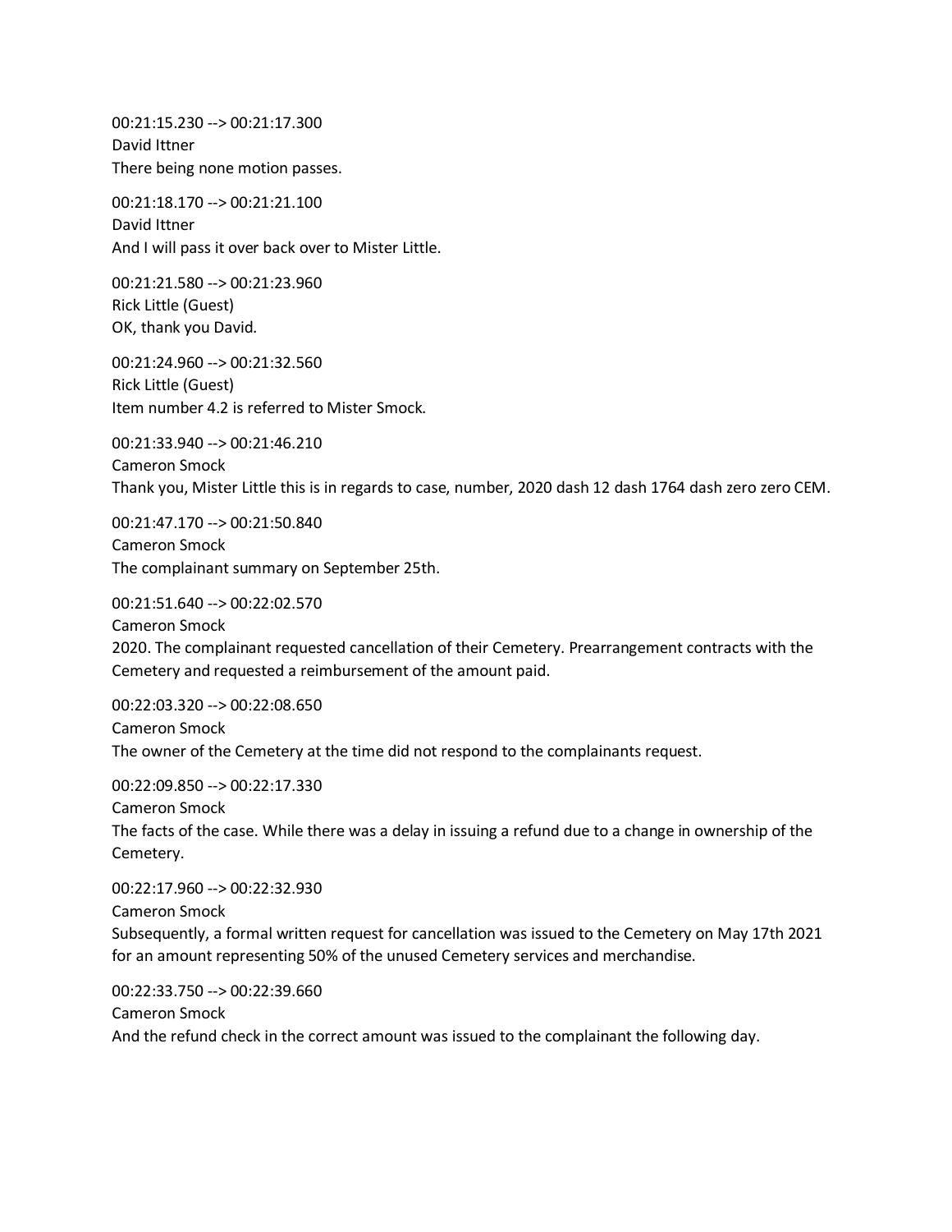00:21:15.230 --> 00:21:17.300
David Ittner
There being none motion passes.

00:21:18.170 --> 00:21:21.100
David Ittner
And I will pass it over back over to Mister Little.

00:21:21.580 --> 00:21:23.960
Rick Little (Guest)
OK, thank you David.

00:21:24.960 --> 00:21:32.560
Rick Little (Guest)
Item number 4.2 is referred to Mister Smock.

00:21:33.940 --> 00:21:46.210
Cameron Smock
Thank you, Mister Little this is in regards to case, number, 2020 dash 12 dash 1764 dash zero zero CEM.

00:21:47.170 --> 00:21:50.840
Cameron Smock
The complainant summary on September 25th.

00:21:51.640 --> 00:22:02.570
Cameron Smock
2020. The complainant requested cancellation of their Cemetery. Prearrangement contracts with the Cemetery and requested a reimbursement of the amount paid.

00:22:03.320 --> 00:22:08.650
Cameron Smock
The owner of the Cemetery at the time did not respond to the complainants request.

00:22:09.850 --> 00:22:17.330
Cameron Smock
The facts of the case. While there was a delay in issuing a refund due to a change in ownership of the Cemetery.

00:22:17.960 --> 00:22:32.930
Cameron Smock
Subsequently, a formal written request for cancellation was issued to the Cemetery on May 17th 2021 for an amount representing 50% of the unused Cemetery services and merchandise.

00:22:33.750 --> 00:22:39.660
Cameron Smock
And the refund check in the correct amount was issued to the complainant the following day.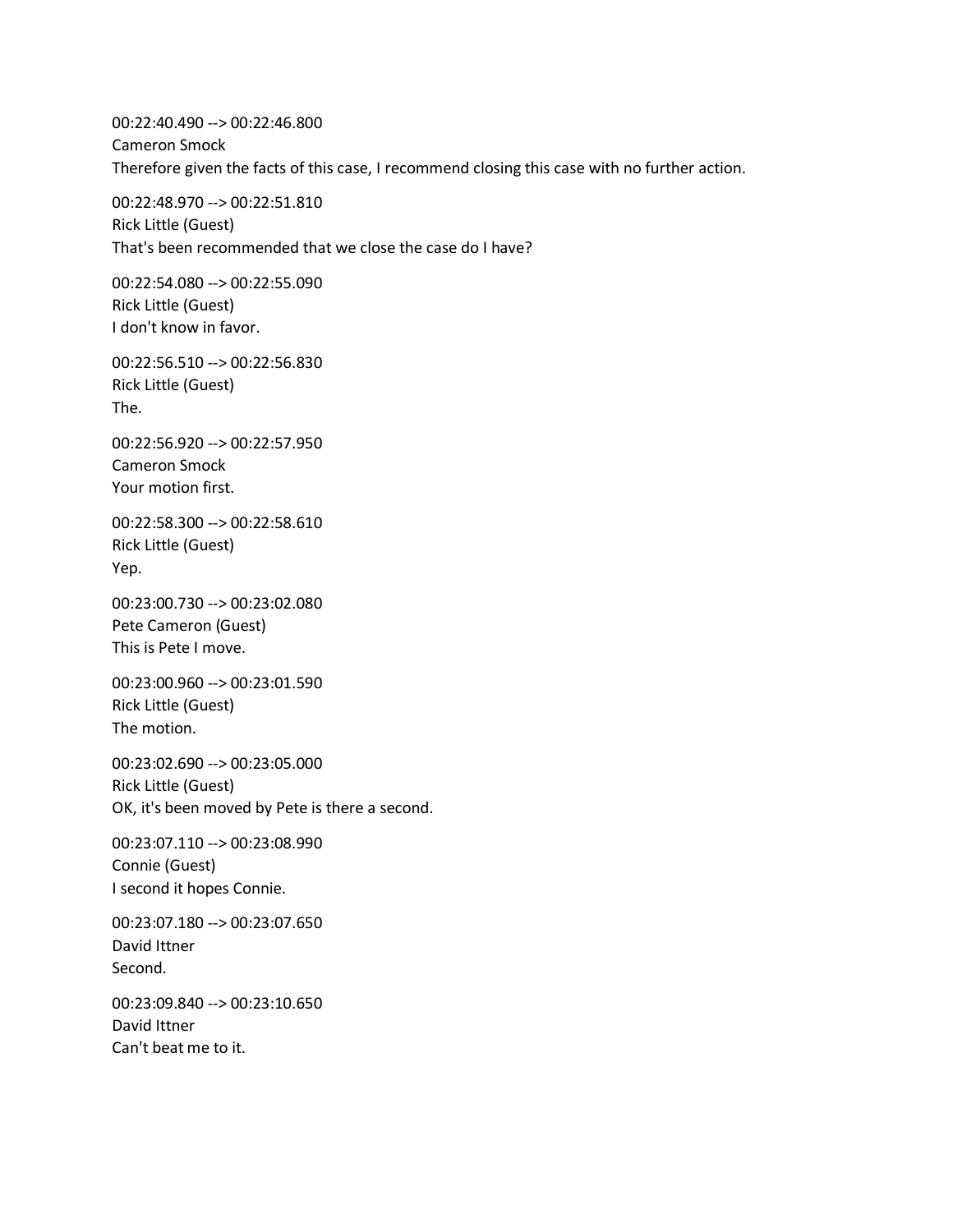00:22:40.490 --> 00:22:46.800
Cameron Smock
Therefore given the facts of this case, I recommend closing this case with no further action.

00:22:48.970 --> 00:22:51.810
Rick Little (Guest)
That's been recommended that we close the case do I have?

00:22:54.080 --> 00:22:55.090
Rick Little (Guest)
I don't know in favor.

00:22:56.510 --> 00:22:56.830
Rick Little (Guest)
The.

00:22:56.920 --> 00:22:57.950
Cameron Smock
Your motion first.

00:22:58.300 --> 00:22:58.610
Rick Little (Guest)
Yep.

00:23:00.730 --> 00:23:02.080
Pete Cameron (Guest)
This is Pete I move.

00:23:00.960 --> 00:23:01.590
Rick Little (Guest)
The motion.

00:23:02.690 --> 00:23:05.000
Rick Little (Guest)
OK, it's been moved by Pete is there a second.

00:23:07.110 --> 00:23:08.990
Connie (Guest)
I second it hopes Connie.

00:23:07.180 --> 00:23:07.650
David Ittner
Second.

00:23:09.840 --> 00:23:10.650
David Ittner
Can't beat me to it.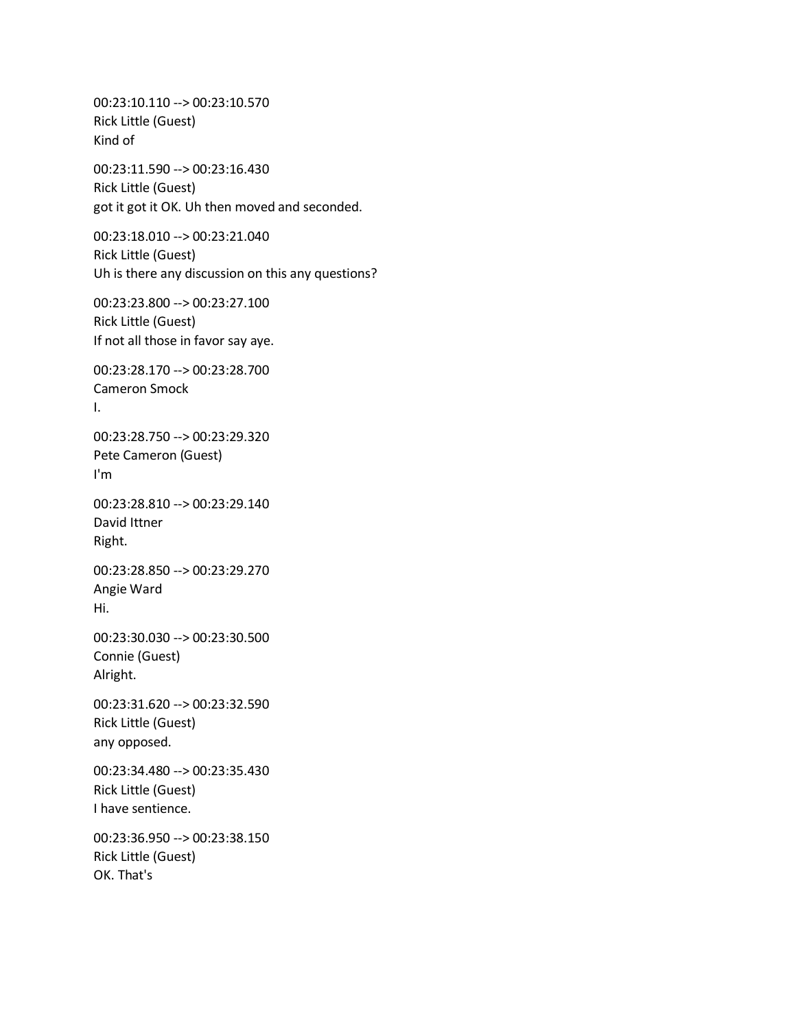00:23:10.110 --> 00:23:10.570
Rick Little (Guest)
Kind of

00:23:11.590 --> 00:23:16.430
Rick Little (Guest)
got it got it OK. Uh then moved and seconded.

00:23:18.010 --> 00:23:21.040
Rick Little (Guest)
Uh is there any discussion on this any questions?

00:23:23.800 --> 00:23:27.100
Rick Little (Guest)
If not all those in favor say aye.

00:23:28.170 --> 00:23:28.700
Cameron Smock
I.

00:23:28.750 --> 00:23:29.320
Pete Cameron (Guest)
I'm

00:23:28.810 --> 00:23:29.140
David Ittner
Right.

00:23:28.850 --> 00:23:29.270
Angie Ward
Hi.

00:23:30.030 --> 00:23:30.500
Connie (Guest)
Alright.

00:23:31.620 --> 00:23:32.590
Rick Little (Guest)
any opposed.

00:23:34.480 --> 00:23:35.430
Rick Little (Guest)
I have sentience.

00:23:36.950 --> 00:23:38.150
Rick Little (Guest)
OK. That's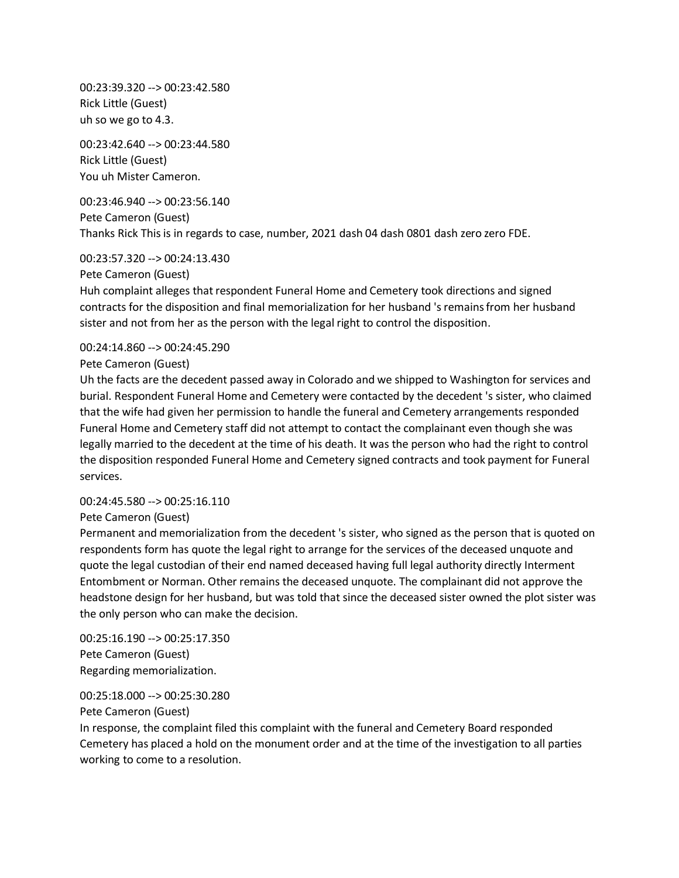00:23:39.320 --> 00:23:42.580
Rick Little (Guest)
uh so we go to 4.3.

00:23:42.640 --> 00:23:44.580
Rick Little (Guest)
You uh Mister Cameron.

00:23:46.940 --> 00:23:56.140
Pete Cameron (Guest)
Thanks Rick This is in regards to case, number, 2021 dash 04 dash 0801 dash zero zero FDE.

00:23:57.320 --> 00:24:13.430
Pete Cameron (Guest)
Huh complaint alleges that respondent Funeral Home and Cemetery took directions and signed contracts for the disposition and final memorialization for her husband 's remains from her husband sister and not from her as the person with the legal right to control the disposition.

00:24:14.860 --> 00:24:45.290
Pete Cameron (Guest)
Uh the facts are the decedent passed away in Colorado and we shipped to Washington for services and burial. Respondent Funeral Home and Cemetery were contacted by the decedent 's sister, who claimed that the wife had given her permission to handle the funeral and Cemetery arrangements responded Funeral Home and Cemetery staff did not attempt to contact the complainant even though she was legally married to the decedent at the time of his death. It was the person who had the right to control the disposition responded Funeral Home and Cemetery signed contracts and took payment for Funeral services.

00:24:45.580 --> 00:25:16.110
Pete Cameron (Guest)
Permanent and memorialization from the decedent 's sister, who signed as the person that is quoted on respondents form has quote the legal right to arrange for the services of the deceased unquote and quote the legal custodian of their end named deceased having full legal authority directly Interment Entombment or Norman. Other remains the deceased unquote. The complainant did not approve the headstone design for her husband, but was told that since the deceased sister owned the plot sister was the only person who can make the decision.

00:25:16.190 --> 00:25:17.350
Pete Cameron (Guest)
Regarding memorialization.

00:25:18.000 --> 00:25:30.280
Pete Cameron (Guest)
In response, the complaint filed this complaint with the funeral and Cemetery Board responded Cemetery has placed a hold on the monument order and at the time of the investigation to all parties working to come to a resolution.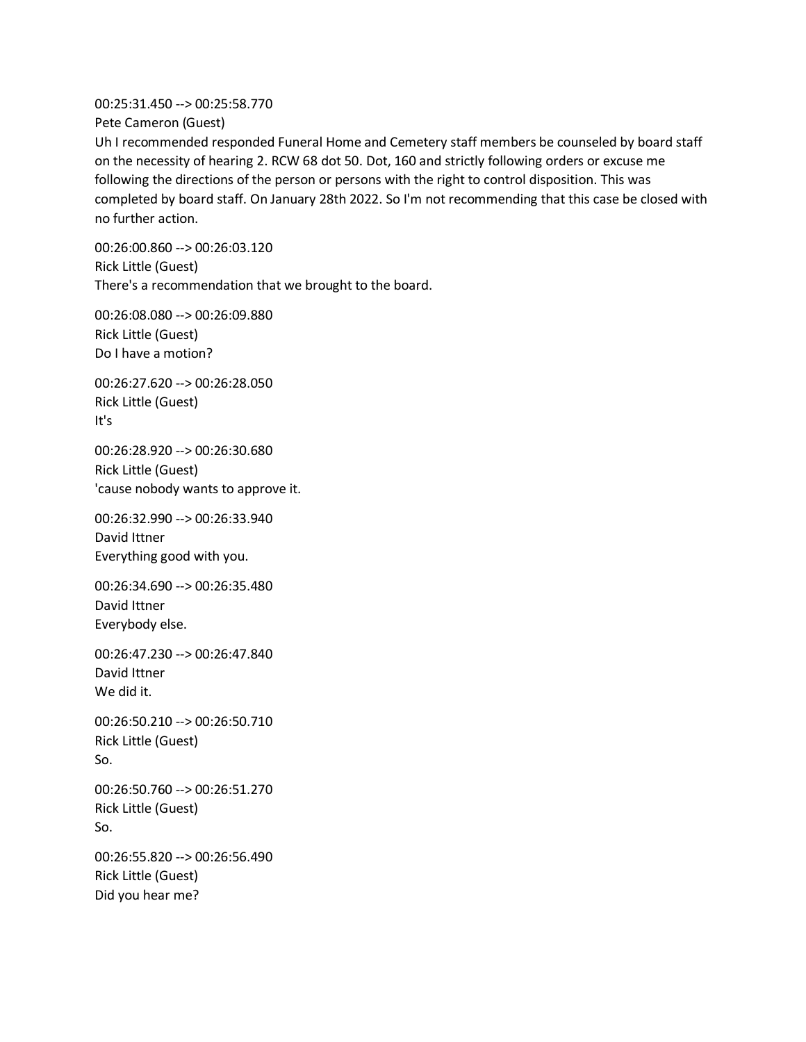00:25:31.450 --> 00:25:58.770
Pete Cameron (Guest)
Uh I recommended responded Funeral Home and Cemetery staff members be counseled by board staff on the necessity of hearing 2. RCW 68 dot 50. Dot, 160 and strictly following orders or excuse me following the directions of the person or persons with the right to control disposition. This was completed by board staff. On January 28th 2022. So I'm not recommending that this case be closed with no further action.

00:26:00.860 --> 00:26:03.120
Rick Little (Guest)
There's a recommendation that we brought to the board.

00:26:08.080 --> 00:26:09.880
Rick Little (Guest)
Do I have a motion?

00:26:27.620 --> 00:26:28.050
Rick Little (Guest)
It's

00:26:28.920 --> 00:26:30.680
Rick Little (Guest)
'cause nobody wants to approve it.

00:26:32.990 --> 00:26:33.940
David Ittner
Everything good with you.

00:26:34.690 --> 00:26:35.480
David Ittner
Everybody else.

00:26:47.230 --> 00:26:47.840
David Ittner
We did it.

00:26:50.210 --> 00:26:50.710
Rick Little (Guest)
So.

00:26:50.760 --> 00:26:51.270
Rick Little (Guest)
So.

00:26:55.820 --> 00:26:56.490
Rick Little (Guest)
Did you hear me?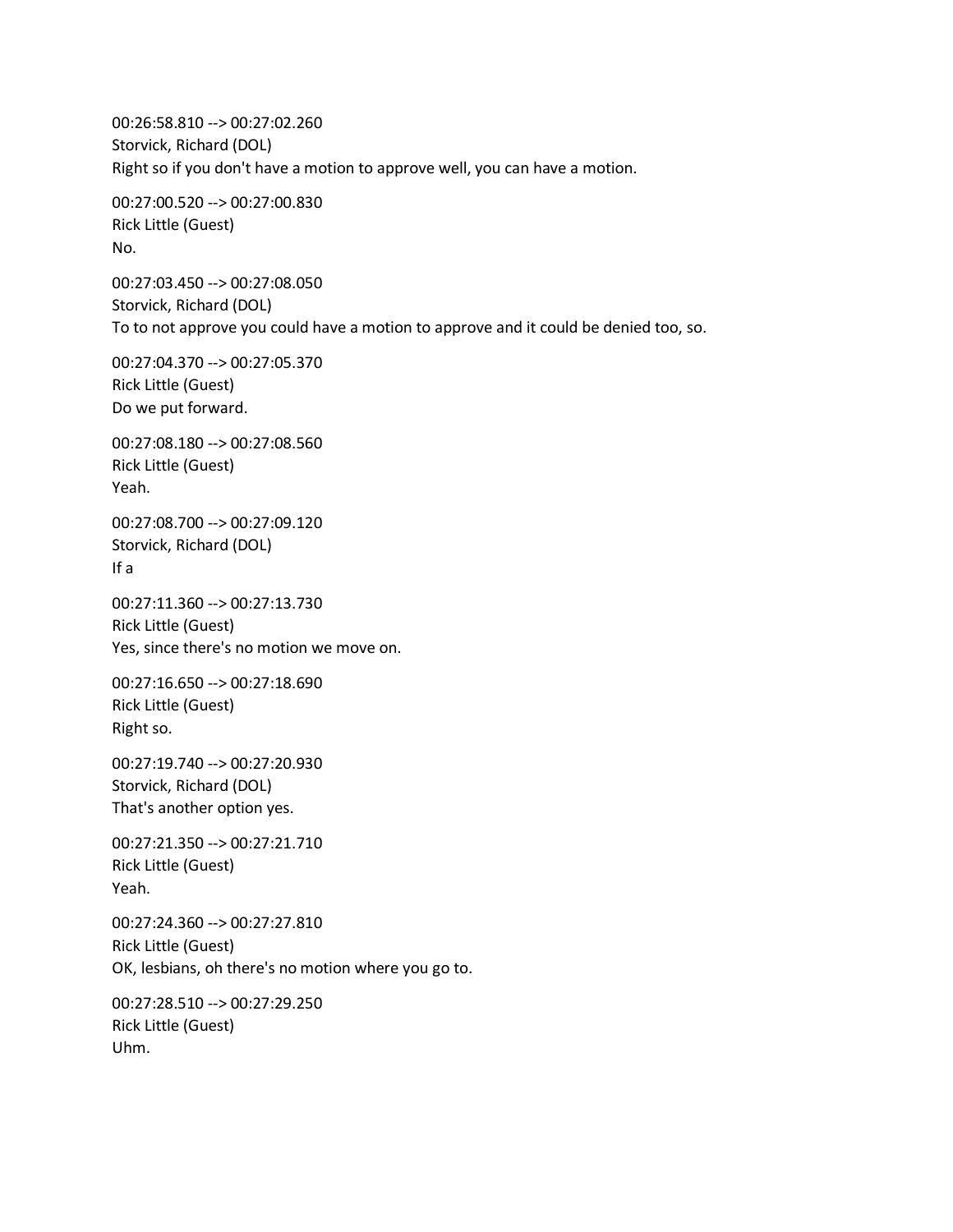00:26:58.810 --> 00:27:02.260
Storvick, Richard (DOL)
Right so if you don't have a motion to approve well, you can have a motion.

00:27:00.520 --> 00:27:00.830
Rick Little (Guest)
No.

00:27:03.450 --> 00:27:08.050
Storvick, Richard (DOL)
To to not approve you could have a motion to approve and it could be denied too, so.

00:27:04.370 --> 00:27:05.370
Rick Little (Guest)
Do we put forward.

00:27:08.180 --> 00:27:08.560
Rick Little (Guest)
Yeah.

00:27:08.700 --> 00:27:09.120
Storvick, Richard (DOL)
If a

00:27:11.360 --> 00:27:13.730
Rick Little (Guest)
Yes, since there's no motion we move on.

00:27:16.650 --> 00:27:18.690
Rick Little (Guest)
Right so.

00:27:19.740 --> 00:27:20.930
Storvick, Richard (DOL)
That's another option yes.

00:27:21.350 --> 00:27:21.710
Rick Little (Guest)
Yeah.

00:27:24.360 --> 00:27:27.810
Rick Little (Guest)
OK, lesbians, oh there's no motion where you go to.

00:27:28.510 --> 00:27:29.250
Rick Little (Guest)
Uhm.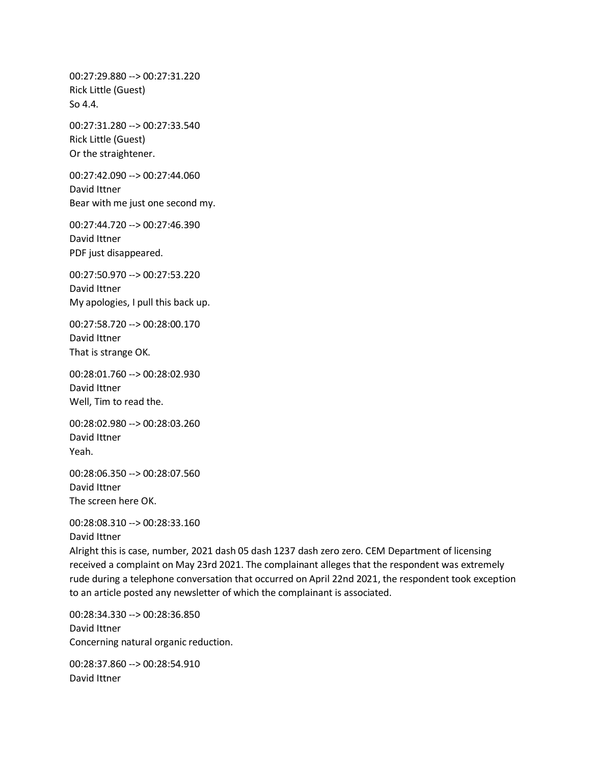00:27:29.880 --> 00:27:31.220
Rick Little (Guest)
So 4.4.

00:27:31.280 --> 00:27:33.540
Rick Little (Guest)
Or the straightener.

00:27:42.090 --> 00:27:44.060
David Ittner
Bear with me just one second my.

00:27:44.720 --> 00:27:46.390
David Ittner
PDF just disappeared.

00:27:50.970 --> 00:27:53.220
David Ittner
My apologies, I pull this back up.

00:27:58.720 --> 00:28:00.170
David Ittner
That is strange OK.

00:28:01.760 --> 00:28:02.930
David Ittner
Well, Tim to read the.

00:28:02.980 --> 00:28:03.260
David Ittner
Yeah.

00:28:06.350 --> 00:28:07.560
David Ittner
The screen here OK.

00:28:08.310 --> 00:28:33.160
David Ittner
Alright this is case, number, 2021 dash 05 dash 1237 dash zero zero. CEM Department of licensing received a complaint on May 23rd 2021. The complainant alleges that the respondent was extremely rude during a telephone conversation that occurred on April 22nd 2021, the respondent took exception to an article posted any newsletter of which the complainant is associated.

00:28:34.330 --> 00:28:36.850
David Ittner
Concerning natural organic reduction.

00:28:37.860 --> 00:28:54.910
David Ittner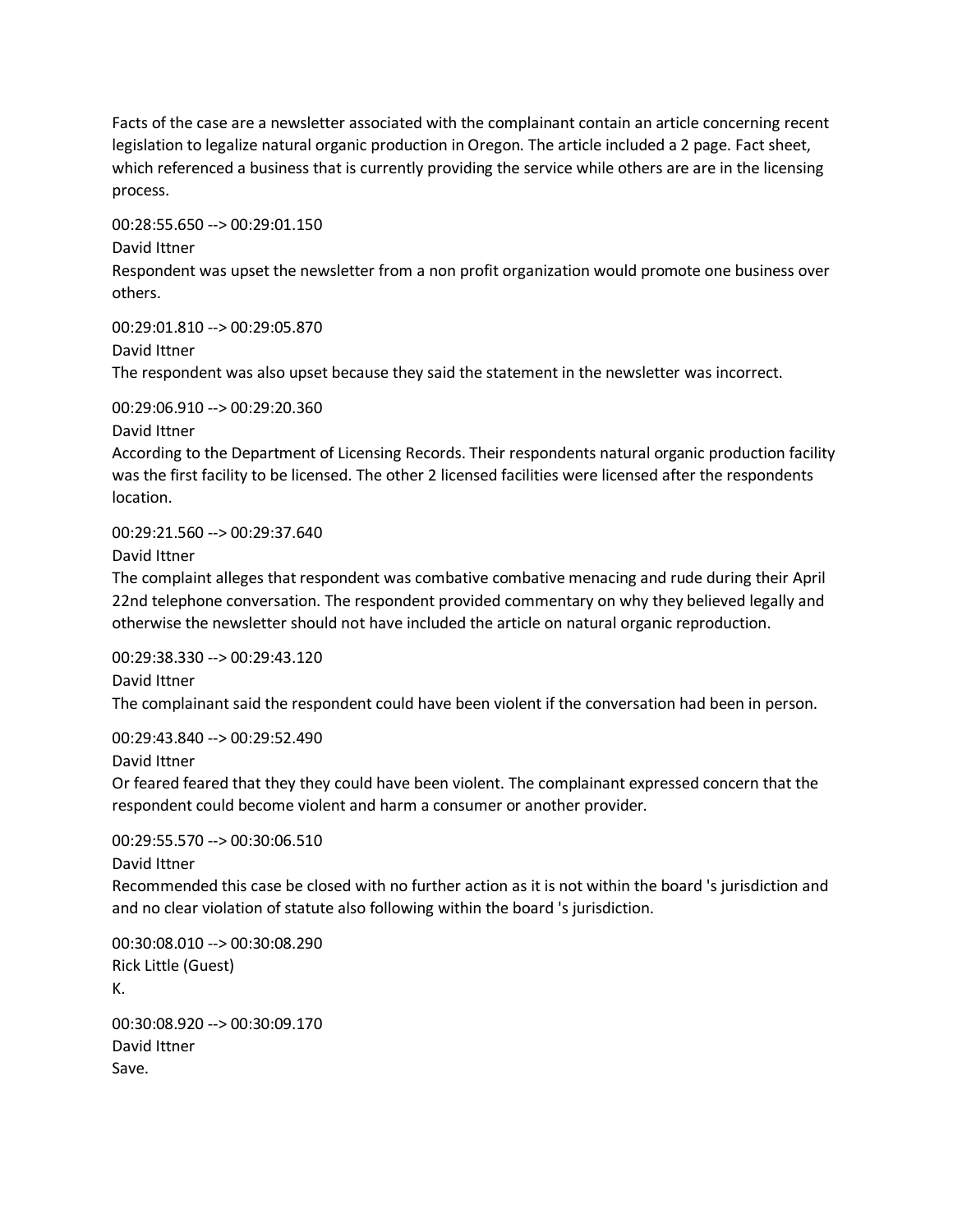Facts of the case are a newsletter associated with the complainant contain an article concerning recent legislation to legalize natural organic production in Oregon. The article included a 2 page. Fact sheet, which referenced a business that is currently providing the service while others are are in the licensing process.

00:28:55.650 --> 00:29:01.150
David Ittner
Respondent was upset the newsletter from a non profit organization would promote one business over others.

00:29:01.810 --> 00:29:05.870
David Ittner
The respondent was also upset because they said the statement in the newsletter was incorrect.

00:29:06.910 --> 00:29:20.360
David Ittner
According to the Department of Licensing Records. Their respondents natural organic production facility was the first facility to be licensed. The other 2 licensed facilities were licensed after the respondents location.

00:29:21.560 --> 00:29:37.640
David Ittner
The complaint alleges that respondent was combative combative menacing and rude during their April 22nd telephone conversation. The respondent provided commentary on why they believed legally and otherwise the newsletter should not have included the article on natural organic reproduction.

00:29:38.330 --> 00:29:43.120
David Ittner
The complainant said the respondent could have been violent if the conversation had been in person.

00:29:43.840 --> 00:29:52.490
David Ittner
Or feared feared that they they could have been violent. The complainant expressed concern that the respondent could become violent and harm a consumer or another provider.

00:29:55.570 --> 00:30:06.510
David Ittner
Recommended this case be closed with no further action as it is not within the board 's jurisdiction and and no clear violation of statute also following within the board 's jurisdiction.

00:30:08.010 --> 00:30:08.290
Rick Little (Guest)
K.

00:30:08.920 --> 00:30:09.170
David Ittner
Save.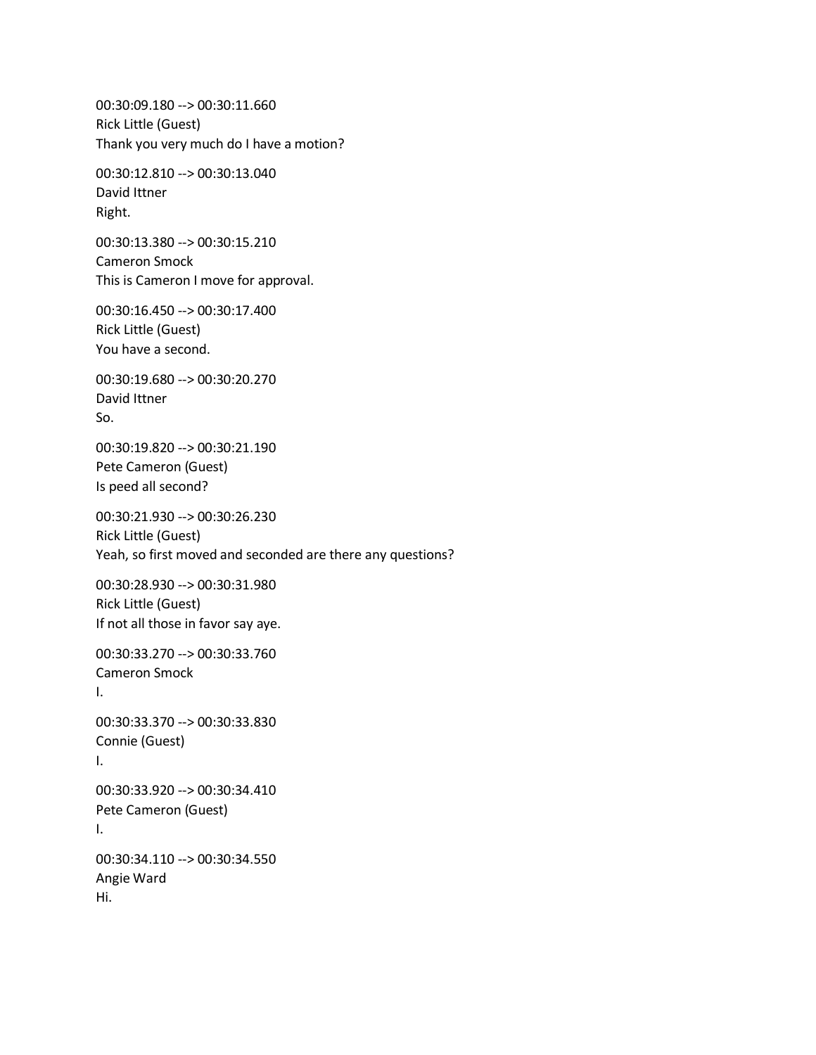00:30:09.180 --> 00:30:11.660
Rick Little (Guest)
Thank you very much do I have a motion?

00:30:12.810 --> 00:30:13.040
David Ittner
Right.

00:30:13.380 --> 00:30:15.210
Cameron Smock
This is Cameron I move for approval.

00:30:16.450 --> 00:30:17.400
Rick Little (Guest)
You have a second.

00:30:19.680 --> 00:30:20.270
David Ittner
So.

00:30:19.820 --> 00:30:21.190
Pete Cameron (Guest)
Is peed all second?

00:30:21.930 --> 00:30:26.230
Rick Little (Guest)
Yeah, so first moved and seconded are there any questions?

00:30:28.930 --> 00:30:31.980
Rick Little (Guest)
If not all those in favor say aye.

00:30:33.270 --> 00:30:33.760
Cameron Smock
I.

00:30:33.370 --> 00:30:33.830
Connie (Guest)
I.

00:30:33.920 --> 00:30:34.410
Pete Cameron (Guest)
I.

00:30:34.110 --> 00:30:34.550
Angie Ward
Hi.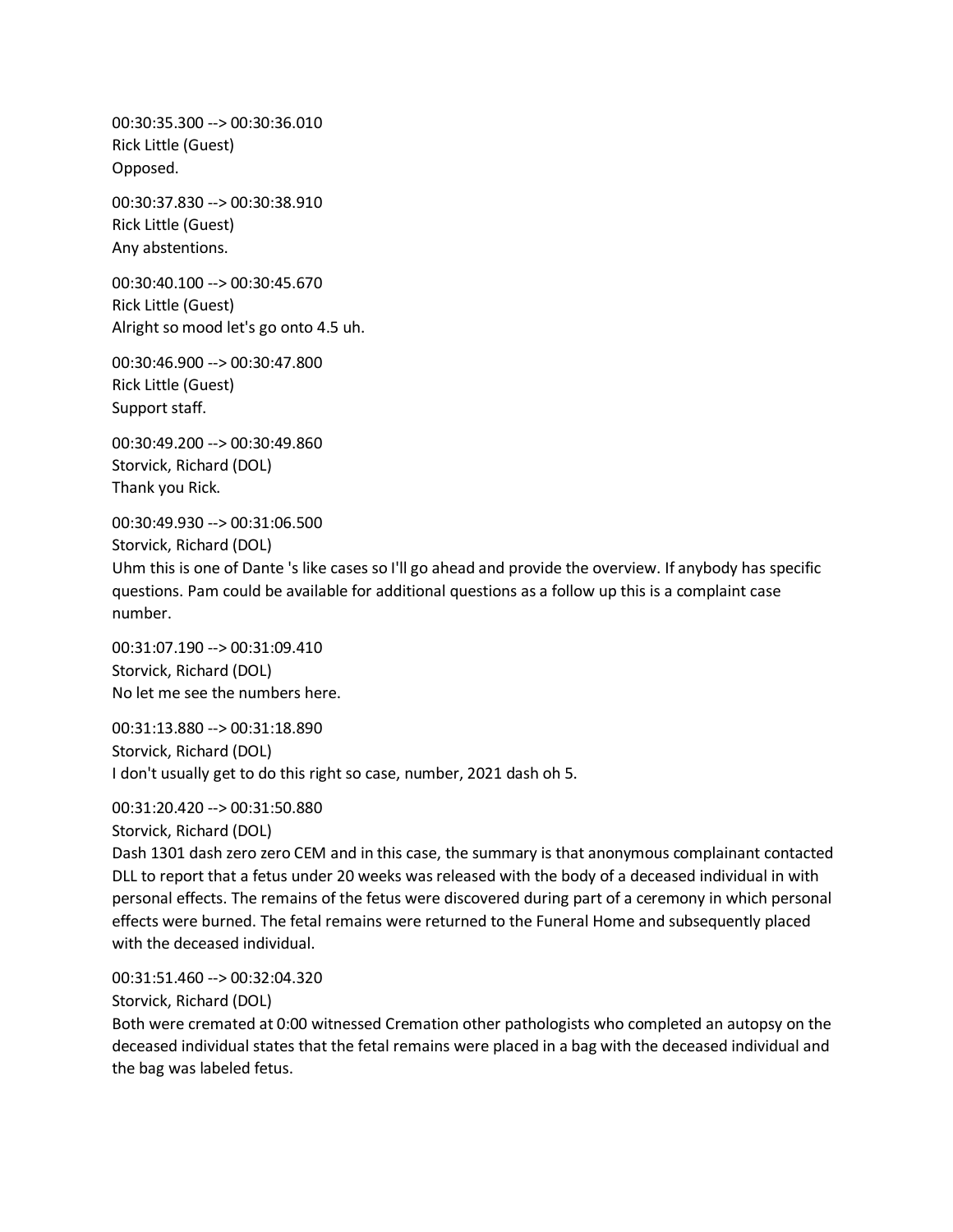00:30:35.300 --> 00:30:36.010
Rick Little (Guest)
Opposed.

00:30:37.830 --> 00:30:38.910
Rick Little (Guest)
Any abstentions.

00:30:40.100 --> 00:30:45.670
Rick Little (Guest)
Alright so mood let's go onto 4.5 uh.

00:30:46.900 --> 00:30:47.800
Rick Little (Guest)
Support staff.

00:30:49.200 --> 00:30:49.860
Storvick, Richard (DOL)
Thank you Rick.

00:30:49.930 --> 00:31:06.500
Storvick, Richard (DOL)
Uhm this is one of Dante 's like cases so I'll go ahead and provide the overview. If anybody has specific questions. Pam could be available for additional questions as a follow up this is a complaint case number.

00:31:07.190 --> 00:31:09.410
Storvick, Richard (DOL)
No let me see the numbers here.

00:31:13.880 --> 00:31:18.890
Storvick, Richard (DOL)
I don't usually get to do this right so case, number, 2021 dash oh 5.

00:31:20.420 --> 00:31:50.880
Storvick, Richard (DOL)
Dash 1301 dash zero zero CEM and in this case, the summary is that anonymous complainant contacted DLL to report that a fetus under 20 weeks was released with the body of a deceased individual in with personal effects. The remains of the fetus were discovered during part of a ceremony in which personal effects were burned. The fetal remains were returned to the Funeral Home and subsequently placed with the deceased individual.

00:31:51.460 --> 00:32:04.320
Storvick, Richard (DOL)
Both were cremated at 0:00 witnessed Cremation other pathologists who completed an autopsy on the deceased individual states that the fetal remains were placed in a bag with the deceased individual and the bag was labeled fetus.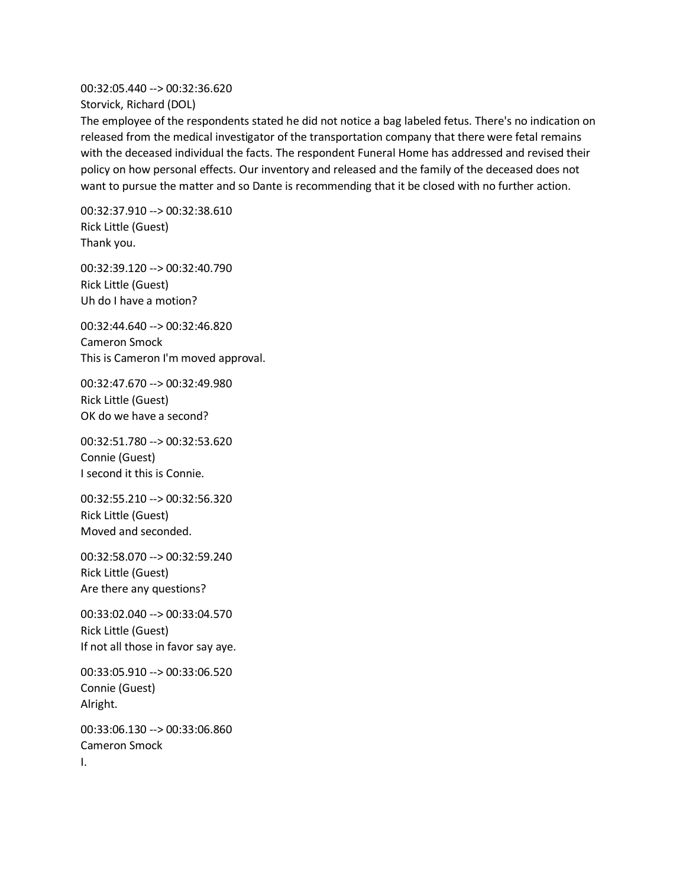00:32:05.440 --> 00:32:36.620
Storvick, Richard (DOL)
The employee of the respondents stated he did not notice a bag labeled fetus. There's no indication on released from the medical investigator of the transportation company that there were fetal remains with the deceased individual the facts. The respondent Funeral Home has addressed and revised their policy on how personal effects. Our inventory and released and the family of the deceased does not want to pursue the matter and so Dante is recommending that it be closed with no further action.

00:32:37.910 --> 00:32:38.610
Rick Little (Guest)
Thank you.

00:32:39.120 --> 00:32:40.790
Rick Little (Guest)
Uh do I have a motion?

00:32:44.640 --> 00:32:46.820
Cameron Smock
This is Cameron I'm moved approval.

00:32:47.670 --> 00:32:49.980
Rick Little (Guest)
OK do we have a second?

00:32:51.780 --> 00:32:53.620
Connie (Guest)
I second it this is Connie.

00:32:55.210 --> 00:32:56.320
Rick Little (Guest)
Moved and seconded.

00:32:58.070 --> 00:32:59.240
Rick Little (Guest)
Are there any questions?

00:33:02.040 --> 00:33:04.570
Rick Little (Guest)
If not all those in favor say aye.

00:33:05.910 --> 00:33:06.520
Connie (Guest)
Alright.

00:33:06.130 --> 00:33:06.860
Cameron Smock
I.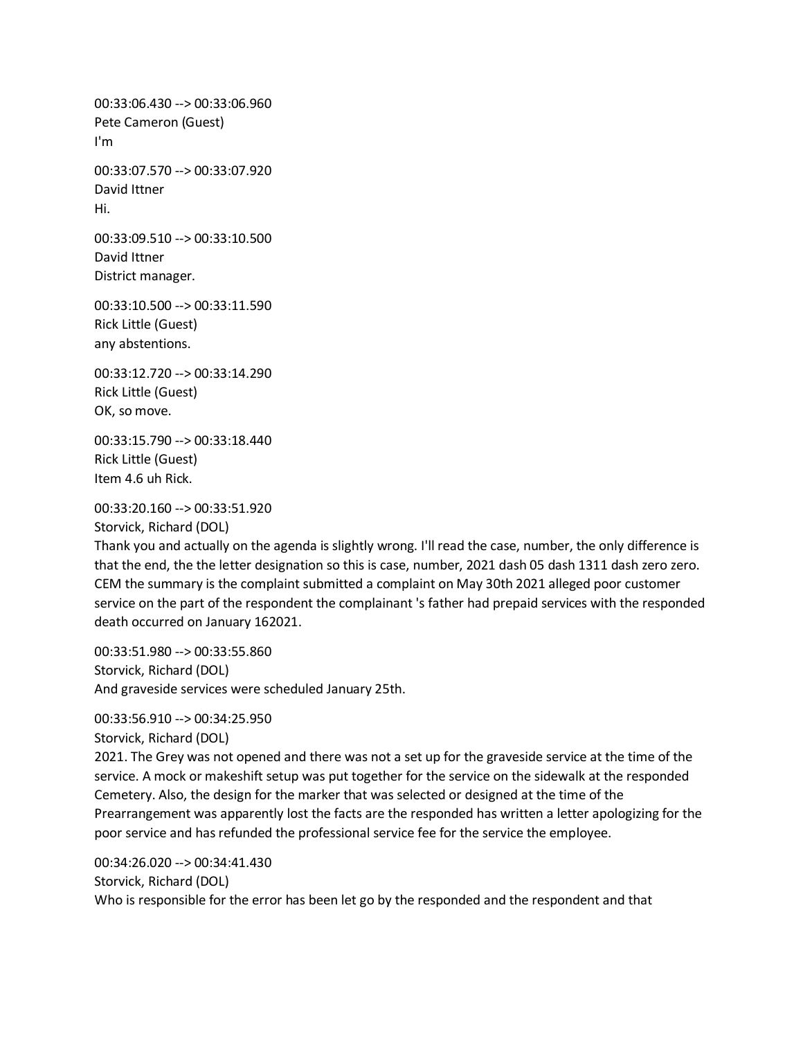00:33:06.430 --> 00:33:06.960
Pete Cameron (Guest)
I'm

00:33:07.570 --> 00:33:07.920
David Ittner
Hi.

00:33:09.510 --> 00:33:10.500
David Ittner
District manager.

00:33:10.500 --> 00:33:11.590
Rick Little (Guest)
any abstentions.

00:33:12.720 --> 00:33:14.290
Rick Little (Guest)
OK, so move.

00:33:15.790 --> 00:33:18.440
Rick Little (Guest)
Item 4.6 uh Rick.

00:33:20.160 --> 00:33:51.920
Storvick, Richard (DOL)
Thank you and actually on the agenda is slightly wrong. I'll read the case, number, the only difference is that the end, the the letter designation so this is case, number, 2021 dash 05 dash 1311 dash zero zero. CEM the summary is the complaint submitted a complaint on May 30th 2021 alleged poor customer service on the part of the respondent the complainant 's father had prepaid services with the responded death occurred on January 162021.

00:33:51.980 --> 00:33:55.860
Storvick, Richard (DOL)
And graveside services were scheduled January 25th.

00:33:56.910 --> 00:34:25.950
Storvick, Richard (DOL)
2021. The Grey was not opened and there was not a set up for the graveside service at the time of the service. A mock or makeshift setup was put together for the service on the sidewalk at the responded Cemetery. Also, the design for the marker that was selected or designed at the time of the Prearrangement was apparently lost the facts are the responded has written a letter apologizing for the poor service and has refunded the professional service fee for the service the employee.

00:34:26.020 --> 00:34:41.430
Storvick, Richard (DOL)
Who is responsible for the error has been let go by the responded and the respondent and that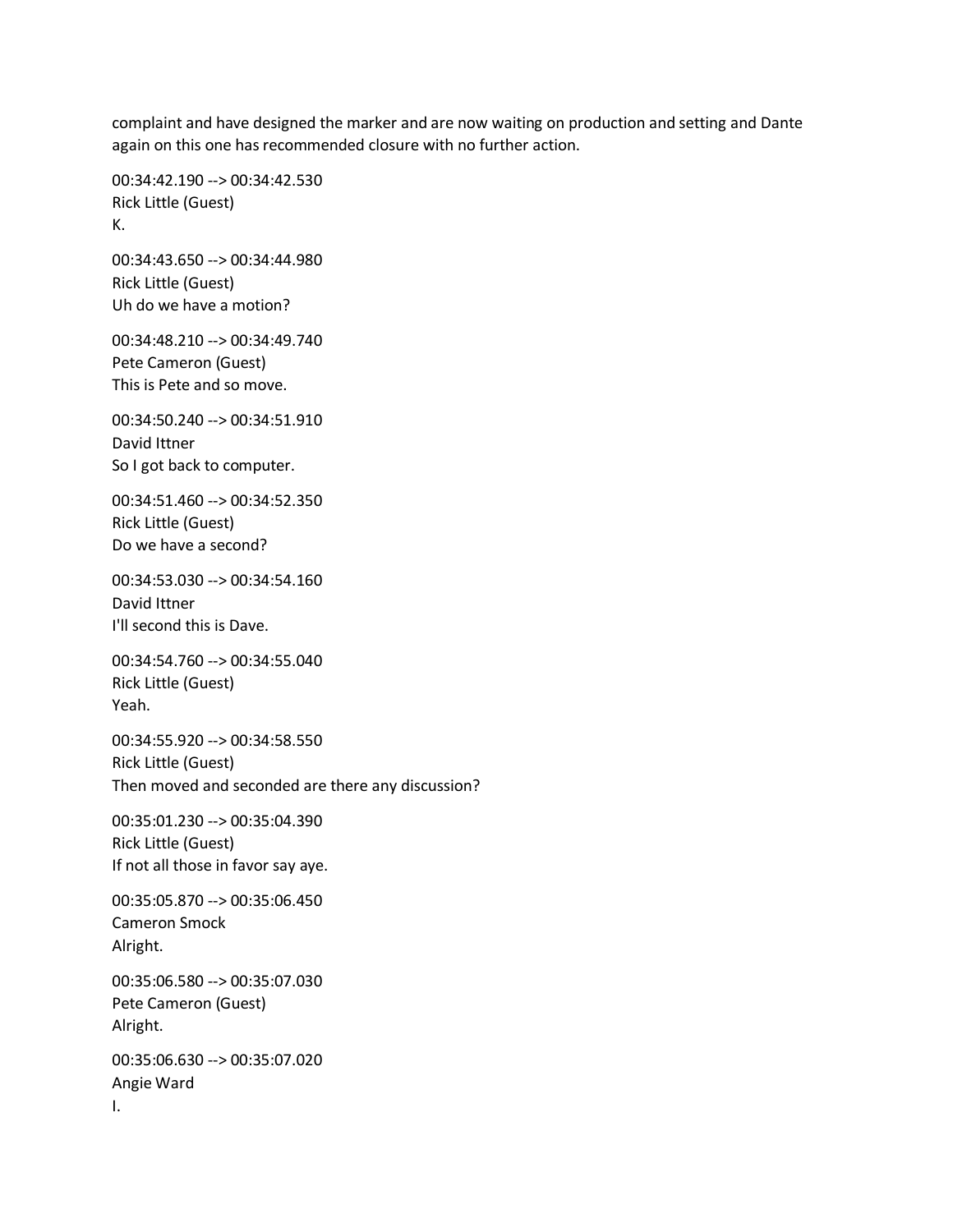complaint and have designed the marker and are now waiting on production and setting and Dante again on this one has recommended closure with no further action.

00:34:42.190 --> 00:34:42.530
Rick Little (Guest)
K.

00:34:43.650 --> 00:34:44.980
Rick Little (Guest)
Uh do we have a motion?

00:34:48.210 --> 00:34:49.740
Pete Cameron (Guest)
This is Pete and so move.

00:34:50.240 --> 00:34:51.910
David Ittner
So I got back to computer.

00:34:51.460 --> 00:34:52.350
Rick Little (Guest)
Do we have a second?

00:34:53.030 --> 00:34:54.160
David Ittner
I'll second this is Dave.

00:34:54.760 --> 00:34:55.040
Rick Little (Guest)
Yeah.

00:34:55.920 --> 00:34:58.550
Rick Little (Guest)
Then moved and seconded are there any discussion?

00:35:01.230 --> 00:35:04.390
Rick Little (Guest)
If not all those in favor say aye.

00:35:05.870 --> 00:35:06.450
Cameron Smock
Alright.

00:35:06.580 --> 00:35:07.030
Pete Cameron (Guest)
Alright.

00:35:06.630 --> 00:35:07.020
Angie Ward
I.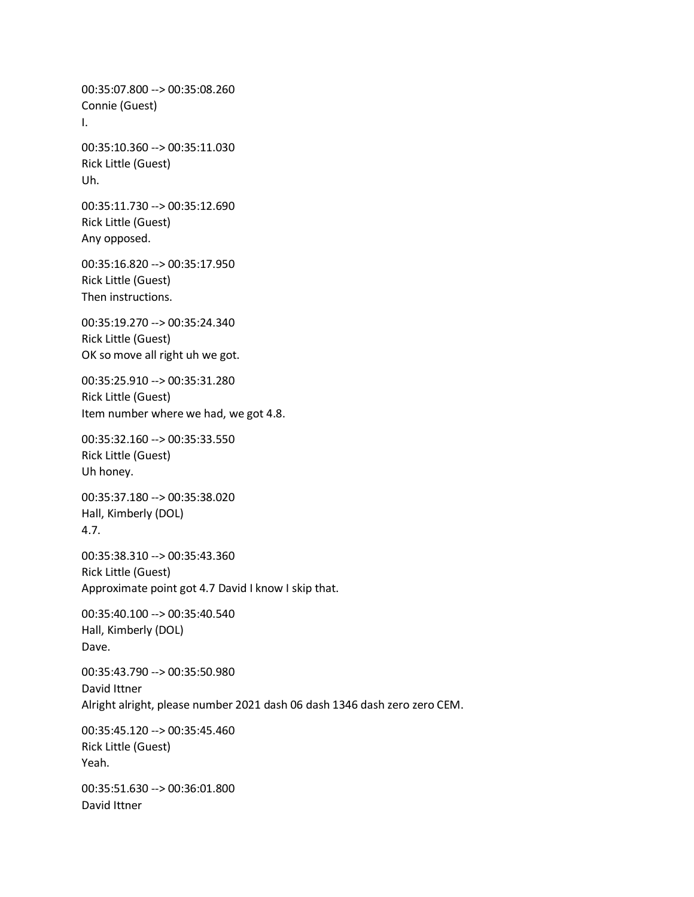00:35:07.800 --> 00:35:08.260
Connie (Guest)
I.

00:35:10.360 --> 00:35:11.030
Rick Little (Guest)
Uh.

00:35:11.730 --> 00:35:12.690
Rick Little (Guest)
Any opposed.

00:35:16.820 --> 00:35:17.950
Rick Little (Guest)
Then instructions.

00:35:19.270 --> 00:35:24.340
Rick Little (Guest)
OK so move all right uh we got.

00:35:25.910 --> 00:35:31.280
Rick Little (Guest)
Item number where we had, we got 4.8.

00:35:32.160 --> 00:35:33.550
Rick Little (Guest)
Uh honey.

00:35:37.180 --> 00:35:38.020
Hall, Kimberly (DOL)
4.7.

00:35:38.310 --> 00:35:43.360
Rick Little (Guest)
Approximate point got 4.7 David I know I skip that.

00:35:40.100 --> 00:35:40.540
Hall, Kimberly (DOL)
Dave.

00:35:43.790 --> 00:35:50.980
David Ittner
Alright alright, please number 2021 dash 06 dash 1346 dash zero zero CEM.

00:35:45.120 --> 00:35:45.460
Rick Little (Guest)
Yeah.

00:35:51.630 --> 00:36:01.800
David Ittner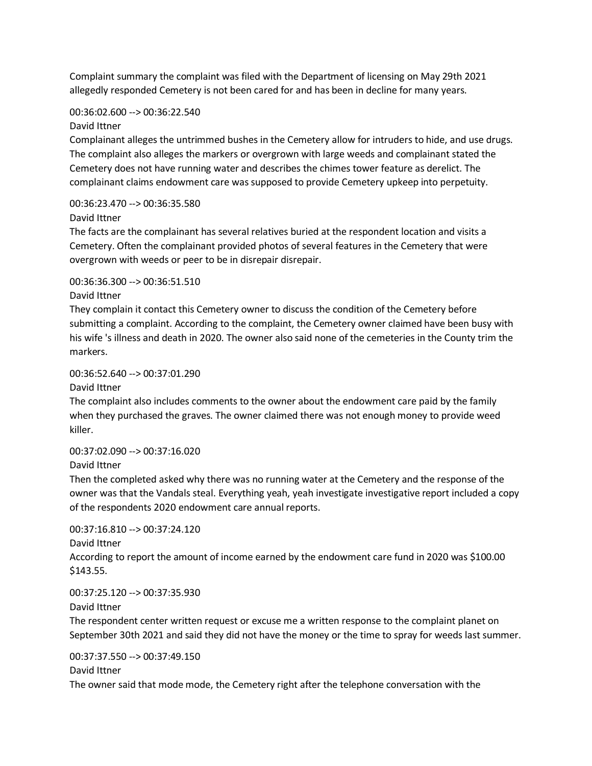Complaint summary the complaint was filed with the Department of licensing on May 29th 2021 allegedly responded Cemetery is not been cared for and has been in decline for many years.

00:36:02.600 --> 00:36:22.540
David Ittner
Complainant alleges the untrimmed bushes in the Cemetery allow for intruders to hide, and use drugs. The complaint also alleges the markers or overgrown with large weeds and complainant stated the Cemetery does not have running water and describes the chimes tower feature as derelict. The complainant claims endowment care was supposed to provide Cemetery upkeep into perpetuity.

00:36:23.470 --> 00:36:35.580
David Ittner
The facts are the complainant has several relatives buried at the respondent location and visits a Cemetery. Often the complainant provided photos of several features in the Cemetery that were overgrown with weeds or peer to be in disrepair disrepair.

00:36:36.300 --> 00:36:51.510
David Ittner
They complain it contact this Cemetery owner to discuss the condition of the Cemetery before submitting a complaint. According to the complaint, the Cemetery owner claimed have been busy with his wife 's illness and death in 2020. The owner also said none of the cemeteries in the County trim the markers.

00:36:52.640 --> 00:37:01.290
David Ittner
The complaint also includes comments to the owner about the endowment care paid by the family when they purchased the graves. The owner claimed there was not enough money to provide weed killer.

00:37:02.090 --> 00:37:16.020
David Ittner
Then the completed asked why there was no running water at the Cemetery and the response of the owner was that the Vandals steal. Everything yeah, yeah investigate investigative report included a copy of the respondents 2020 endowment care annual reports.

00:37:16.810 --> 00:37:24.120
David Ittner
According to report the amount of income earned by the endowment care fund in 2020 was $100.00 $143.55.

00:37:25.120 --> 00:37:35.930
David Ittner
The respondent center written request or excuse me a written response to the complaint planet on September 30th 2021 and said they did not have the money or the time to spray for weeds last summer.

00:37:37.550 --> 00:37:49.150
David Ittner
The owner said that mode mode, the Cemetery right after the telephone conversation with the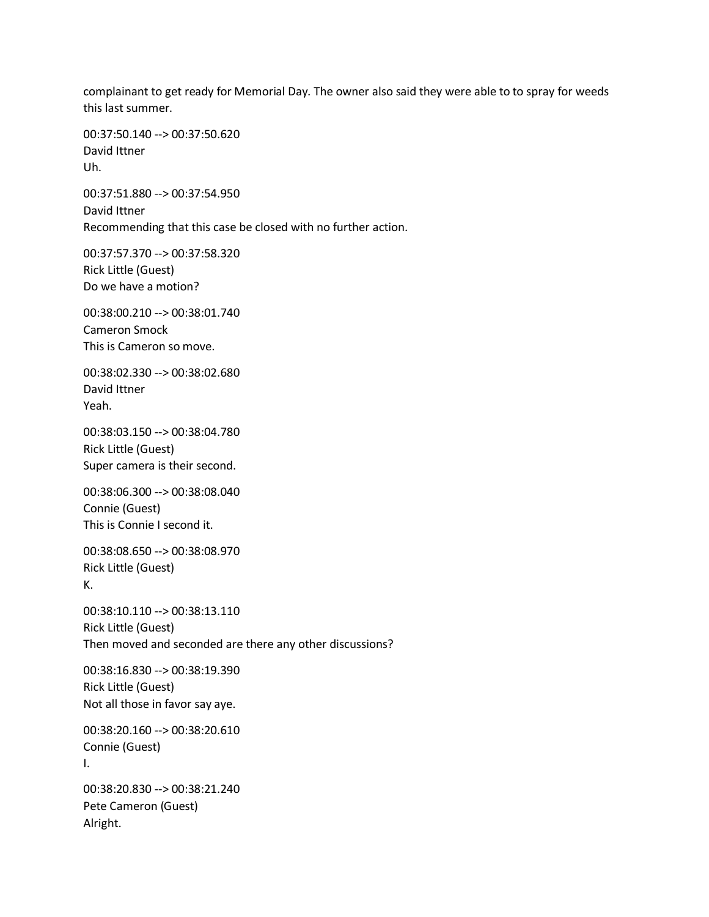complainant to get ready for Memorial Day. The owner also said they were able to to spray for weeds this last summer.

00:37:50.140 --> 00:37:50.620
David Ittner
Uh.

00:37:51.880 --> 00:37:54.950
David Ittner
Recommending that this case be closed with no further action.

00:37:57.370 --> 00:37:58.320
Rick Little (Guest)
Do we have a motion?

00:38:00.210 --> 00:38:01.740
Cameron Smock
This is Cameron so move.

00:38:02.330 --> 00:38:02.680
David Ittner
Yeah.

00:38:03.150 --> 00:38:04.780
Rick Little (Guest)
Super camera is their second.

00:38:06.300 --> 00:38:08.040
Connie (Guest)
This is Connie I second it.

00:38:08.650 --> 00:38:08.970
Rick Little (Guest)
K.

00:38:10.110 --> 00:38:13.110
Rick Little (Guest)
Then moved and seconded are there any other discussions?

00:38:16.830 --> 00:38:19.390
Rick Little (Guest)
Not all those in favor say aye.

00:38:20.160 --> 00:38:20.610
Connie (Guest)
I.

00:38:20.830 --> 00:38:21.240
Pete Cameron (Guest)
Alright.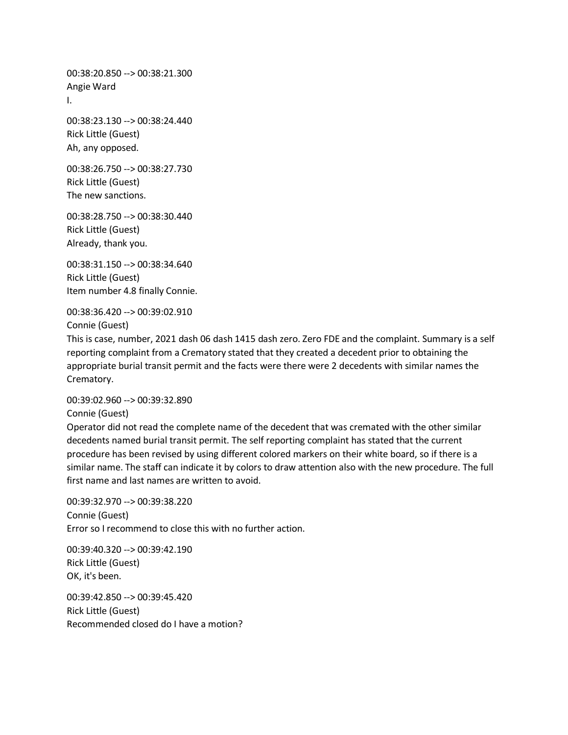00:38:20.850 --> 00:38:21.300
Angie Ward
I.

00:38:23.130 --> 00:38:24.440
Rick Little (Guest)
Ah, any opposed.

00:38:26.750 --> 00:38:27.730
Rick Little (Guest)
The new sanctions.

00:38:28.750 --> 00:38:30.440
Rick Little (Guest)
Already, thank you.

00:38:31.150 --> 00:38:34.640
Rick Little (Guest)
Item number 4.8 finally Connie.

00:38:36.420 --> 00:39:02.910
Connie (Guest)
This is case, number, 2021 dash 06 dash 1415 dash zero. Zero FDE and the complaint. Summary is a self reporting complaint from a Crematory stated that they created a decedent prior to obtaining the appropriate burial transit permit and the facts were there were 2 decedents with similar names the Crematory.

00:39:02.960 --> 00:39:32.890
Connie (Guest)
Operator did not read the complete name of the decedent that was cremated with the other similar decedents named burial transit permit. The self reporting complaint has stated that the current procedure has been revised by using different colored markers on their white board, so if there is a similar name. The staff can indicate it by colors to draw attention also with the new procedure. The full first name and last names are written to avoid.

00:39:32.970 --> 00:39:38.220
Connie (Guest)
Error so I recommend to close this with no further action.

00:39:40.320 --> 00:39:42.190
Rick Little (Guest)
OK, it's been.

00:39:42.850 --> 00:39:45.420
Rick Little (Guest)
Recommended closed do I have a motion?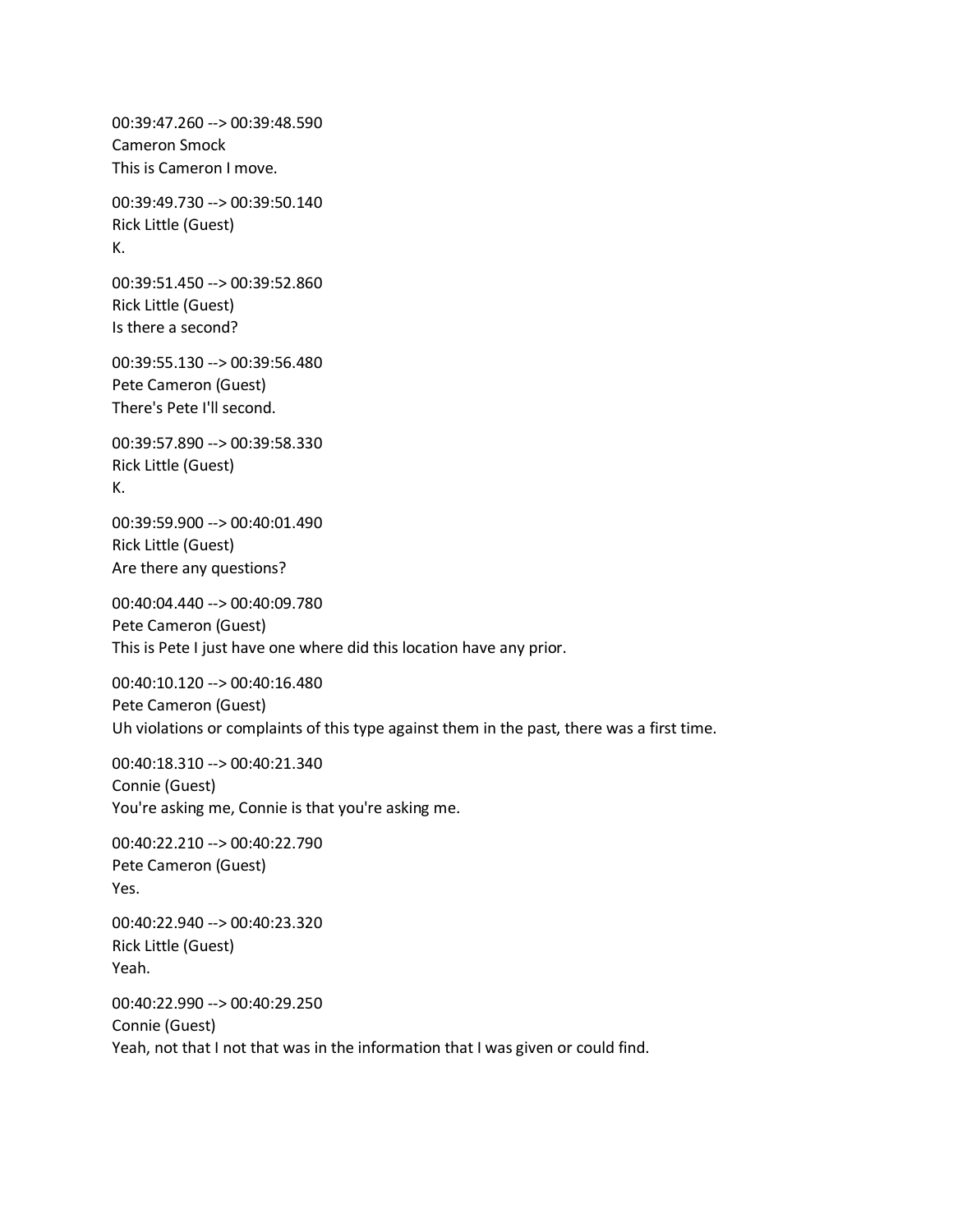00:39:47.260 --> 00:39:48.590
Cameron Smock
This is Cameron I move.

00:39:49.730 --> 00:39:50.140
Rick Little (Guest)
K.

00:39:51.450 --> 00:39:52.860
Rick Little (Guest)
Is there a second?

00:39:55.130 --> 00:39:56.480
Pete Cameron (Guest)
There's Pete I'll second.

00:39:57.890 --> 00:39:58.330
Rick Little (Guest)
K.

00:39:59.900 --> 00:40:01.490
Rick Little (Guest)
Are there any questions?

00:40:04.440 --> 00:40:09.780
Pete Cameron (Guest)
This is Pete I just have one where did this location have any prior.

00:40:10.120 --> 00:40:16.480
Pete Cameron (Guest)
Uh violations or complaints of this type against them in the past, there was a first time.

00:40:18.310 --> 00:40:21.340
Connie (Guest)
You're asking me, Connie is that you're asking me.

00:40:22.210 --> 00:40:22.790
Pete Cameron (Guest)
Yes.

00:40:22.940 --> 00:40:23.320
Rick Little (Guest)
Yeah.

00:40:22.990 --> 00:40:29.250
Connie (Guest)
Yeah, not that I not that was in the information that I was given or could find.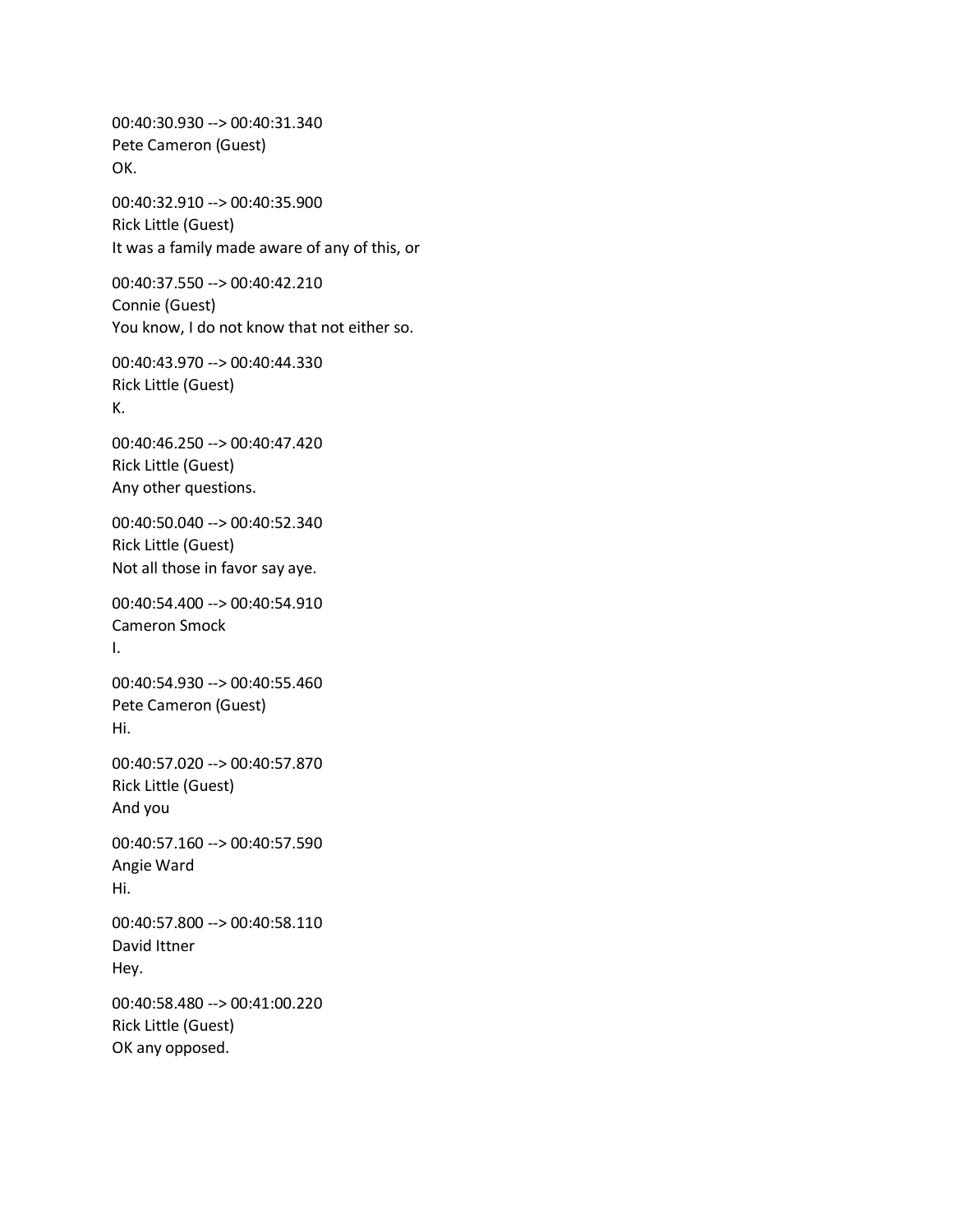00:40:30.930 --> 00:40:31.340
Pete Cameron (Guest)
OK.

00:40:32.910 --> 00:40:35.900
Rick Little (Guest)
It was a family made aware of any of this, or

00:40:37.550 --> 00:40:42.210
Connie (Guest)
You know, I do not know that not either so.

00:40:43.970 --> 00:40:44.330
Rick Little (Guest)
K.

00:40:46.250 --> 00:40:47.420
Rick Little (Guest)
Any other questions.

00:40:50.040 --> 00:40:52.340
Rick Little (Guest)
Not all those in favor say aye.

00:40:54.400 --> 00:40:54.910
Cameron Smock
I.

00:40:54.930 --> 00:40:55.460
Pete Cameron (Guest)
Hi.

00:40:57.020 --> 00:40:57.870
Rick Little (Guest)
And you

00:40:57.160 --> 00:40:57.590
Angie Ward
Hi.

00:40:57.800 --> 00:40:58.110
David Ittner
Hey.

00:40:58.480 --> 00:41:00.220
Rick Little (Guest)
OK any opposed.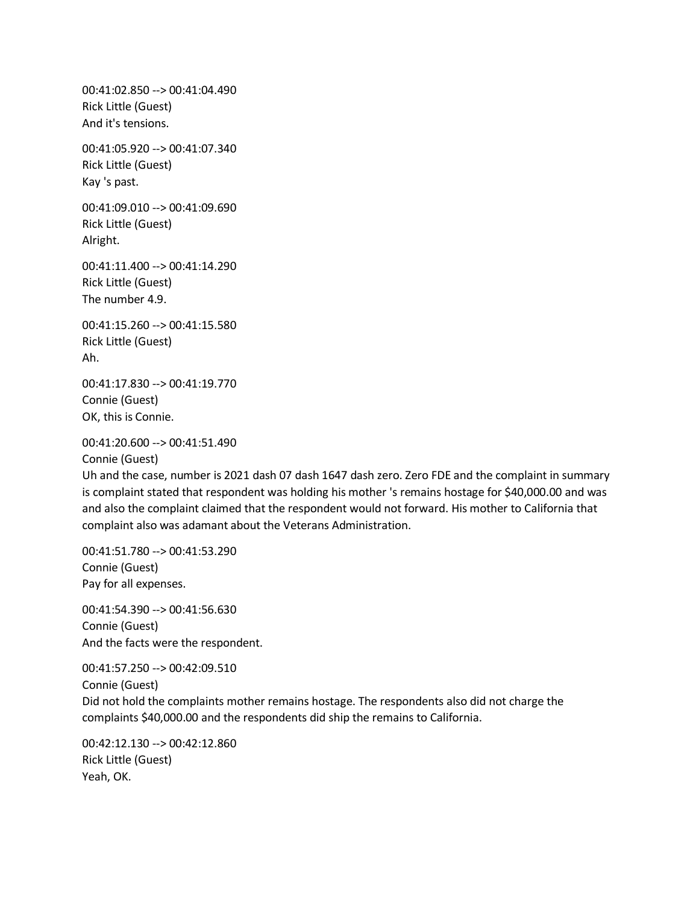00:41:02.850 --> 00:41:04.490
Rick Little (Guest)
And it's tensions.

00:41:05.920 --> 00:41:07.340
Rick Little (Guest)
Kay 's past.

00:41:09.010 --> 00:41:09.690
Rick Little (Guest)
Alright.

00:41:11.400 --> 00:41:14.290
Rick Little (Guest)
The number 4.9.

00:41:15.260 --> 00:41:15.580
Rick Little (Guest)
Ah.

00:41:17.830 --> 00:41:19.770
Connie (Guest)
OK, this is Connie.

00:41:20.600 --> 00:41:51.490
Connie (Guest)
Uh and the case, number is 2021 dash 07 dash 1647 dash zero. Zero FDE and the complaint in summary is complaint stated that respondent was holding his mother 's remains hostage for $40,000.00 and was and also the complaint claimed that the respondent would not forward. His mother to California that complaint also was adamant about the Veterans Administration.

00:41:51.780 --> 00:41:53.290
Connie (Guest)
Pay for all expenses.

00:41:54.390 --> 00:41:56.630
Connie (Guest)
And the facts were the respondent.

00:41:57.250 --> 00:42:09.510
Connie (Guest)
Did not hold the complaints mother remains hostage. The respondents also did not charge the complaints $40,000.00 and the respondents did ship the remains to California.

00:42:12.130 --> 00:42:12.860
Rick Little (Guest)
Yeah, OK.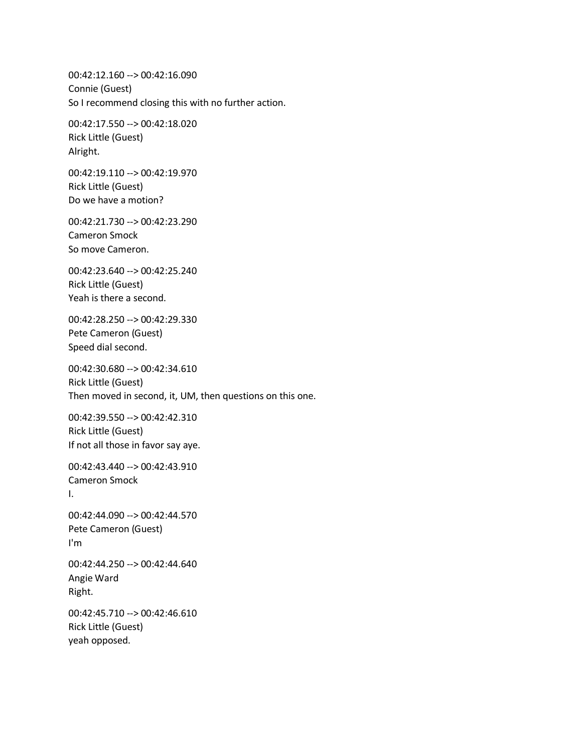00:42:12.160 --> 00:42:16.090
Connie (Guest)
So I recommend closing this with no further action.

00:42:17.550 --> 00:42:18.020
Rick Little (Guest)
Alright.

00:42:19.110 --> 00:42:19.970
Rick Little (Guest)
Do we have a motion?

00:42:21.730 --> 00:42:23.290
Cameron Smock
So move Cameron.

00:42:23.640 --> 00:42:25.240
Rick Little (Guest)
Yeah is there a second.

00:42:28.250 --> 00:42:29.330
Pete Cameron (Guest)
Speed dial second.

00:42:30.680 --> 00:42:34.610
Rick Little (Guest)
Then moved in second, it, UM, then questions on this one.

00:42:39.550 --> 00:42:42.310
Rick Little (Guest)
If not all those in favor say aye.

00:42:43.440 --> 00:42:43.910
Cameron Smock
I.

00:42:44.090 --> 00:42:44.570
Pete Cameron (Guest)
I'm

00:42:44.250 --> 00:42:44.640
Angie Ward
Right.

00:42:45.710 --> 00:42:46.610
Rick Little (Guest)
yeah opposed.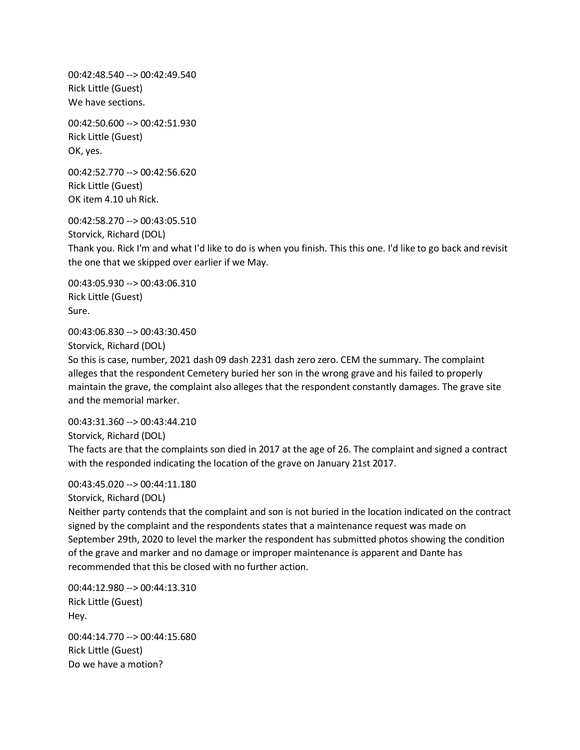00:42:48.540 --> 00:42:49.540
Rick Little (Guest)
We have sections.

00:42:50.600 --> 00:42:51.930
Rick Little (Guest)
OK, yes.

00:42:52.770 --> 00:42:56.620
Rick Little (Guest)
OK item 4.10 uh Rick.

00:42:58.270 --> 00:43:05.510
Storvick, Richard (DOL)
Thank you. Rick I'm and what I'd like to do is when you finish. This this one. I'd like to go back and revisit the one that we skipped over earlier if we May.

00:43:05.930 --> 00:43:06.310
Rick Little (Guest)
Sure.

00:43:06.830 --> 00:43:30.450
Storvick, Richard (DOL)
So this is case, number, 2021 dash 09 dash 2231 dash zero zero. CEM the summary. The complaint alleges that the respondent Cemetery buried her son in the wrong grave and his failed to properly maintain the grave, the complaint also alleges that the respondent constantly damages. The grave site and the memorial marker.

00:43:31.360 --> 00:43:44.210
Storvick, Richard (DOL)
The facts are that the complaints son died in 2017 at the age of 26. The complaint and signed a contract with the responded indicating the location of the grave on January 21st 2017.

00:43:45.020 --> 00:44:11.180
Storvick, Richard (DOL)
Neither party contends that the complaint and son is not buried in the location indicated on the contract signed by the complaint and the respondents states that a maintenance request was made on September 29th, 2020 to level the marker the respondent has submitted photos showing the condition of the grave and marker and no damage or improper maintenance is apparent and Dante has recommended that this be closed with no further action.

00:44:12.980 --> 00:44:13.310
Rick Little (Guest)
Hey.

00:44:14.770 --> 00:44:15.680
Rick Little (Guest)
Do we have a motion?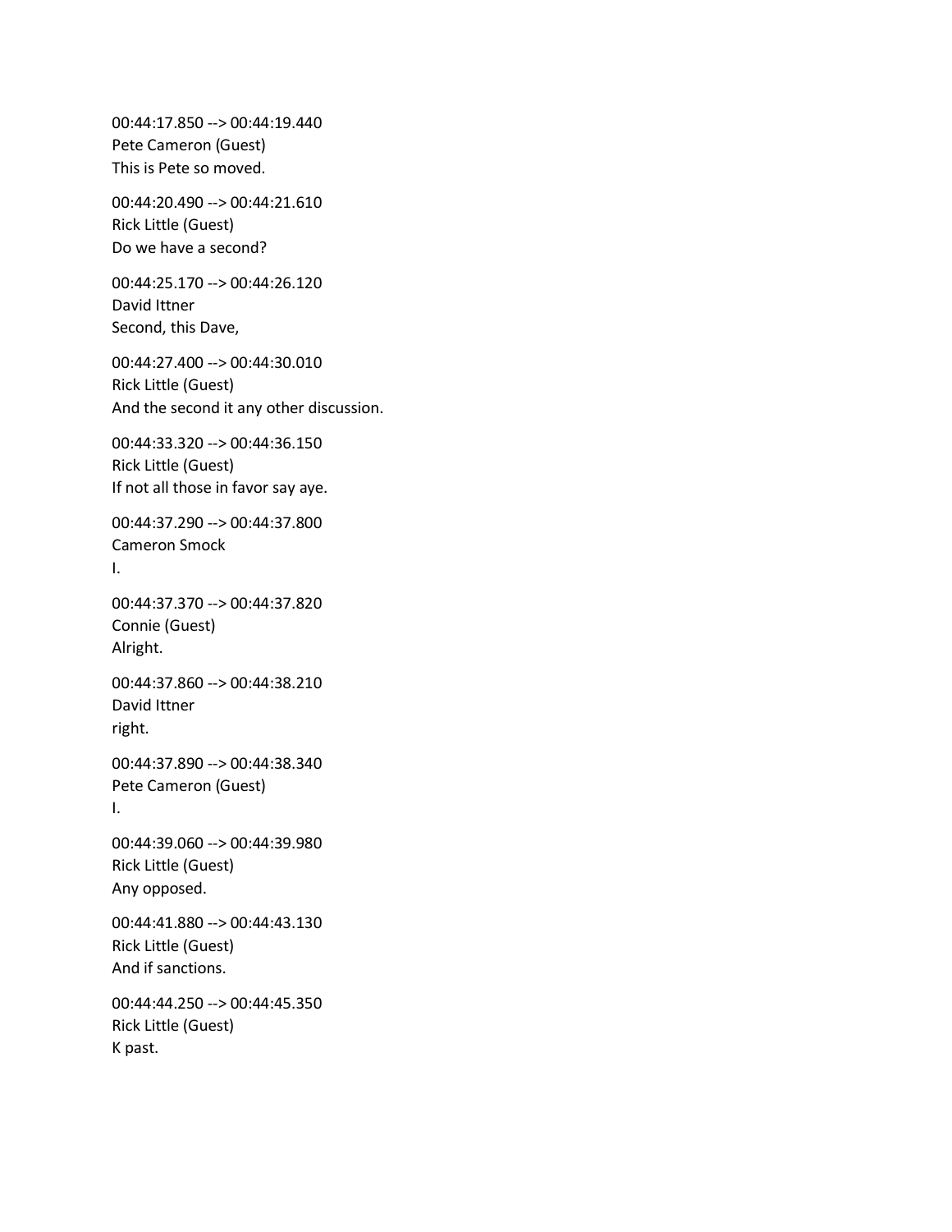00:44:17.850 --> 00:44:19.440
Pete Cameron (Guest)
This is Pete so moved.

00:44:20.490 --> 00:44:21.610
Rick Little (Guest)
Do we have a second?

00:44:25.170 --> 00:44:26.120
David Ittner
Second, this Dave,

00:44:27.400 --> 00:44:30.010
Rick Little (Guest)
And the second it any other discussion.

00:44:33.320 --> 00:44:36.150
Rick Little (Guest)
If not all those in favor say aye.

00:44:37.290 --> 00:44:37.800
Cameron Smock
I.

00:44:37.370 --> 00:44:37.820
Connie (Guest)
Alright.

00:44:37.860 --> 00:44:38.210
David Ittner
right.

00:44:37.890 --> 00:44:38.340
Pete Cameron (Guest)
I.

00:44:39.060 --> 00:44:39.980
Rick Little (Guest)
Any opposed.

00:44:41.880 --> 00:44:43.130
Rick Little (Guest)
And if sanctions.

00:44:44.250 --> 00:44:45.350
Rick Little (Guest)
K past.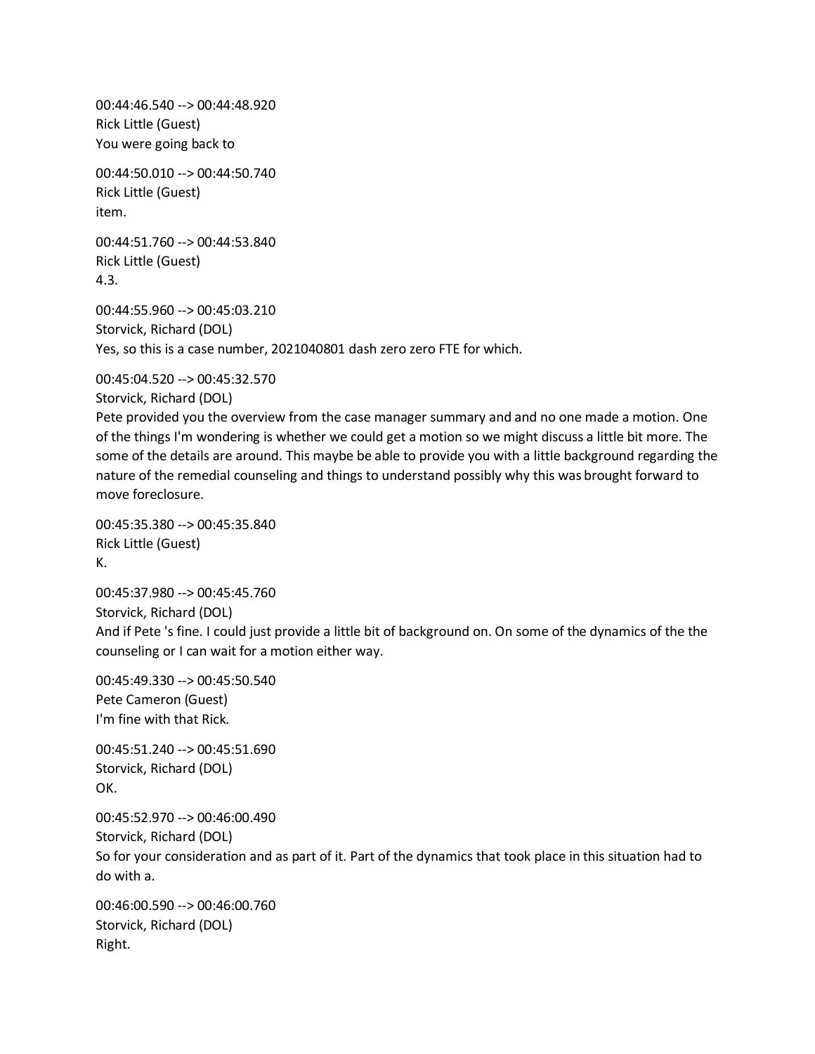00:44:46.540 --> 00:44:48.920
Rick Little (Guest)
You were going back to

00:44:50.010 --> 00:44:50.740
Rick Little (Guest)
item.

00:44:51.760 --> 00:44:53.840
Rick Little (Guest)
4.3.

00:44:55.960 --> 00:45:03.210
Storvick, Richard (DOL)
Yes, so this is a case number, 2021040801 dash zero zero FTE for which.

00:45:04.520 --> 00:45:32.570
Storvick, Richard (DOL)
Pete provided you the overview from the case manager summary and and no one made a motion. One of the things I'm wondering is whether we could get a motion so we might discuss a little bit more. The some of the details are around. This maybe be able to provide you with a little background regarding the nature of the remedial counseling and things to understand possibly why this was brought forward to move foreclosure.

00:45:35.380 --> 00:45:35.840
Rick Little (Guest)
K.

00:45:37.980 --> 00:45:45.760
Storvick, Richard (DOL)
And if Pete 's fine. I could just provide a little bit of background on. On some of the dynamics of the the counseling or I can wait for a motion either way.

00:45:49.330 --> 00:45:50.540
Pete Cameron (Guest)
I'm fine with that Rick.

00:45:51.240 --> 00:45:51.690
Storvick, Richard (DOL)
OK.

00:45:52.970 --> 00:46:00.490
Storvick, Richard (DOL)
So for your consideration and as part of it. Part of the dynamics that took place in this situation had to do with a.

00:46:00.590 --> 00:46:00.760
Storvick, Richard (DOL)
Right.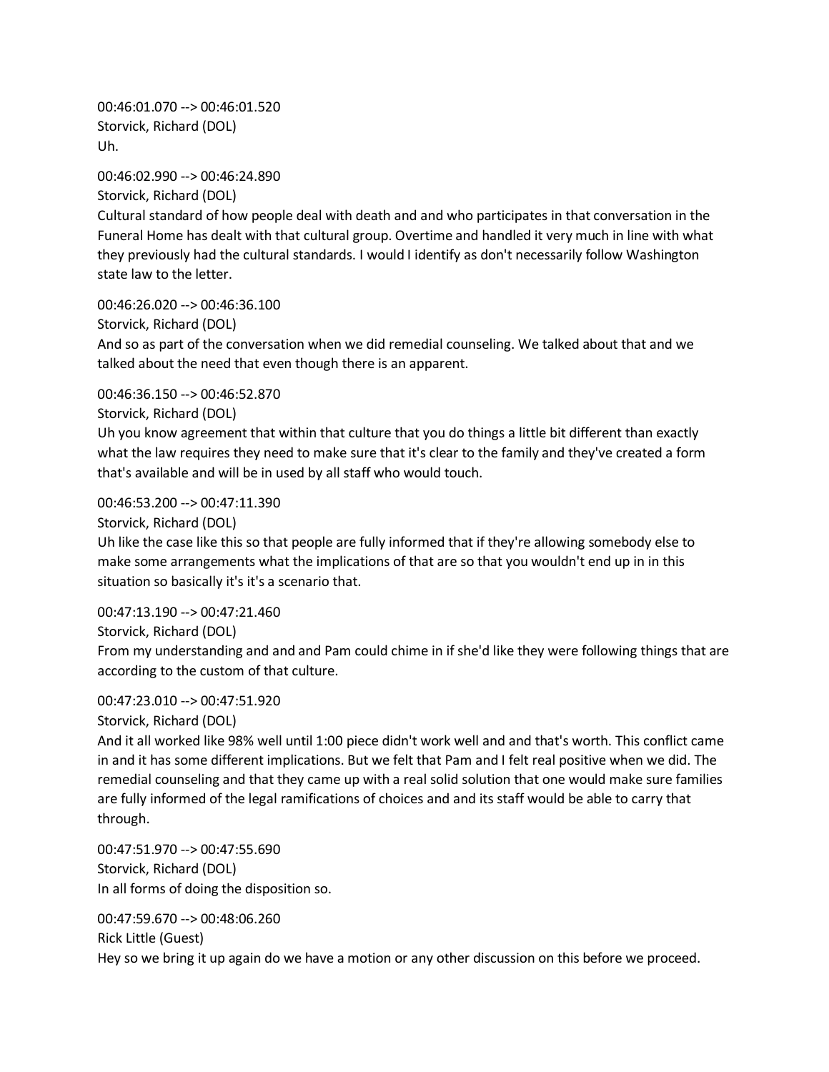00:46:01.070 --> 00:46:01.520
Storvick, Richard (DOL)
Uh.

00:46:02.990 --> 00:46:24.890
Storvick, Richard (DOL)
Cultural standard of how people deal with death and and who participates in that conversation in the Funeral Home has dealt with that cultural group. Overtime and handled it very much in line with what they previously had the cultural standards. I would I identify as don't necessarily follow Washington state law to the letter.

00:46:26.020 --> 00:46:36.100
Storvick, Richard (DOL)
And so as part of the conversation when we did remedial counseling. We talked about that and we talked about the need that even though there is an apparent.

00:46:36.150 --> 00:46:52.870
Storvick, Richard (DOL)
Uh you know agreement that within that culture that you do things a little bit different than exactly what the law requires they need to make sure that it's clear to the family and they've created a form that's available and will be in used by all staff who would touch.

00:46:53.200 --> 00:47:11.390
Storvick, Richard (DOL)
Uh like the case like this so that people are fully informed that if they're allowing somebody else to make some arrangements what the implications of that are so that you wouldn't end up in in this situation so basically it's it's a scenario that.

00:47:13.190 --> 00:47:21.460
Storvick, Richard (DOL)
From my understanding and and and Pam could chime in if she'd like they were following things that are according to the custom of that culture.

00:47:23.010 --> 00:47:51.920
Storvick, Richard (DOL)
And it all worked like 98% well until 1:00 piece didn't work well and and that's worth. This conflict came in and it has some different implications. But we felt that Pam and I felt real positive when we did. The remedial counseling and that they came up with a real solid solution that one would make sure families are fully informed of the legal ramifications of choices and and its staff would be able to carry that through.

00:47:51.970 --> 00:47:55.690
Storvick, Richard (DOL)
In all forms of doing the disposition so.

00:47:59.670 --> 00:48:06.260
Rick Little (Guest)
Hey so we bring it up again do we have a motion or any other discussion on this before we proceed.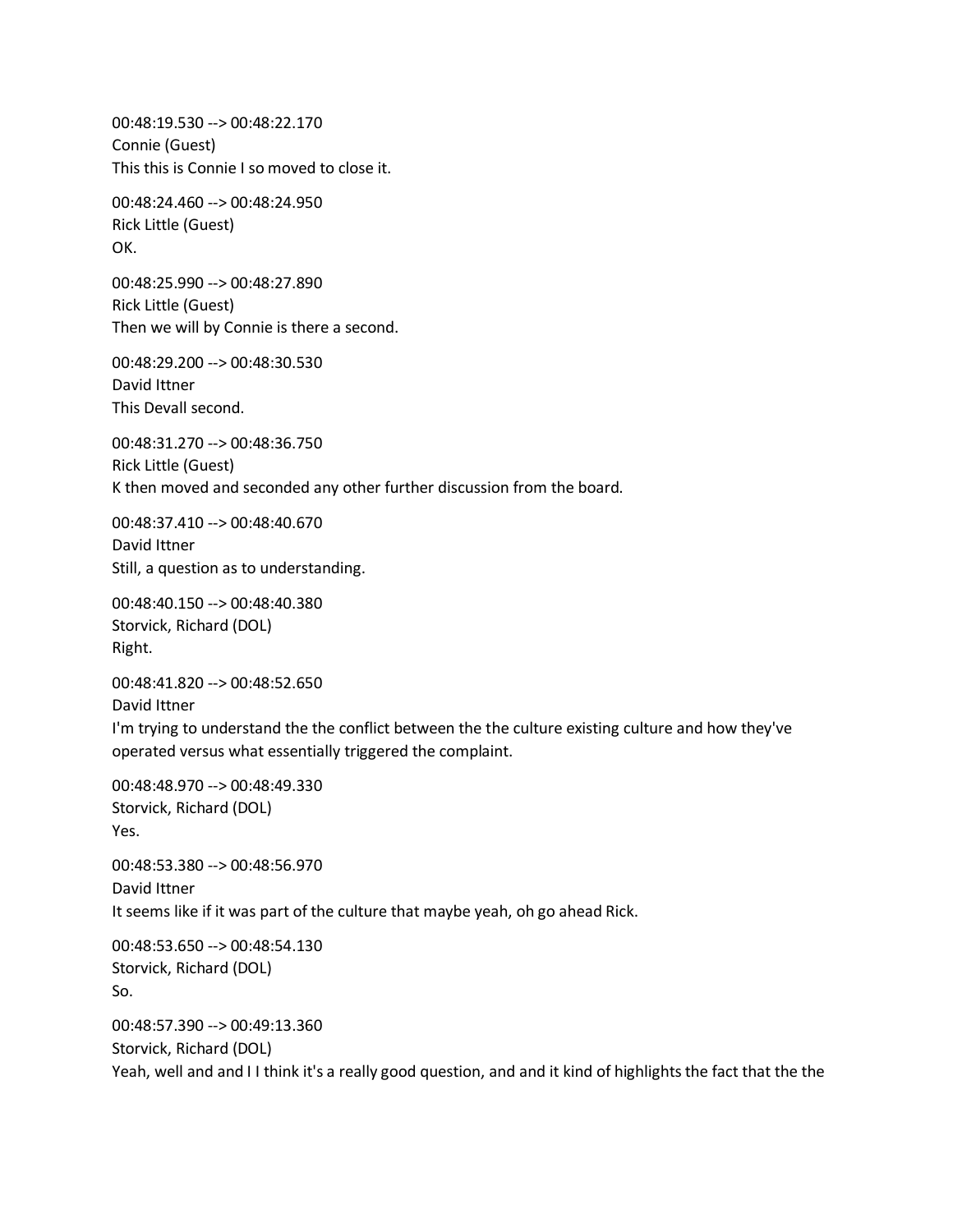00:48:19.530 --> 00:48:22.170
Connie (Guest)
This this is Connie I so moved to close it.

00:48:24.460 --> 00:48:24.950
Rick Little (Guest)
OK.

00:48:25.990 --> 00:48:27.890
Rick Little (Guest)
Then we will by Connie is there a second.

00:48:29.200 --> 00:48:30.530
David Ittner
This Devall second.

00:48:31.270 --> 00:48:36.750
Rick Little (Guest)
K then moved and seconded any other further discussion from the board.

00:48:37.410 --> 00:48:40.670
David Ittner
Still, a question as to understanding.

00:48:40.150 --> 00:48:40.380
Storvick, Richard (DOL)
Right.

00:48:41.820 --> 00:48:52.650
David Ittner
I'm trying to understand the the conflict between the the culture existing culture and how they've operated versus what essentially triggered the complaint.

00:48:48.970 --> 00:48:49.330
Storvick, Richard (DOL)
Yes.

00:48:53.380 --> 00:48:56.970
David Ittner
It seems like if it was part of the culture that maybe yeah, oh go ahead Rick.

00:48:53.650 --> 00:48:54.130
Storvick, Richard (DOL)
So.

00:48:57.390 --> 00:49:13.360
Storvick, Richard (DOL)
Yeah, well and and I I think it's a really good question, and and it kind of highlights the fact that the the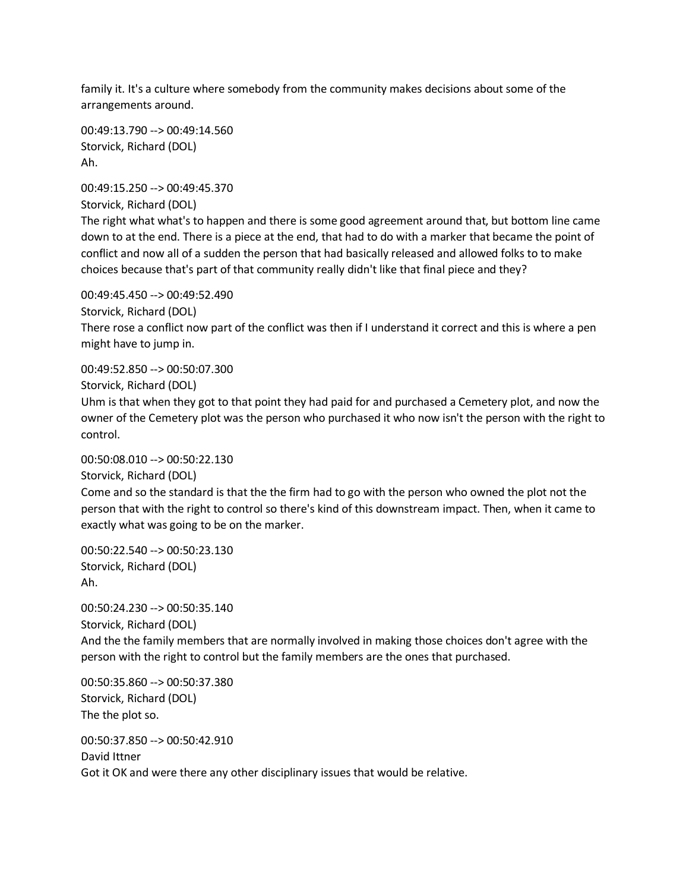family it. It's a culture where somebody from the community makes decisions about some of the arrangements around.

00:49:13.790 --> 00:49:14.560
Storvick, Richard (DOL)
Ah.

00:49:15.250 --> 00:49:45.370
Storvick, Richard (DOL)
The right what what's to happen and there is some good agreement around that, but bottom line came down to at the end. There is a piece at the end, that had to do with a marker that became the point of conflict and now all of a sudden the person that had basically released and allowed folks to to make choices because that's part of that community really didn't like that final piece and they?

00:49:45.450 --> 00:49:52.490
Storvick, Richard (DOL)
There rose a conflict now part of the conflict was then if I understand it correct and this is where a pen might have to jump in.

00:49:52.850 --> 00:50:07.300
Storvick, Richard (DOL)
Uhm is that when they got to that point they had paid for and purchased a Cemetery plot, and now the owner of the Cemetery plot was the person who purchased it who now isn't the person with the right to control.

00:50:08.010 --> 00:50:22.130
Storvick, Richard (DOL)
Come and so the standard is that the the firm had to go with the person who owned the plot not the person that with the right to control so there's kind of this downstream impact. Then, when it came to exactly what was going to be on the marker.

00:50:22.540 --> 00:50:23.130
Storvick, Richard (DOL)
Ah.

00:50:24.230 --> 00:50:35.140
Storvick, Richard (DOL)
And the the family members that are normally involved in making those choices don't agree with the person with the right to control but the family members are the ones that purchased.

00:50:35.860 --> 00:50:37.380
Storvick, Richard (DOL)
The the plot so.

00:50:37.850 --> 00:50:42.910
David Ittner
Got it OK and were there any other disciplinary issues that would be relative.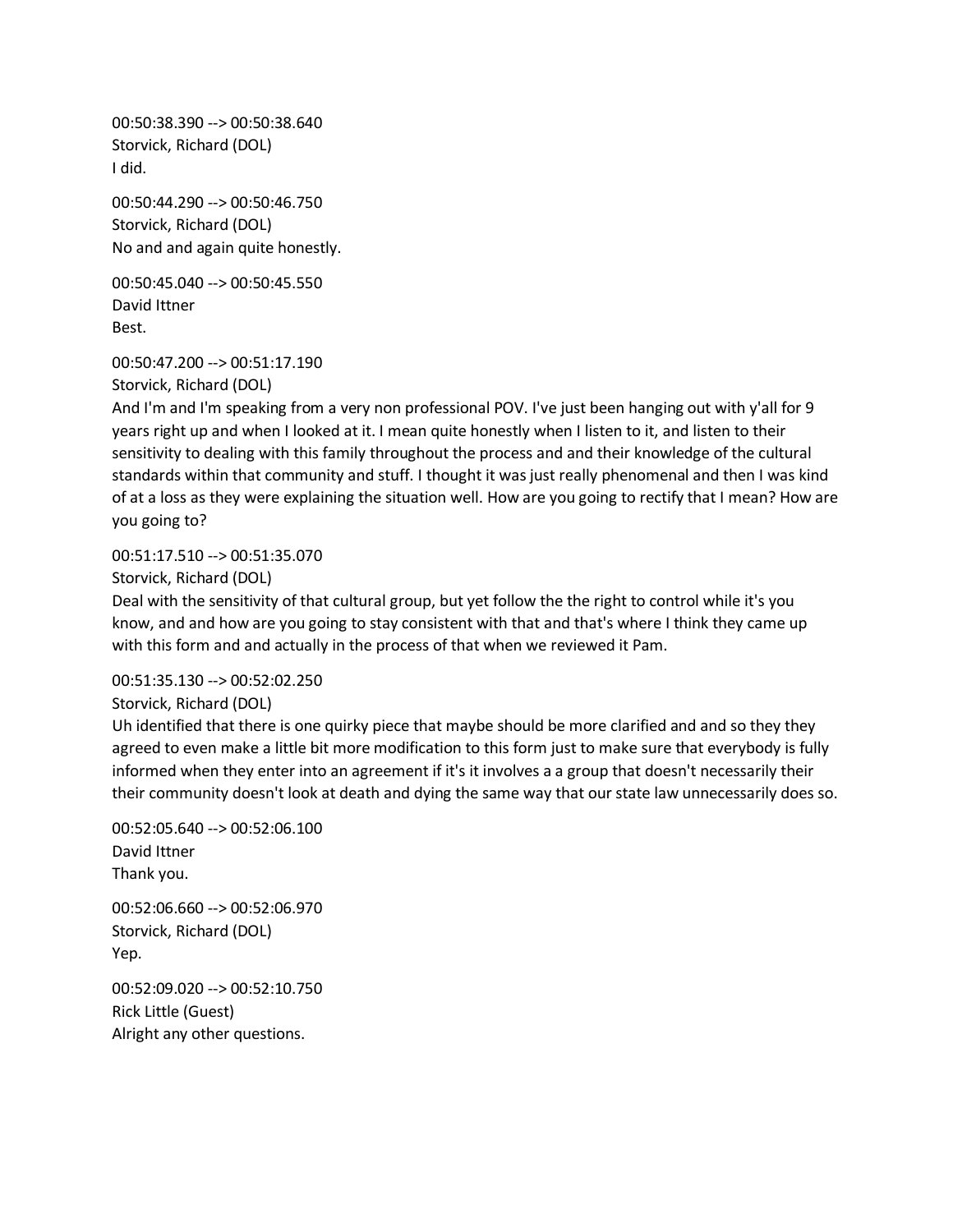00:50:38.390 --> 00:50:38.640
Storvick, Richard (DOL)
I did.

00:50:44.290 --> 00:50:46.750
Storvick, Richard (DOL)
No and and again quite honestly.

00:50:45.040 --> 00:50:45.550
David Ittner
Best.

00:50:47.200 --> 00:51:17.190
Storvick, Richard (DOL)
And I'm and I'm speaking from a very non professional POV. I've just been hanging out with y'all for 9 years right up and when I looked at it. I mean quite honestly when I listen to it, and listen to their sensitivity to dealing with this family throughout the process and and their knowledge of the cultural standards within that community and stuff. I thought it was just really phenomenal and then I was kind of at a loss as they were explaining the situation well. How are you going to rectify that I mean? How are you going to?

00:51:17.510 --> 00:51:35.070
Storvick, Richard (DOL)
Deal with the sensitivity of that cultural group, but yet follow the the right to control while it's you know, and and how are you going to stay consistent with that and that's where I think they came up with this form and and actually in the process of that when we reviewed it Pam.

00:51:35.130 --> 00:52:02.250
Storvick, Richard (DOL)
Uh identified that there is one quirky piece that maybe should be more clarified and and so they they agreed to even make a little bit more modification to this form just to make sure that everybody is fully informed when they enter into an agreement if it's it involves a a group that doesn't necessarily their their community doesn't look at death and dying the same way that our state law unnecessarily does so.

00:52:05.640 --> 00:52:06.100
David Ittner
Thank you.

00:52:06.660 --> 00:52:06.970
Storvick, Richard (DOL)
Yep.

00:52:09.020 --> 00:52:10.750
Rick Little (Guest)
Alright any other questions.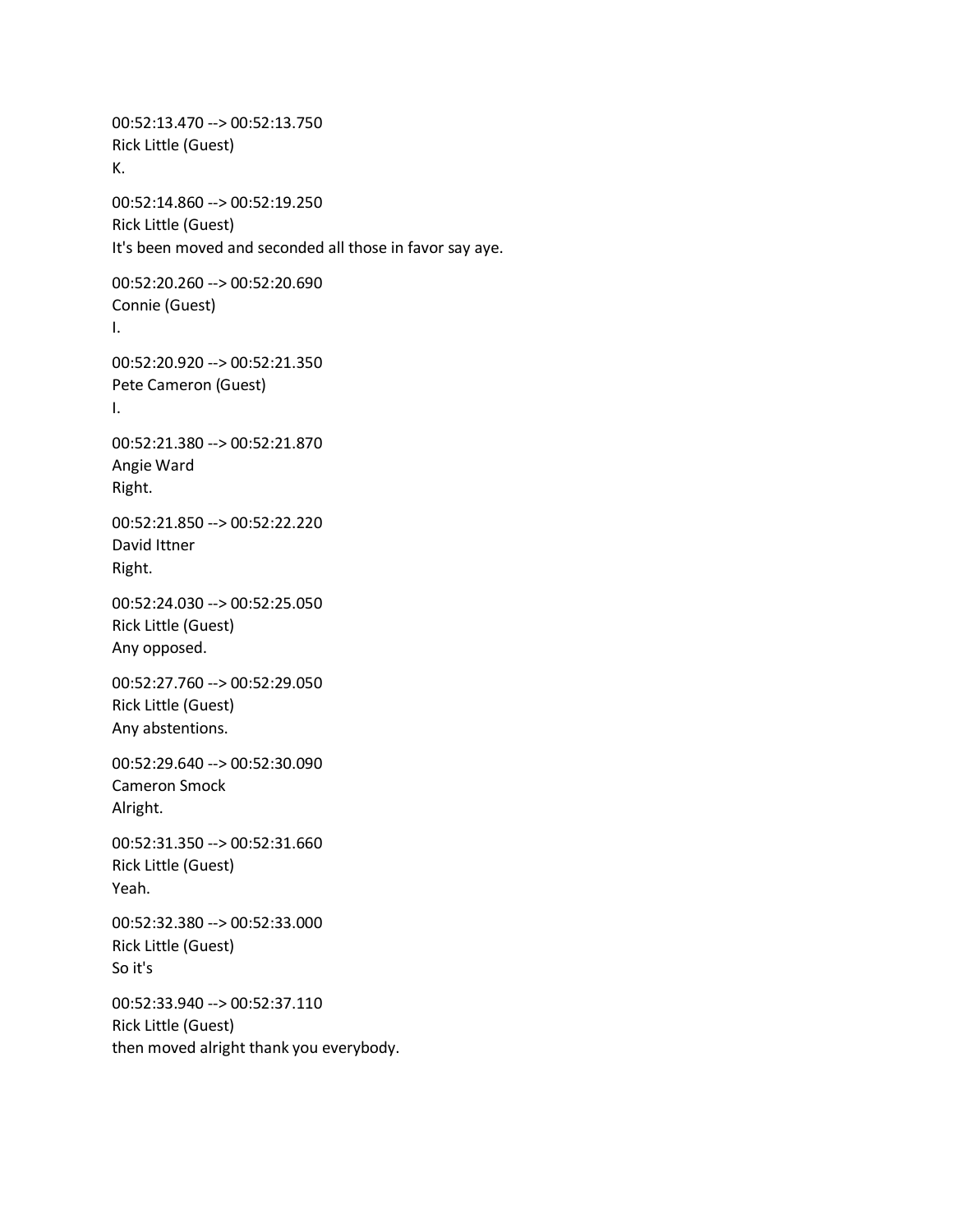00:52:13.470 --> 00:52:13.750
Rick Little (Guest)
K.

00:52:14.860 --> 00:52:19.250
Rick Little (Guest)
It's been moved and seconded all those in favor say aye.

00:52:20.260 --> 00:52:20.690
Connie (Guest)
I.

00:52:20.920 --> 00:52:21.350
Pete Cameron (Guest)
I.

00:52:21.380 --> 00:52:21.870
Angie Ward
Right.

00:52:21.850 --> 00:52:22.220
David Ittner
Right.

00:52:24.030 --> 00:52:25.050
Rick Little (Guest)
Any opposed.

00:52:27.760 --> 00:52:29.050
Rick Little (Guest)
Any abstentions.

00:52:29.640 --> 00:52:30.090
Cameron Smock
Alright.

00:52:31.350 --> 00:52:31.660
Rick Little (Guest)
Yeah.

00:52:32.380 --> 00:52:33.000
Rick Little (Guest)
So it's

00:52:33.940 --> 00:52:37.110
Rick Little (Guest)
then moved alright thank you everybody.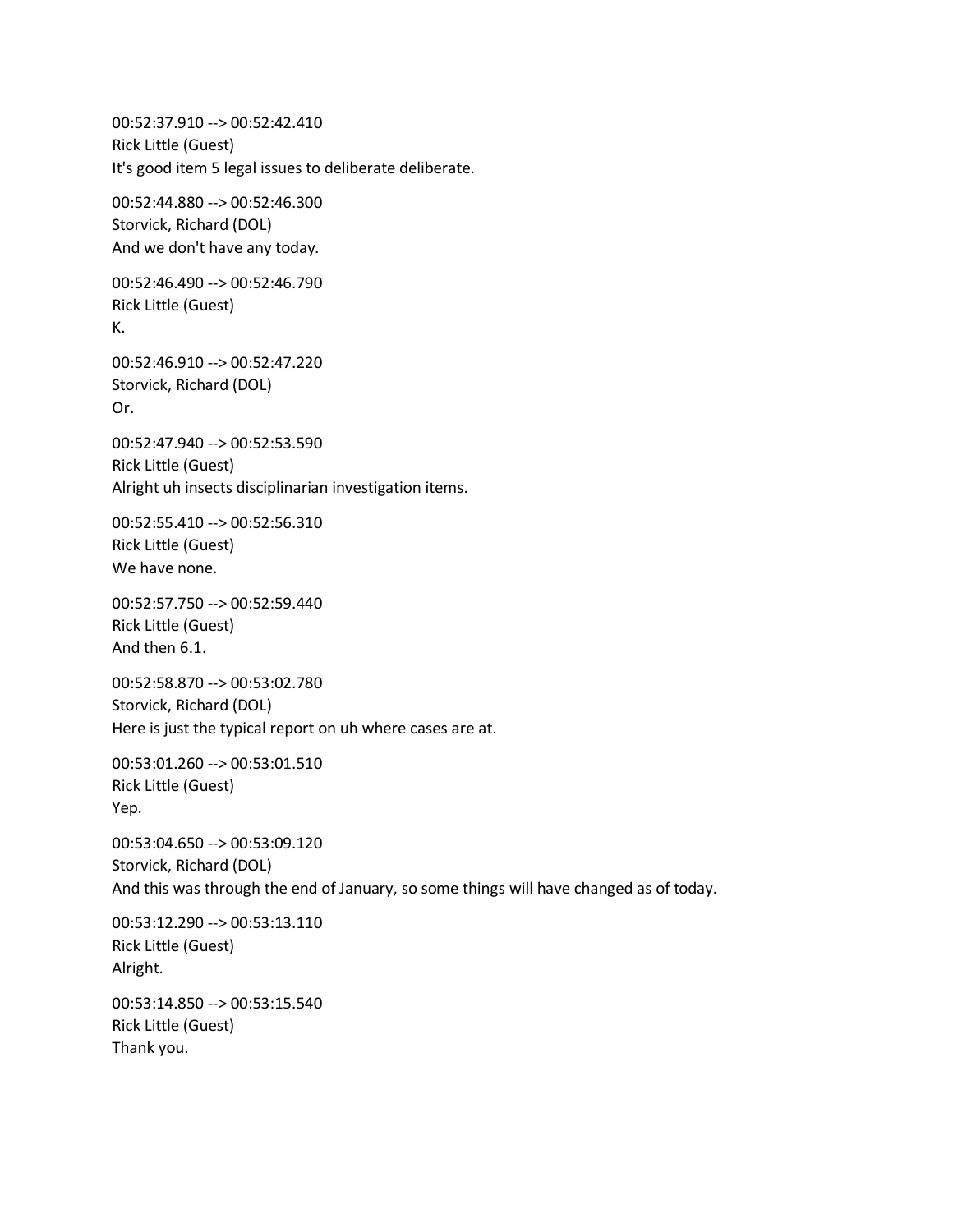00:52:37.910 --> 00:52:42.410
Rick Little (Guest)
It's good item 5 legal issues to deliberate deliberate.

00:52:44.880 --> 00:52:46.300
Storvick, Richard (DOL)
And we don't have any today.

00:52:46.490 --> 00:52:46.790
Rick Little (Guest)
K.

00:52:46.910 --> 00:52:47.220
Storvick, Richard (DOL)
Or.

00:52:47.940 --> 00:52:53.590
Rick Little (Guest)
Alright uh insects disciplinarian investigation items.

00:52:55.410 --> 00:52:56.310
Rick Little (Guest)
We have none.

00:52:57.750 --> 00:52:59.440
Rick Little (Guest)
And then 6.1.

00:52:58.870 --> 00:53:02.780
Storvick, Richard (DOL)
Here is just the typical report on uh where cases are at.

00:53:01.260 --> 00:53:01.510
Rick Little (Guest)
Yep.

00:53:04.650 --> 00:53:09.120
Storvick, Richard (DOL)
And this was through the end of January, so some things will have changed as of today.

00:53:12.290 --> 00:53:13.110
Rick Little (Guest)
Alright.

00:53:14.850 --> 00:53:15.540
Rick Little (Guest)
Thank you.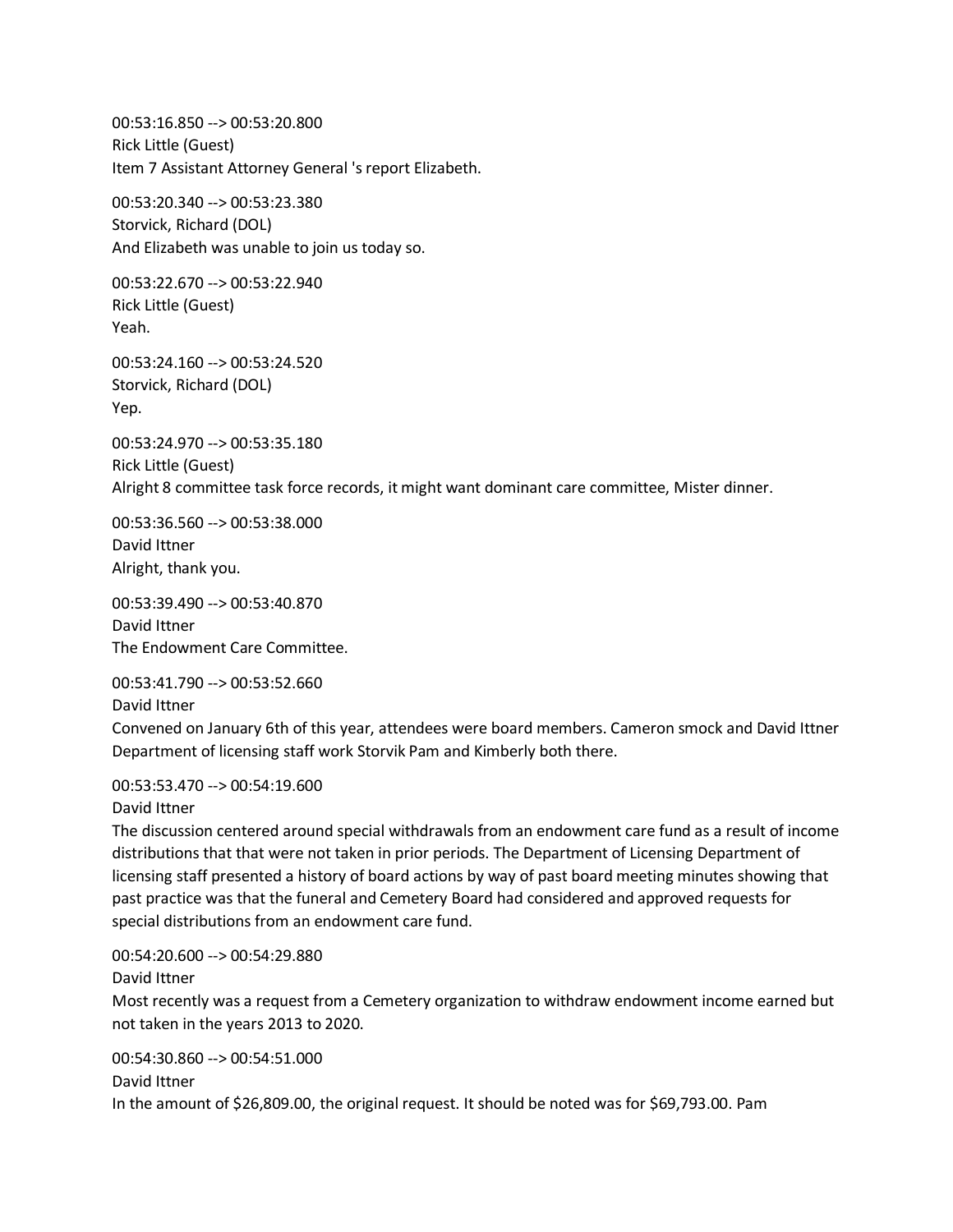00:53:16.850 --> 00:53:20.800
Rick Little (Guest)
Item 7 Assistant Attorney General 's report Elizabeth.

00:53:20.340 --> 00:53:23.380
Storvick, Richard (DOL)
And Elizabeth was unable to join us today so.

00:53:22.670 --> 00:53:22.940
Rick Little (Guest)
Yeah.

00:53:24.160 --> 00:53:24.520
Storvick, Richard (DOL)
Yep.

00:53:24.970 --> 00:53:35.180
Rick Little (Guest)
Alright 8 committee task force records, it might want dominant care committee, Mister dinner.

00:53:36.560 --> 00:53:38.000
David Ittner
Alright, thank you.

00:53:39.490 --> 00:53:40.870
David Ittner
The Endowment Care Committee.

00:53:41.790 --> 00:53:52.660
David Ittner
Convened on January 6th of this year, attendees were board members. Cameron smock and David Ittner Department of licensing staff work Storvik Pam and Kimberly both there.

00:53:53.470 --> 00:54:19.600
David Ittner
The discussion centered around special withdrawals from an endowment care fund as a result of income distributions that that were not taken in prior periods. The Department of Licensing Department of licensing staff presented a history of board actions by way of past board meeting minutes showing that past practice was that the funeral and Cemetery Board had considered and approved requests for special distributions from an endowment care fund.

00:54:20.600 --> 00:54:29.880
David Ittner
Most recently was a request from a Cemetery organization to withdraw endowment income earned but not taken in the years 2013 to 2020.

00:54:30.860 --> 00:54:51.000
David Ittner
In the amount of $26,809.00, the original request. It should be noted was for $69,793.00. Pam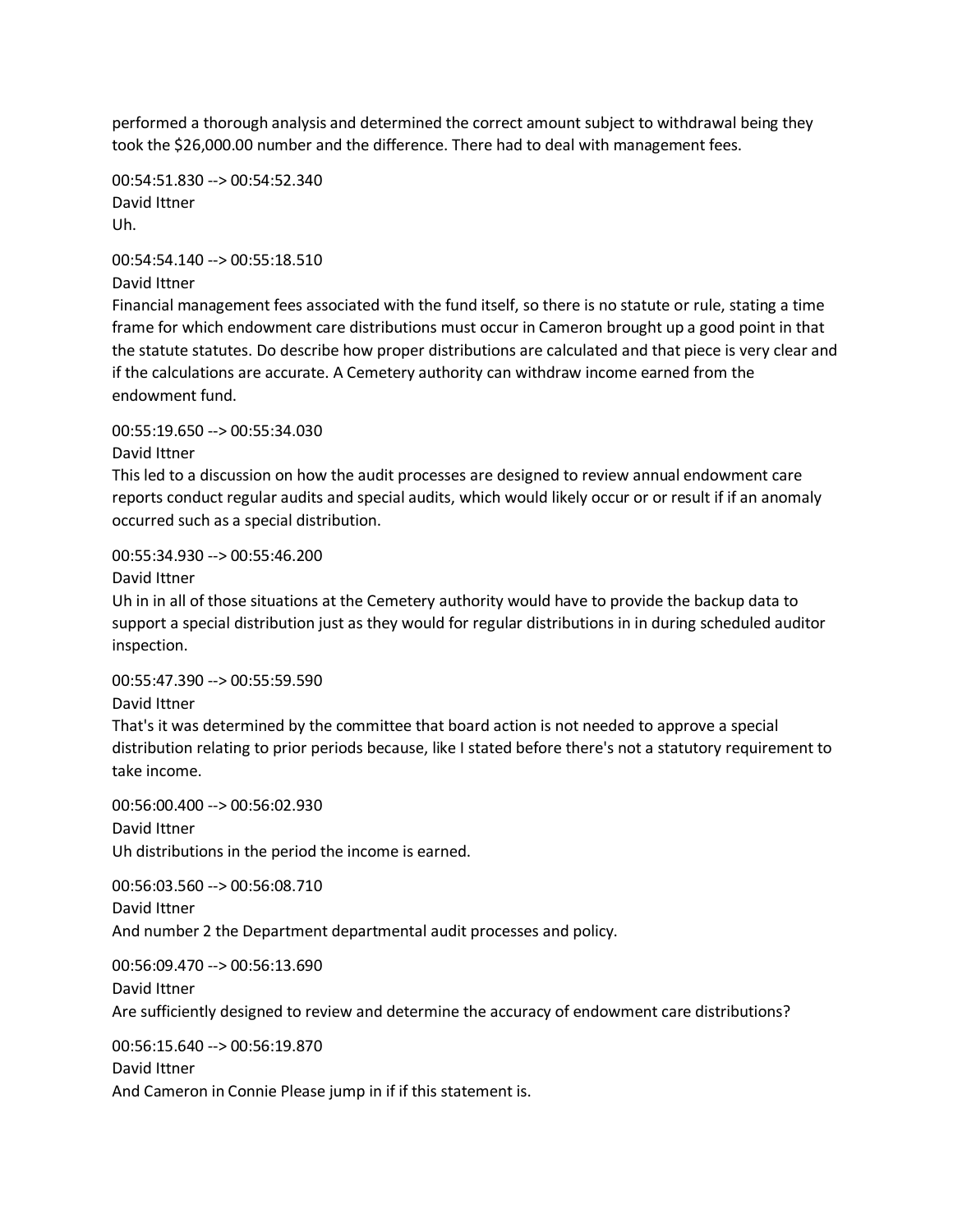performed a thorough analysis and determined the correct amount subject to withdrawal being they took the $26,000.00 number and the difference. There had to deal with management fees.

00:54:51.830 --> 00:54:52.340
David Ittner
Uh.

00:54:54.140 --> 00:55:18.510
David Ittner
Financial management fees associated with the fund itself, so there is no statute or rule, stating a time frame for which endowment care distributions must occur in Cameron brought up a good point in that the statute statutes. Do describe how proper distributions are calculated and that piece is very clear and if the calculations are accurate. A Cemetery authority can withdraw income earned from the endowment fund.

00:55:19.650 --> 00:55:34.030
David Ittner
This led to a discussion on how the audit processes are designed to review annual endowment care reports conduct regular audits and special audits, which would likely occur or or result if if an anomaly occurred such as a special distribution.

00:55:34.930 --> 00:55:46.200
David Ittner
Uh in in all of those situations at the Cemetery authority would have to provide the backup data to support a special distribution just as they would for regular distributions in in during scheduled auditor inspection.

00:55:47.390 --> 00:55:59.590
David Ittner
That's it was determined by the committee that board action is not needed to approve a special distribution relating to prior periods because, like I stated before there's not a statutory requirement to take income.

00:56:00.400 --> 00:56:02.930
David Ittner
Uh distributions in the period the income is earned.

00:56:03.560 --> 00:56:08.710
David Ittner
And number 2 the Department departmental audit processes and policy.

00:56:09.470 --> 00:56:13.690
David Ittner
Are sufficiently designed to review and determine the accuracy of endowment care distributions?

00:56:15.640 --> 00:56:19.870
David Ittner
And Cameron in Connie Please jump in if if this statement is.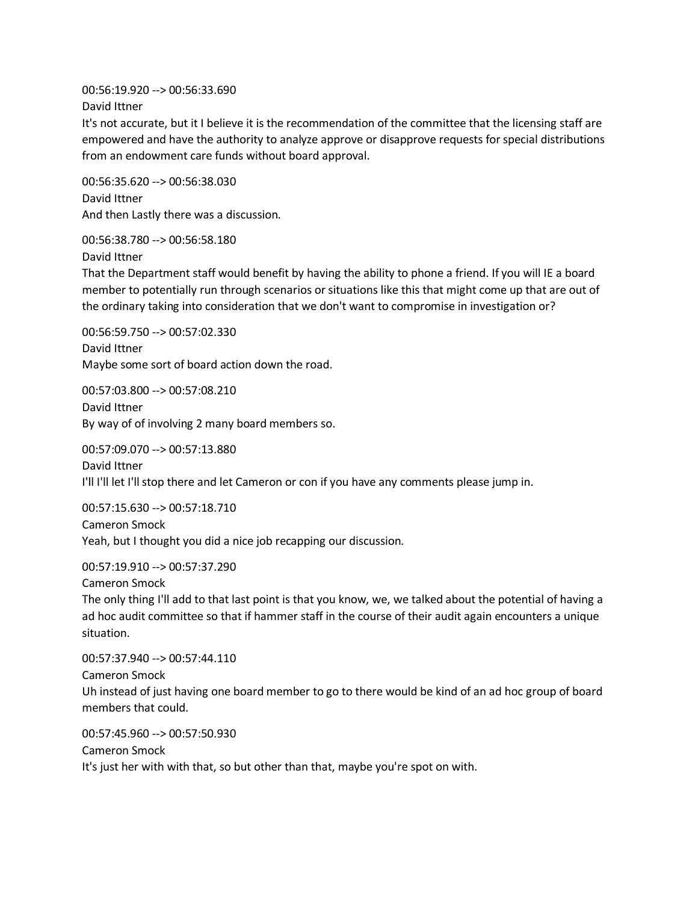00:56:19.920 --> 00:56:33.690
David Ittner
It's not accurate, but it I believe it is the recommendation of the committee that the licensing staff are empowered and have the authority to analyze approve or disapprove requests for special distributions from an endowment care funds without board approval.

00:56:35.620 --> 00:56:38.030
David Ittner
And then Lastly there was a discussion.

00:56:38.780 --> 00:56:58.180
David Ittner
That the Department staff would benefit by having the ability to phone a friend. If you will IE a board member to potentially run through scenarios or situations like this that might come up that are out of the ordinary taking into consideration that we don't want to compromise in investigation or?

00:56:59.750 --> 00:57:02.330
David Ittner
Maybe some sort of board action down the road.

00:57:03.800 --> 00:57:08.210
David Ittner
By way of of involving 2 many board members so.

00:57:09.070 --> 00:57:13.880
David Ittner
I'll I'll let I'll stop there and let Cameron or con if you have any comments please jump in.

00:57:15.630 --> 00:57:18.710
Cameron Smock
Yeah, but I thought you did a nice job recapping our discussion.

00:57:19.910 --> 00:57:37.290
Cameron Smock
The only thing I'll add to that last point is that you know, we, we talked about the potential of having a ad hoc audit committee so that if hammer staff in the course of their audit again encounters a unique situation.

00:57:37.940 --> 00:57:44.110
Cameron Smock
Uh instead of just having one board member to go to there would be kind of an ad hoc group of board members that could.

00:57:45.960 --> 00:57:50.930
Cameron Smock
It's just her with with that, so but other than that, maybe you're spot on with.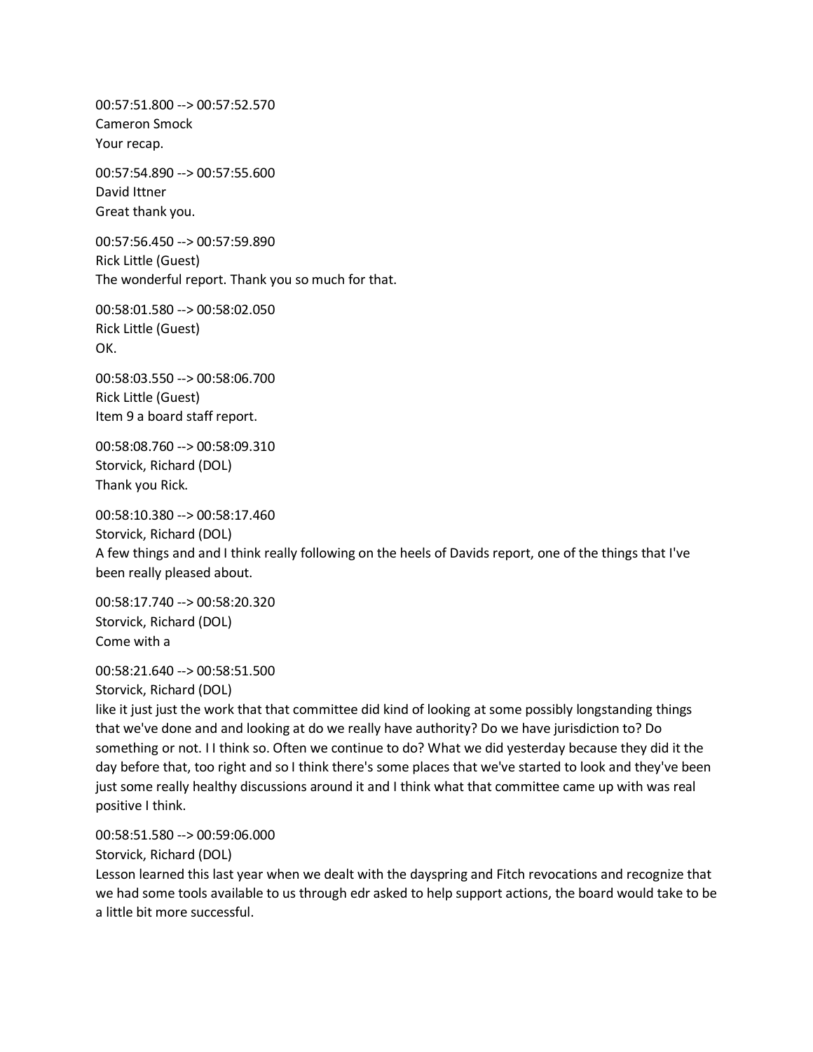00:57:51.800 --> 00:57:52.570
Cameron Smock
Your recap.

00:57:54.890 --> 00:57:55.600
David Ittner
Great thank you.

00:57:56.450 --> 00:57:59.890
Rick Little (Guest)
The wonderful report. Thank you so much for that.

00:58:01.580 --> 00:58:02.050
Rick Little (Guest)
OK.

00:58:03.550 --> 00:58:06.700
Rick Little (Guest)
Item 9 a board staff report.

00:58:08.760 --> 00:58:09.310
Storvick, Richard (DOL)
Thank you Rick.

00:58:10.380 --> 00:58:17.460
Storvick, Richard (DOL)
A few things and and I think really following on the heels of Davids report, one of the things that I've been really pleased about.

00:58:17.740 --> 00:58:20.320
Storvick, Richard (DOL)
Come with a

00:58:21.640 --> 00:58:51.500
Storvick, Richard (DOL)
like it just just the work that that committee did kind of looking at some possibly longstanding things that we've done and and looking at do we really have authority? Do we have jurisdiction to? Do something or not. I I think so. Often we continue to do? What we did yesterday because they did it the day before that, too right and so I think there's some places that we've started to look and they've been just some really healthy discussions around it and I think what that committee came up with was real positive I think.

00:58:51.580 --> 00:59:06.000
Storvick, Richard (DOL)
Lesson learned this last year when we dealt with the dayspring and Fitch revocations and recognize that we had some tools available to us through edr asked to help support actions, the board would take to be a little bit more successful.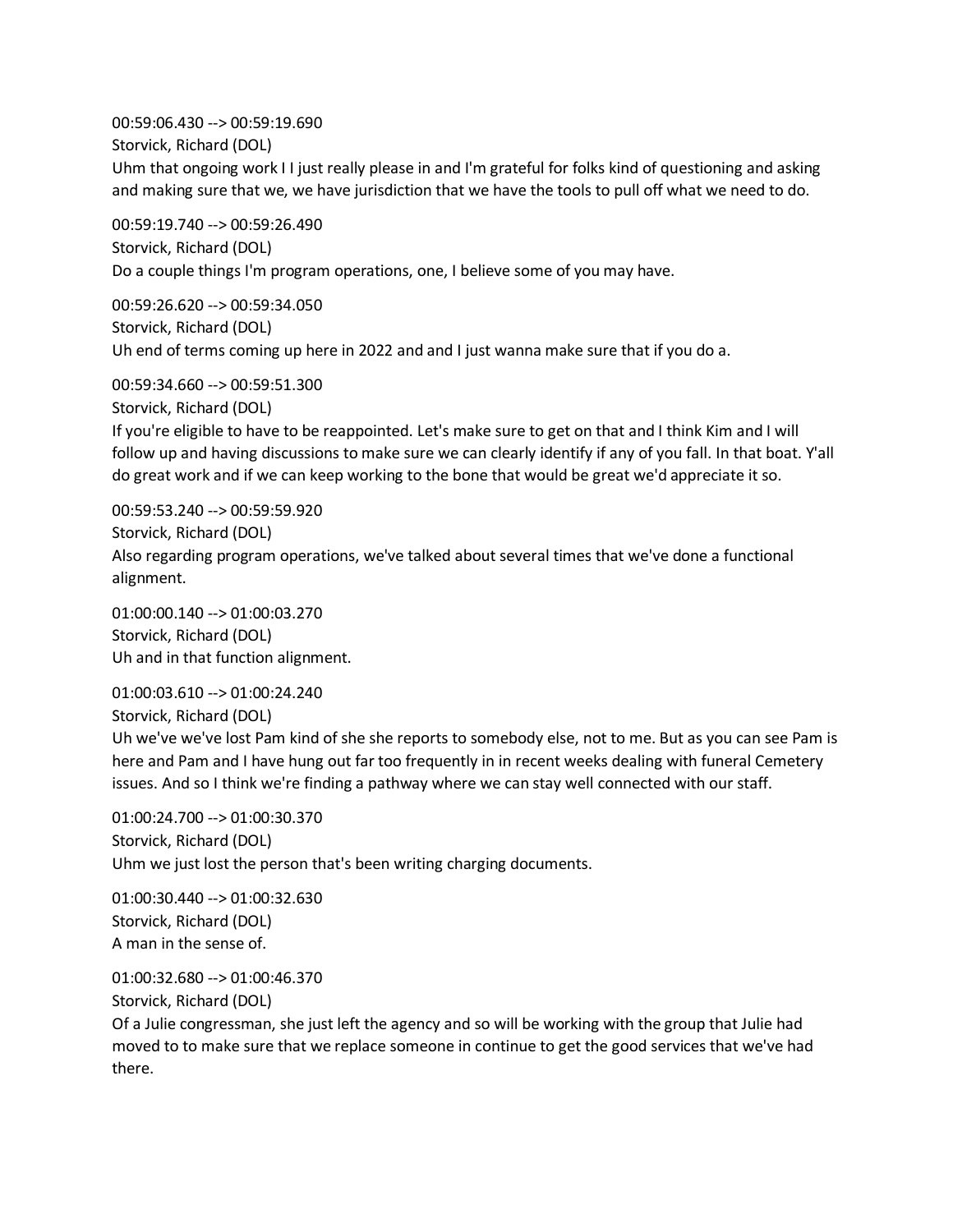00:59:06.430 --> 00:59:19.690
Storvick, Richard (DOL)
Uhm that ongoing work I I just really please in and I'm grateful for folks kind of questioning and asking and making sure that we, we have jurisdiction that we have the tools to pull off what we need to do.

00:59:19.740 --> 00:59:26.490
Storvick, Richard (DOL)
Do a couple things I'm program operations, one, I believe some of you may have.

00:59:26.620 --> 00:59:34.050
Storvick, Richard (DOL)
Uh end of terms coming up here in 2022 and and I just wanna make sure that if you do a.

00:59:34.660 --> 00:59:51.300
Storvick, Richard (DOL)
If you're eligible to have to be reappointed. Let's make sure to get on that and I think Kim and I will follow up and having discussions to make sure we can clearly identify if any of you fall. In that boat. Y'all do great work and if we can keep working to the bone that would be great we'd appreciate it so.

00:59:53.240 --> 00:59:59.920
Storvick, Richard (DOL)
Also regarding program operations, we've talked about several times that we've done a functional alignment.

01:00:00.140 --> 01:00:03.270
Storvick, Richard (DOL)
Uh and in that function alignment.

01:00:03.610 --> 01:00:24.240
Storvick, Richard (DOL)
Uh we've we've lost Pam kind of she she reports to somebody else, not to me. But as you can see Pam is here and Pam and I have hung out far too frequently in in recent weeks dealing with funeral Cemetery issues. And so I think we're finding a pathway where we can stay well connected with our staff.

01:00:24.700 --> 01:00:30.370
Storvick, Richard (DOL)
Uhm we just lost the person that's been writing charging documents.

01:00:30.440 --> 01:00:32.630
Storvick, Richard (DOL)
A man in the sense of.

01:00:32.680 --> 01:00:46.370
Storvick, Richard (DOL)
Of a Julie congressman, she just left the agency and so will be working with the group that Julie had moved to to make sure that we replace someone in continue to get the good services that we've had there.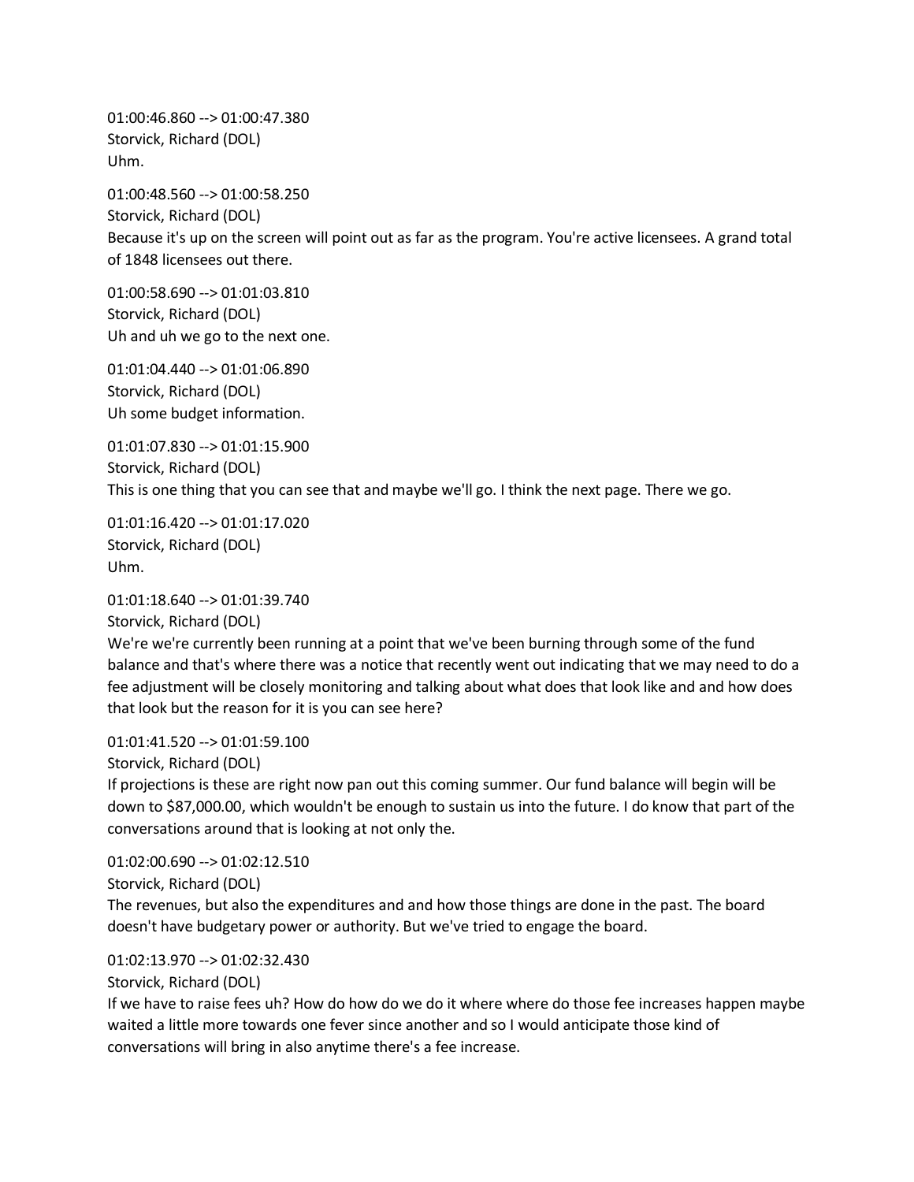01:00:46.860 --> 01:00:47.380
Storvick, Richard (DOL)
Uhm.

01:00:48.560 --> 01:00:58.250
Storvick, Richard (DOL)
Because it's up on the screen will point out as far as the program. You're active licensees. A grand total of 1848 licensees out there.

01:00:58.690 --> 01:01:03.810
Storvick, Richard (DOL)
Uh and uh we go to the next one.

01:01:04.440 --> 01:01:06.890
Storvick, Richard (DOL)
Uh some budget information.

01:01:07.830 --> 01:01:15.900
Storvick, Richard (DOL)
This is one thing that you can see that and maybe we'll go. I think the next page. There we go.

01:01:16.420 --> 01:01:17.020
Storvick, Richard (DOL)
Uhm.

01:01:18.640 --> 01:01:39.740
Storvick, Richard (DOL)
We're we're currently been running at a point that we've been burning through some of the fund balance and that's where there was a notice that recently went out indicating that we may need to do a fee adjustment will be closely monitoring and talking about what does that look like and and how does that look but the reason for it is you can see here?

01:01:41.520 --> 01:01:59.100
Storvick, Richard (DOL)
If projections is these are right now pan out this coming summer. Our fund balance will begin will be down to $87,000.00, which wouldn't be enough to sustain us into the future. I do know that part of the conversations around that is looking at not only the.

01:02:00.690 --> 01:02:12.510
Storvick, Richard (DOL)
The revenues, but also the expenditures and and how those things are done in the past. The board doesn't have budgetary power or authority. But we've tried to engage the board.

01:02:13.970 --> 01:02:32.430
Storvick, Richard (DOL)
If we have to raise fees uh? How do how do we do it where where do those fee increases happen maybe waited a little more towards one fever since another and so I would anticipate those kind of conversations will bring in also anytime there's a fee increase.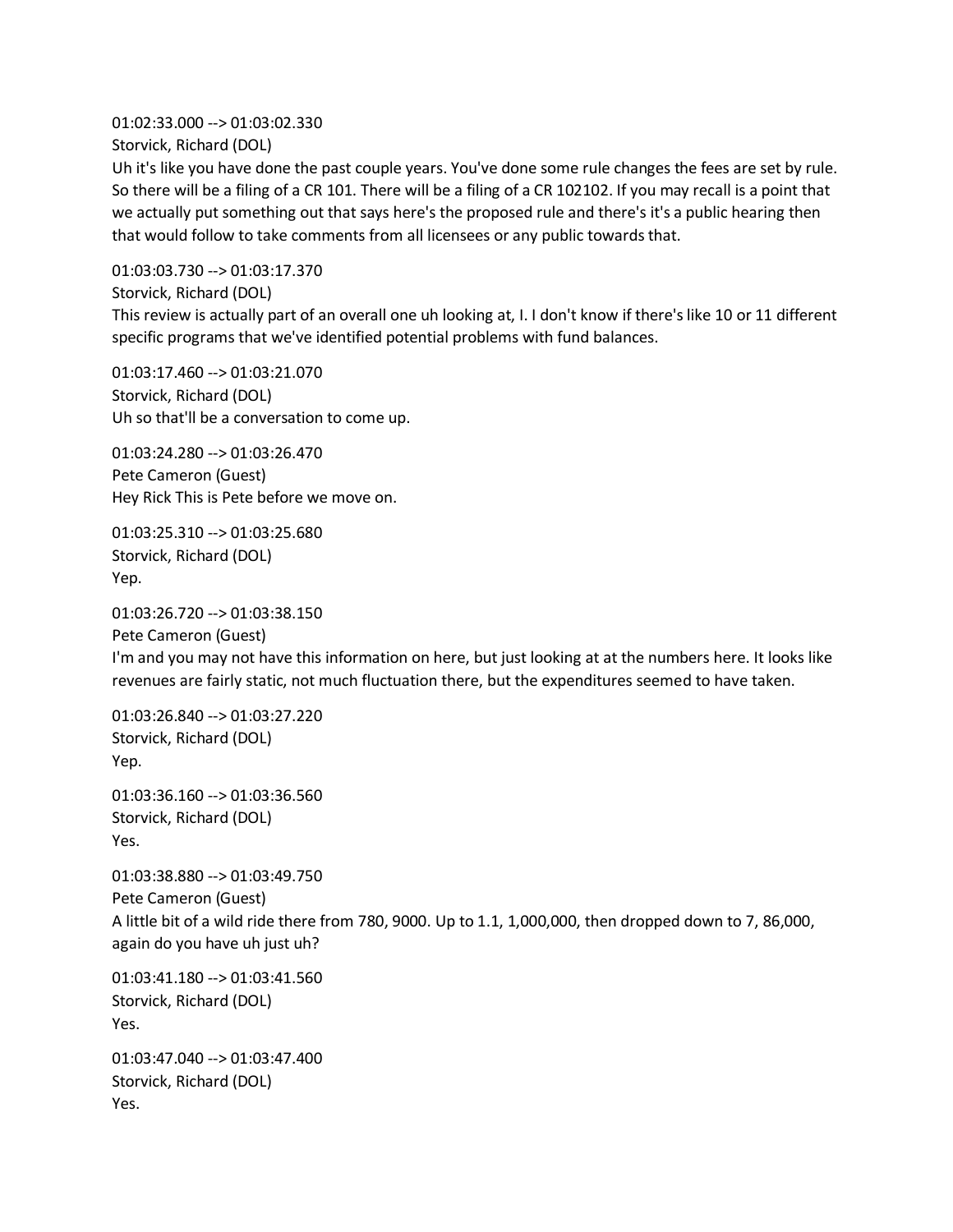01:02:33.000 --> 01:03:02.330
Storvick, Richard (DOL)
Uh it's like you have done the past couple years. You've done some rule changes the fees are set by rule. So there will be a filing of a CR 101. There will be a filing of a CR 102102. If you may recall is a point that we actually put something out that says here's the proposed rule and there's it's a public hearing then that would follow to take comments from all licensees or any public towards that.

01:03:03.730 --> 01:03:17.370
Storvick, Richard (DOL)
This review is actually part of an overall one uh looking at, I. I don't know if there's like 10 or 11 different specific programs that we've identified potential problems with fund balances.

01:03:17.460 --> 01:03:21.070
Storvick, Richard (DOL)
Uh so that'll be a conversation to come up.

01:03:24.280 --> 01:03:26.470
Pete Cameron (Guest)
Hey Rick This is Pete before we move on.

01:03:25.310 --> 01:03:25.680
Storvick, Richard (DOL)
Yep.

01:03:26.720 --> 01:03:38.150
Pete Cameron (Guest)
I'm and you may not have this information on here, but just looking at at the numbers here. It looks like revenues are fairly static, not much fluctuation there, but the expenditures seemed to have taken.

01:03:26.840 --> 01:03:27.220
Storvick, Richard (DOL)
Yep.

01:03:36.160 --> 01:03:36.560
Storvick, Richard (DOL)
Yes.

01:03:38.880 --> 01:03:49.750
Pete Cameron (Guest)
A little bit of a wild ride there from 780, 9000. Up to 1.1, 1,000,000, then dropped down to 7, 86,000, again do you have uh just uh?

01:03:41.180 --> 01:03:41.560
Storvick, Richard (DOL)
Yes.

01:03:47.040 --> 01:03:47.400
Storvick, Richard (DOL)
Yes.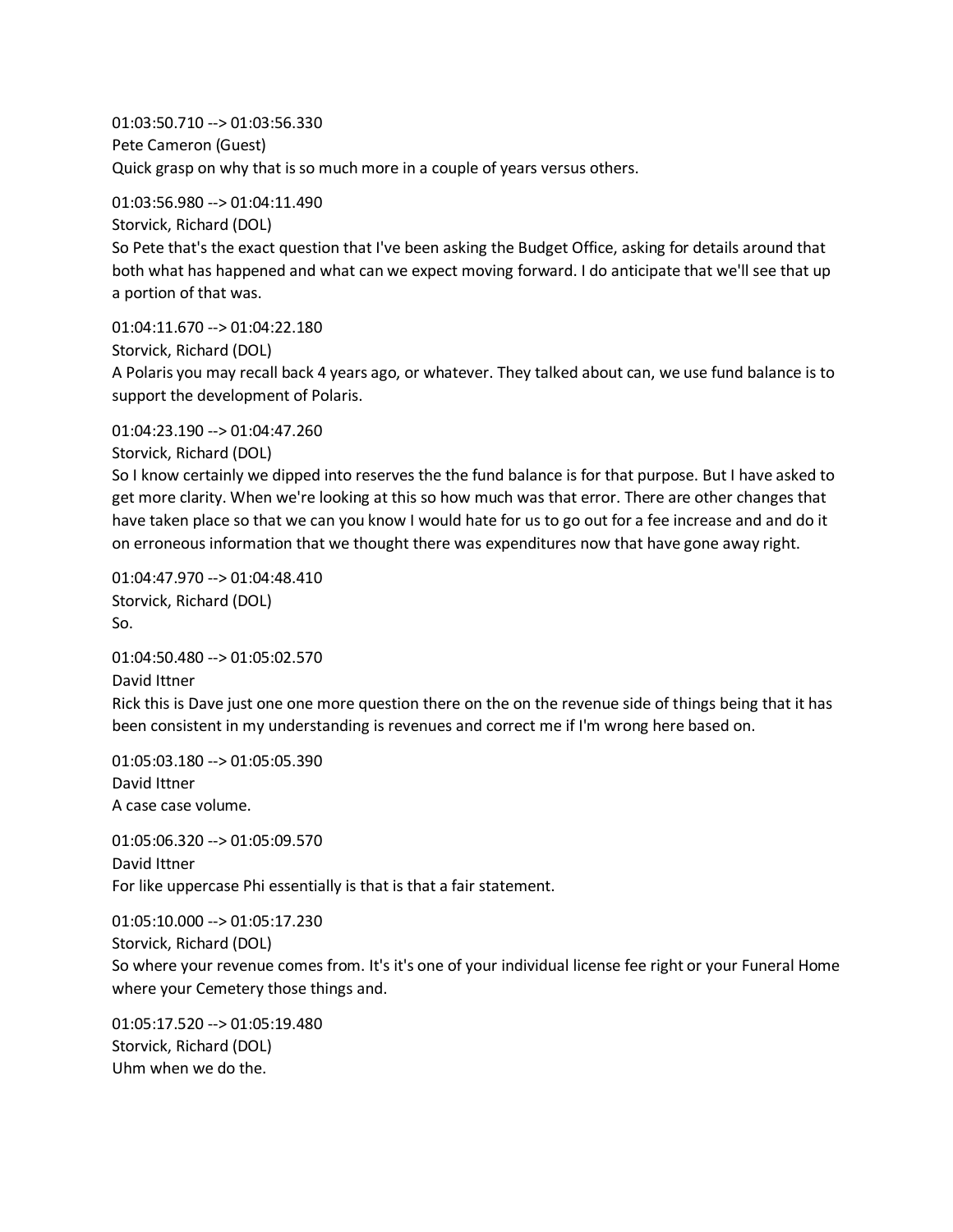01:03:50.710 --> 01:03:56.330
Pete Cameron (Guest)
Quick grasp on why that is so much more in a couple of years versus others.

01:03:56.980 --> 01:04:11.490
Storvick, Richard (DOL)
So Pete that's the exact question that I've been asking the Budget Office, asking for details around that both what has happened and what can we expect moving forward. I do anticipate that we'll see that up a portion of that was.

01:04:11.670 --> 01:04:22.180
Storvick, Richard (DOL)
A Polaris you may recall back 4 years ago, or whatever. They talked about can, we use fund balance is to support the development of Polaris.

01:04:23.190 --> 01:04:47.260
Storvick, Richard (DOL)
So I know certainly we dipped into reserves the the fund balance is for that purpose. But I have asked to get more clarity. When we're looking at this so how much was that error. There are other changes that have taken place so that we can you know I would hate for us to go out for a fee increase and and do it on erroneous information that we thought there was expenditures now that have gone away right.

01:04:47.970 --> 01:04:48.410
Storvick, Richard (DOL)
So.

01:04:50.480 --> 01:05:02.570
David Ittner
Rick this is Dave just one one more question there on the on the revenue side of things being that it has been consistent in my understanding is revenues and correct me if I'm wrong here based on.

01:05:03.180 --> 01:05:05.390
David Ittner
A case case volume.

01:05:06.320 --> 01:05:09.570
David Ittner
For like uppercase Phi essentially is that is that a fair statement.

01:05:10.000 --> 01:05:17.230
Storvick, Richard (DOL)
So where your revenue comes from. It's it's one of your individual license fee right or your Funeral Home where your Cemetery those things and.

01:05:17.520 --> 01:05:19.480
Storvick, Richard (DOL)
Uhm when we do the.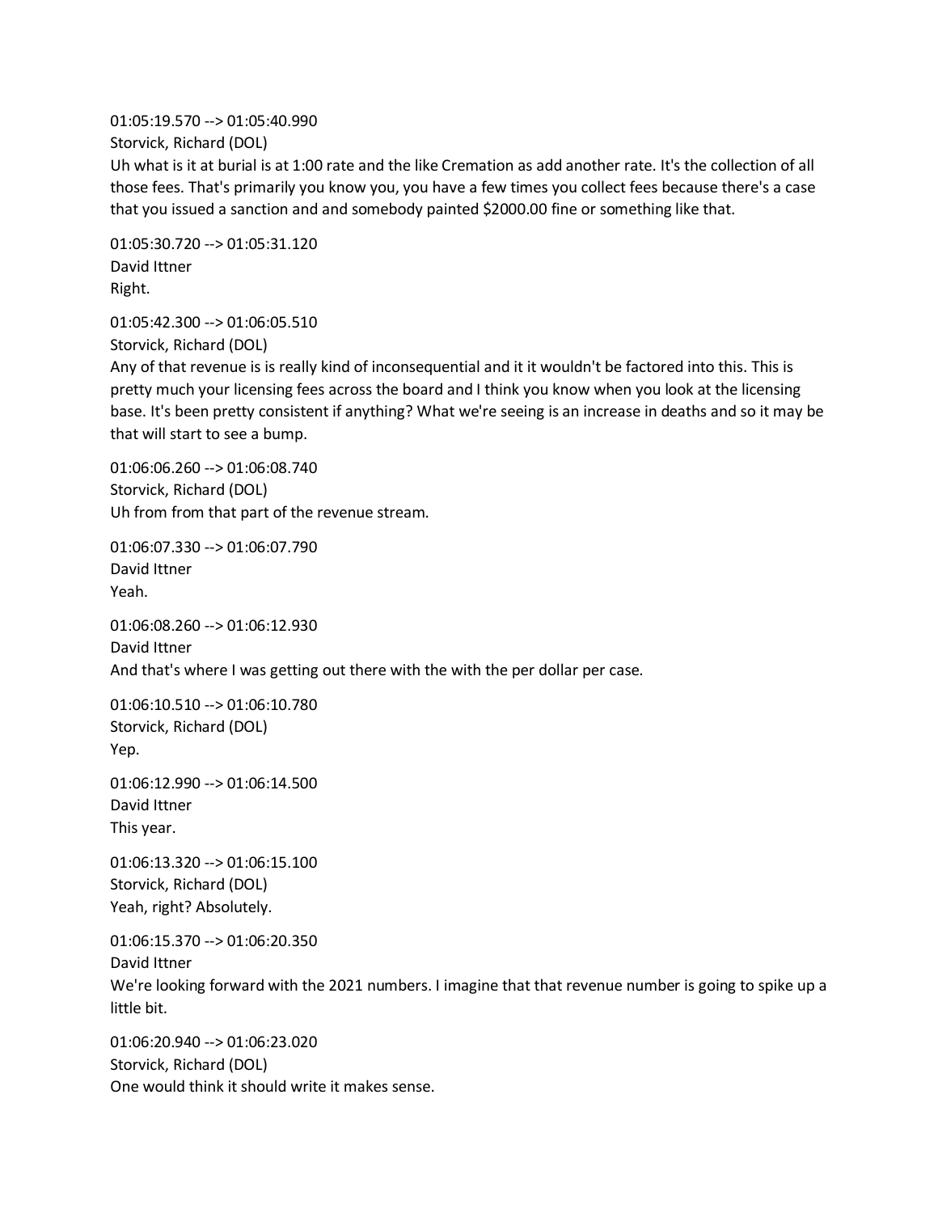01:05:19.570 --> 01:05:40.990
Storvick, Richard (DOL)
Uh what is it at burial is at 1:00 rate and the like Cremation as add another rate. It's the collection of all those fees. That's primarily you know you, you have a few times you collect fees because there's a case that you issued a sanction and and somebody painted $2000.00 fine or something like that.

01:05:30.720 --> 01:05:31.120
David Ittner
Right.

01:05:42.300 --> 01:06:05.510
Storvick, Richard (DOL)
Any of that revenue is is really kind of inconsequential and it it wouldn't be factored into this. This is pretty much your licensing fees across the board and I think you know when you look at the licensing base. It's been pretty consistent if anything? What we're seeing is an increase in deaths and so it may be that will start to see a bump.

01:06:06.260 --> 01:06:08.740
Storvick, Richard (DOL)
Uh from from that part of the revenue stream.

01:06:07.330 --> 01:06:07.790
David Ittner
Yeah.

01:06:08.260 --> 01:06:12.930
David Ittner
And that's where I was getting out there with the with the per dollar per case.

01:06:10.510 --> 01:06:10.780
Storvick, Richard (DOL)
Yep.

01:06:12.990 --> 01:06:14.500
David Ittner
This year.

01:06:13.320 --> 01:06:15.100
Storvick, Richard (DOL)
Yeah, right? Absolutely.

01:06:15.370 --> 01:06:20.350
David Ittner
We're looking forward with the 2021 numbers. I imagine that that revenue number is going to spike up a little bit.

01:06:20.940 --> 01:06:23.020
Storvick, Richard (DOL)
One would think it should write it makes sense.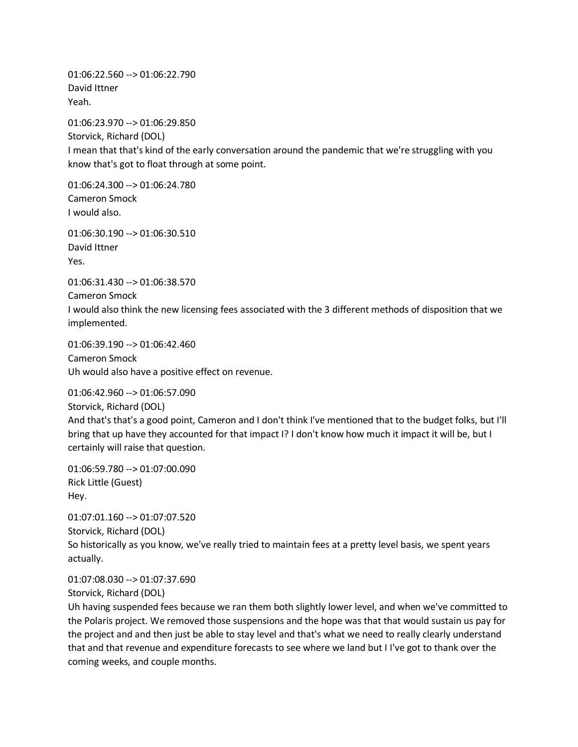01:06:22.560 --> 01:06:22.790
David Ittner
Yeah.

01:06:23.970 --> 01:06:29.850
Storvick, Richard (DOL)
I mean that that's kind of the early conversation around the pandemic that we're struggling with you know that's got to float through at some point.

01:06:24.300 --> 01:06:24.780
Cameron Smock
I would also.

01:06:30.190 --> 01:06:30.510
David Ittner
Yes.

01:06:31.430 --> 01:06:38.570
Cameron Smock
I would also think the new licensing fees associated with the 3 different methods of disposition that we implemented.

01:06:39.190 --> 01:06:42.460
Cameron Smock
Uh would also have a positive effect on revenue.

01:06:42.960 --> 01:06:57.090
Storvick, Richard (DOL)
And that's that's a good point, Cameron and I don't think I've mentioned that to the budget folks, but I'll bring that up have they accounted for that impact I? I don't know how much it impact it will be, but I certainly will raise that question.

01:06:59.780 --> 01:07:00.090
Rick Little (Guest)
Hey.

01:07:01.160 --> 01:07:07.520
Storvick, Richard (DOL)
So historically as you know, we've really tried to maintain fees at a pretty level basis, we spent years actually.

01:07:08.030 --> 01:07:37.690
Storvick, Richard (DOL)
Uh having suspended fees because we ran them both slightly lower level, and when we've committed to the Polaris project. We removed those suspensions and the hope was that that would sustain us pay for the project and and then just be able to stay level and that's what we need to really clearly understand that and that revenue and expenditure forecasts to see where we land but I I've got to thank over the coming weeks, and couple months.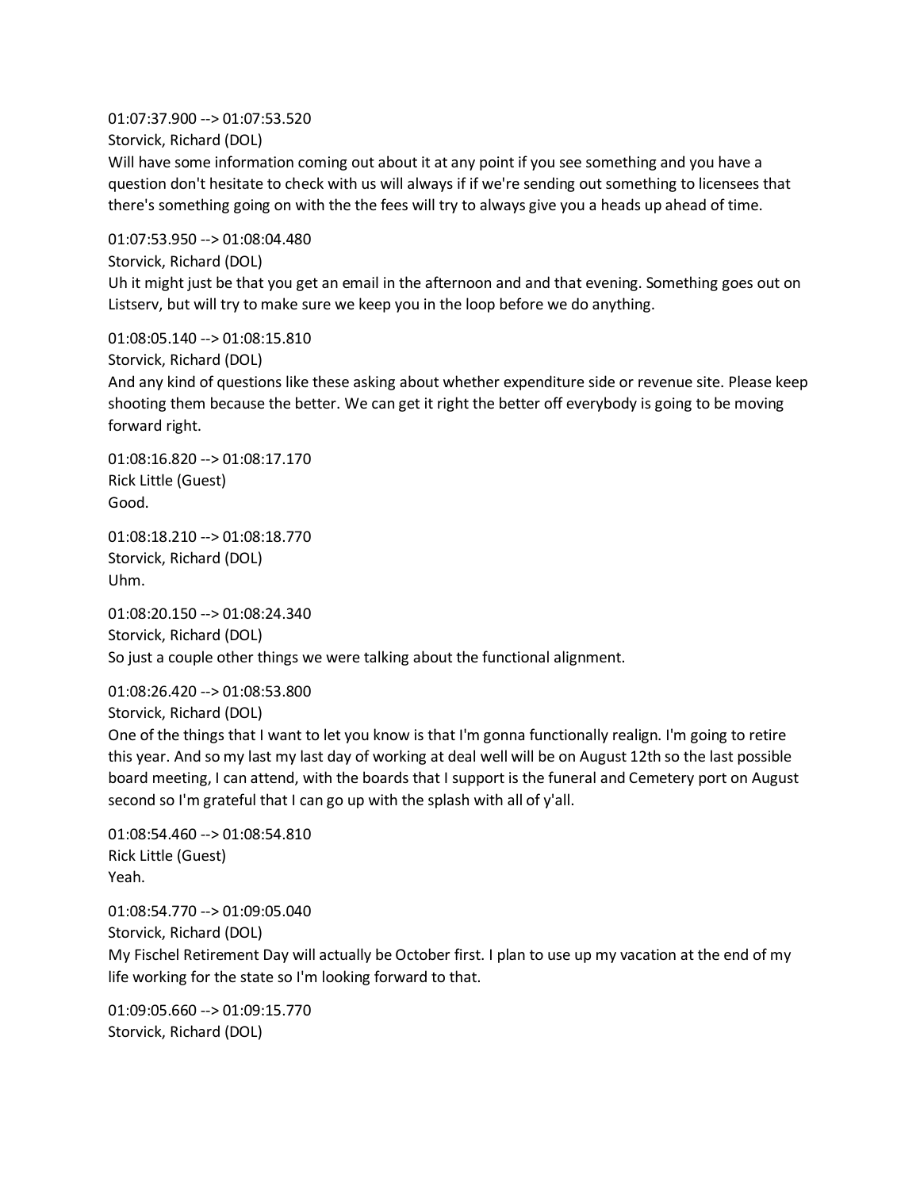01:07:37.900 --> 01:07:53.520
Storvick, Richard (DOL)
Will have some information coming out about it at any point if you see something and you have a question don't hesitate to check with us will always if if we're sending out something to licensees that there's something going on with the the fees will try to always give you a heads up ahead of time.

01:07:53.950 --> 01:08:04.480
Storvick, Richard (DOL)
Uh it might just be that you get an email in the afternoon and and that evening. Something goes out on Listserv, but will try to make sure we keep you in the loop before we do anything.

01:08:05.140 --> 01:08:15.810
Storvick, Richard (DOL)
And any kind of questions like these asking about whether expenditure side or revenue site. Please keep shooting them because the better. We can get it right the better off everybody is going to be moving forward right.

01:08:16.820 --> 01:08:17.170
Rick Little (Guest)
Good.

01:08:18.210 --> 01:08:18.770
Storvick, Richard (DOL)
Uhm.

01:08:20.150 --> 01:08:24.340
Storvick, Richard (DOL)
So just a couple other things we were talking about the functional alignment.

01:08:26.420 --> 01:08:53.800
Storvick, Richard (DOL)
One of the things that I want to let you know is that I'm gonna functionally realign. I'm going to retire this year. And so my last my last day of working at deal well will be on August 12th so the last possible board meeting, I can attend, with the boards that I support is the funeral and Cemetery port on August second so I'm grateful that I can go up with the splash with all of y'all.

01:08:54.460 --> 01:08:54.810
Rick Little (Guest)
Yeah.

01:08:54.770 --> 01:09:05.040
Storvick, Richard (DOL)
My Fischel Retirement Day will actually be October first. I plan to use up my vacation at the end of my life working for the state so I'm looking forward to that.

01:09:05.660 --> 01:09:15.770
Storvick, Richard (DOL)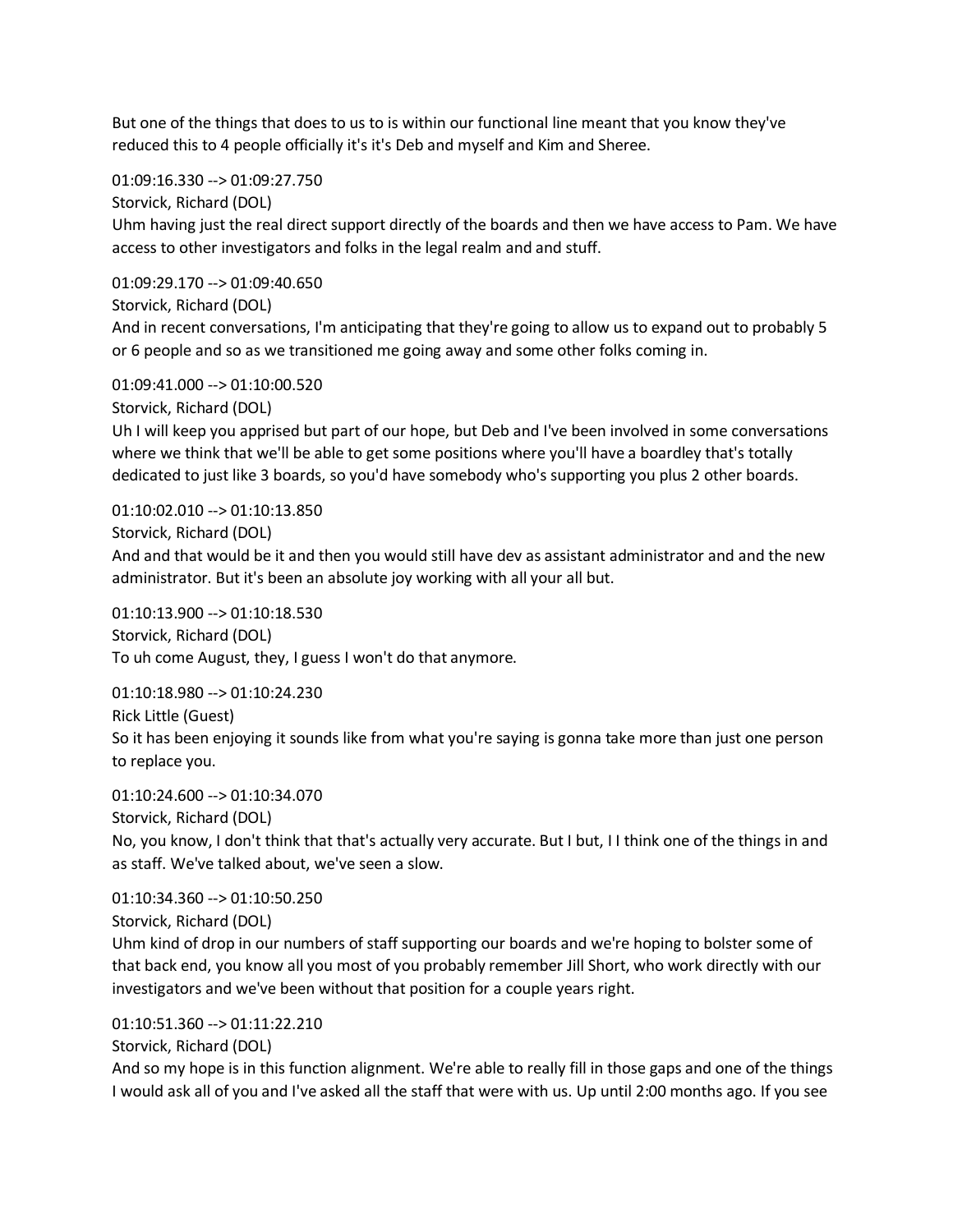But one of the things that does to us to is within our functional line meant that you know they've reduced this to 4 people officially it's it's Deb and myself and Kim and Sheree.

01:09:16.330 --> 01:09:27.750
Storvick, Richard (DOL)
Uhm having just the real direct support directly of the boards and then we have access to Pam. We have access to other investigators and folks in the legal realm and and stuff.

01:09:29.170 --> 01:09:40.650
Storvick, Richard (DOL)
And in recent conversations, I'm anticipating that they're going to allow us to expand out to probably 5 or 6 people and so as we transitioned me going away and some other folks coming in.

01:09:41.000 --> 01:10:00.520
Storvick, Richard (DOL)
Uh I will keep you apprised but part of our hope, but Deb and I've been involved in some conversations where we think that we'll be able to get some positions where you'll have a boardley that's totally dedicated to just like 3 boards, so you'd have somebody who's supporting you plus 2 other boards.

01:10:02.010 --> 01:10:13.850
Storvick, Richard (DOL)
And and that would be it and then you would still have dev as assistant administrator and and the new administrator. But it's been an absolute joy working with all your all but.

01:10:13.900 --> 01:10:18.530
Storvick, Richard (DOL)
To uh come August, they, I guess I won't do that anymore.

01:10:18.980 --> 01:10:24.230
Rick Little (Guest)
So it has been enjoying it sounds like from what you're saying is gonna take more than just one person to replace you.

01:10:24.600 --> 01:10:34.070
Storvick, Richard (DOL)
No, you know, I don't think that that's actually very accurate. But I but, I I think one of the things in and as staff. We've talked about, we've seen a slow.

01:10:34.360 --> 01:10:50.250
Storvick, Richard (DOL)
Uhm kind of drop in our numbers of staff supporting our boards and we're hoping to bolster some of that back end, you know all you most of you probably remember Jill Short, who work directly with our investigators and we've been without that position for a couple years right.

01:10:51.360 --> 01:11:22.210
Storvick, Richard (DOL)
And so my hope is in this function alignment. We're able to really fill in those gaps and one of the things I would ask all of you and I've asked all the staff that were with us. Up until 2:00 months ago. If you see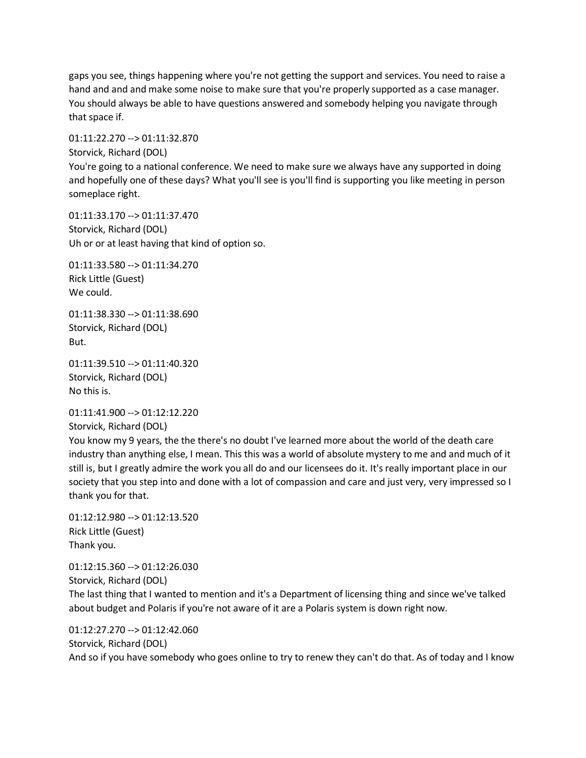gaps you see, things happening where you're not getting the support and services. You need to raise a hand and and and make some noise to make sure that you're properly supported as a case manager. You should always be able to have questions answered and somebody helping you navigate through that space if.

01:11:22.270 --> 01:11:32.870
Storvick, Richard (DOL)
You're going to a national conference. We need to make sure we always have any supported in doing and hopefully one of these days? What you'll see is you'll find is supporting you like meeting in person someplace right.

01:11:33.170 --> 01:11:37.470
Storvick, Richard (DOL)
Uh or or at least having that kind of option so.

01:11:33.580 --> 01:11:34.270
Rick Little (Guest)
We could.

01:11:38.330 --> 01:11:38.690
Storvick, Richard (DOL)
But.

01:11:39.510 --> 01:11:40.320
Storvick, Richard (DOL)
No this is.

01:11:41.900 --> 01:12:12.220
Storvick, Richard (DOL)
You know my 9 years, the the there's no doubt I've learned more about the world of the death care industry than anything else, I mean. This this was a world of absolute mystery to me and and much of it still is, but I greatly admire the work you all do and our licensees do it. It's really important place in our society that you step into and done with a lot of compassion and care and just very, very impressed so I thank you for that.

01:12:12.980 --> 01:12:13.520
Rick Little (Guest)
Thank you.

01:12:15.360 --> 01:12:26.030
Storvick, Richard (DOL)
The last thing that I wanted to mention and it's a Department of licensing thing and since we've talked about budget and Polaris if you're not aware of it are a Polaris system is down right now.

01:12:27.270 --> 01:12:42.060
Storvick, Richard (DOL)
And so if you have somebody who goes online to try to renew they can't do that. As of today and I know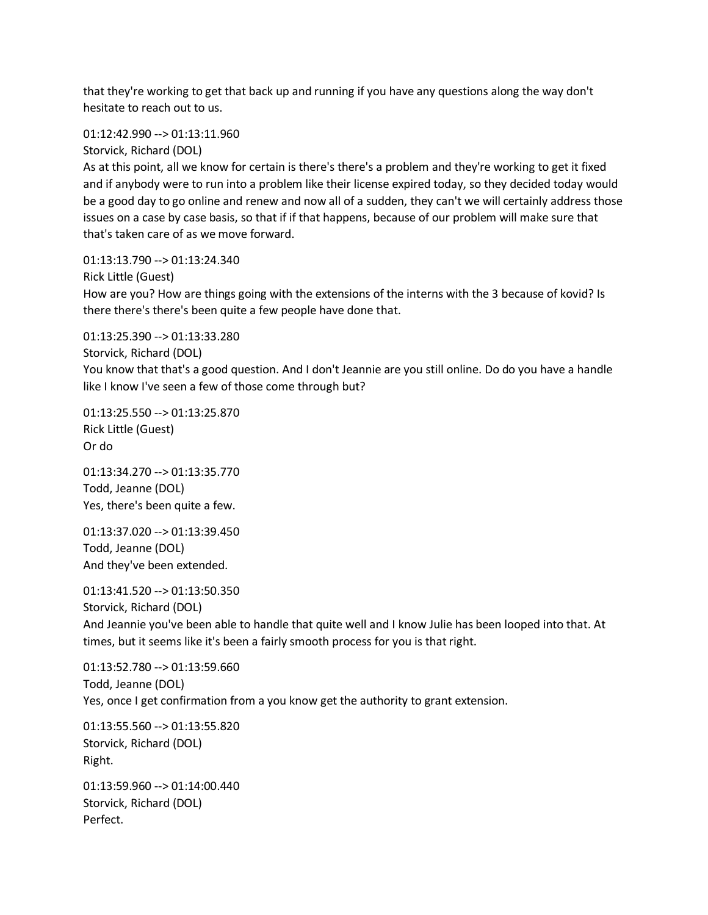that they're working to get that back up and running if you have any questions along the way don't hesitate to reach out to us.

01:12:42.990 --> 01:13:11.960
Storvick, Richard (DOL)
As at this point, all we know for certain is there's there's a problem and they're working to get it fixed and if anybody were to run into a problem like their license expired today, so they decided today would be a good day to go online and renew and now all of a sudden, they can't we will certainly address those issues on a case by case basis, so that if if that happens, because of our problem will make sure that that's taken care of as we move forward.

01:13:13.790 --> 01:13:24.340
Rick Little (Guest)
How are you? How are things going with the extensions of the interns with the 3 because of kovid? Is there there's there's been quite a few people have done that.

01:13:25.390 --> 01:13:33.280
Storvick, Richard (DOL)
You know that that's a good question. And I don't Jeannie are you still online. Do do you have a handle like I know I've seen a few of those come through but?

01:13:25.550 --> 01:13:25.870
Rick Little (Guest)
Or do

01:13:34.270 --> 01:13:35.770
Todd, Jeanne (DOL)
Yes, there's been quite a few.

01:13:37.020 --> 01:13:39.450
Todd, Jeanne (DOL)
And they've been extended.

01:13:41.520 --> 01:13:50.350
Storvick, Richard (DOL)
And Jeannie you've been able to handle that quite well and I know Julie has been looped into that. At times, but it seems like it's been a fairly smooth process for you is that right.

01:13:52.780 --> 01:13:59.660
Todd, Jeanne (DOL)
Yes, once I get confirmation from a you know get the authority to grant extension.

01:13:55.560 --> 01:13:55.820
Storvick, Richard (DOL)
Right.

01:13:59.960 --> 01:14:00.440
Storvick, Richard (DOL)
Perfect.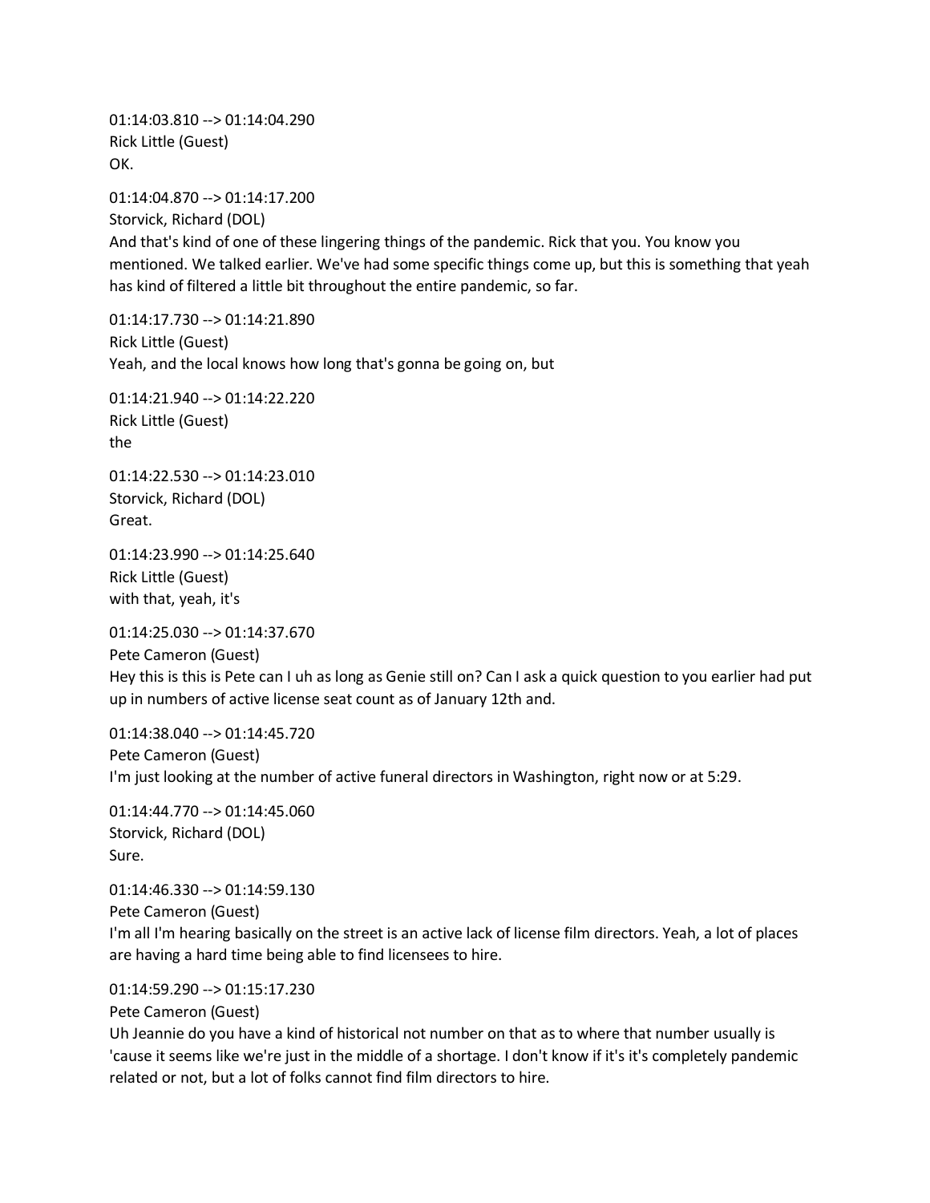01:14:03.810 --> 01:14:04.290
Rick Little (Guest)
OK.

01:14:04.870 --> 01:14:17.200
Storvick, Richard (DOL)
And that's kind of one of these lingering things of the pandemic. Rick that you. You know you mentioned. We talked earlier. We've had some specific things come up, but this is something that yeah has kind of filtered a little bit throughout the entire pandemic, so far.

01:14:17.730 --> 01:14:21.890
Rick Little (Guest)
Yeah, and the local knows how long that's gonna be going on, but

01:14:21.940 --> 01:14:22.220
Rick Little (Guest)
the

01:14:22.530 --> 01:14:23.010
Storvick, Richard (DOL)
Great.

01:14:23.990 --> 01:14:25.640
Rick Little (Guest)
with that, yeah, it's

01:14:25.030 --> 01:14:37.670
Pete Cameron (Guest)
Hey this is this is Pete can I uh as long as Genie still on? Can I ask a quick question to you earlier had put up in numbers of active license seat count as of January 12th and.

01:14:38.040 --> 01:14:45.720
Pete Cameron (Guest)
I'm just looking at the number of active funeral directors in Washington, right now or at 5:29.

01:14:44.770 --> 01:14:45.060
Storvick, Richard (DOL)
Sure.

01:14:46.330 --> 01:14:59.130
Pete Cameron (Guest)
I'm all I'm hearing basically on the street is an active lack of license film directors. Yeah, a lot of places are having a hard time being able to find licensees to hire.

01:14:59.290 --> 01:15:17.230
Pete Cameron (Guest)
Uh Jeannie do you have a kind of historical not number on that as to where that number usually is 'cause it seems like we're just in the middle of a shortage. I don't know if it's it's completely pandemic related or not, but a lot of folks cannot find film directors to hire.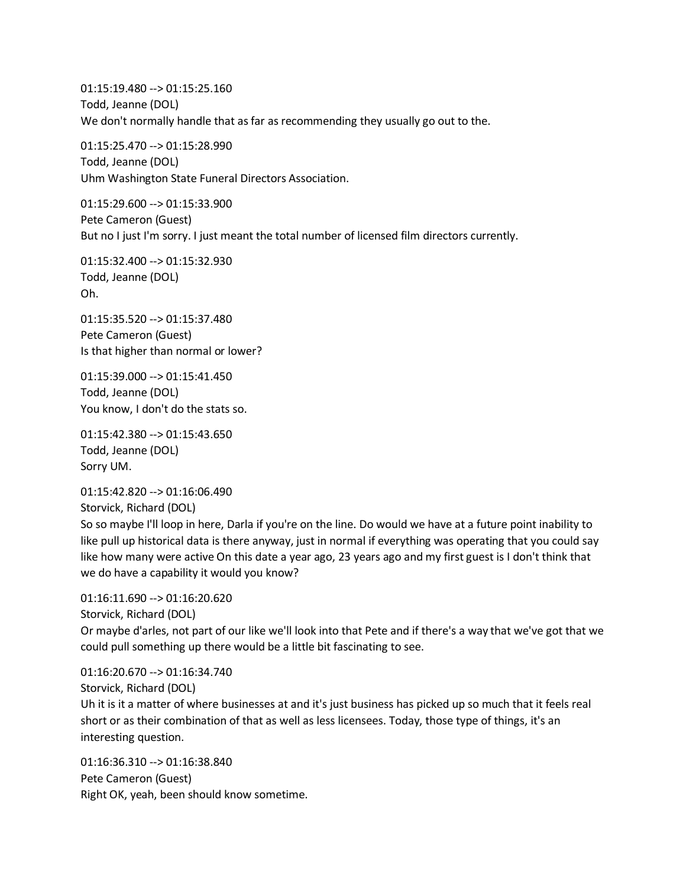01:15:19.480 --> 01:15:25.160
Todd, Jeanne (DOL)
We don't normally handle that as far as recommending they usually go out to the.

01:15:25.470 --> 01:15:28.990
Todd, Jeanne (DOL)
Uhm Washington State Funeral Directors Association.

01:15:29.600 --> 01:15:33.900
Pete Cameron (Guest)
But no I just I'm sorry. I just meant the total number of licensed film directors currently.

01:15:32.400 --> 01:15:32.930
Todd, Jeanne (DOL)
Oh.

01:15:35.520 --> 01:15:37.480
Pete Cameron (Guest)
Is that higher than normal or lower?

01:15:39.000 --> 01:15:41.450
Todd, Jeanne (DOL)
You know, I don't do the stats so.

01:15:42.380 --> 01:15:43.650
Todd, Jeanne (DOL)
Sorry UM.

01:15:42.820 --> 01:16:06.490
Storvick, Richard (DOL)
So so maybe I'll loop in here, Darla if you're on the line. Do would we have at a future point inability to like pull up historical data is there anyway, just in normal if everything was operating that you could say like how many were active On this date a year ago, 23 years ago and my first guest is I don't think that we do have a capability it would you know?

01:16:11.690 --> 01:16:20.620
Storvick, Richard (DOL)
Or maybe d'arles, not part of our like we'll look into that Pete and if there's a way that we've got that we could pull something up there would be a little bit fascinating to see.

01:16:20.670 --> 01:16:34.740
Storvick, Richard (DOL)
Uh it is it a matter of where businesses at and it's just business has picked up so much that it feels real short or as their combination of that as well as less licensees. Today, those type of things, it's an interesting question.

01:16:36.310 --> 01:16:38.840
Pete Cameron (Guest)
Right OK, yeah, been should know sometime.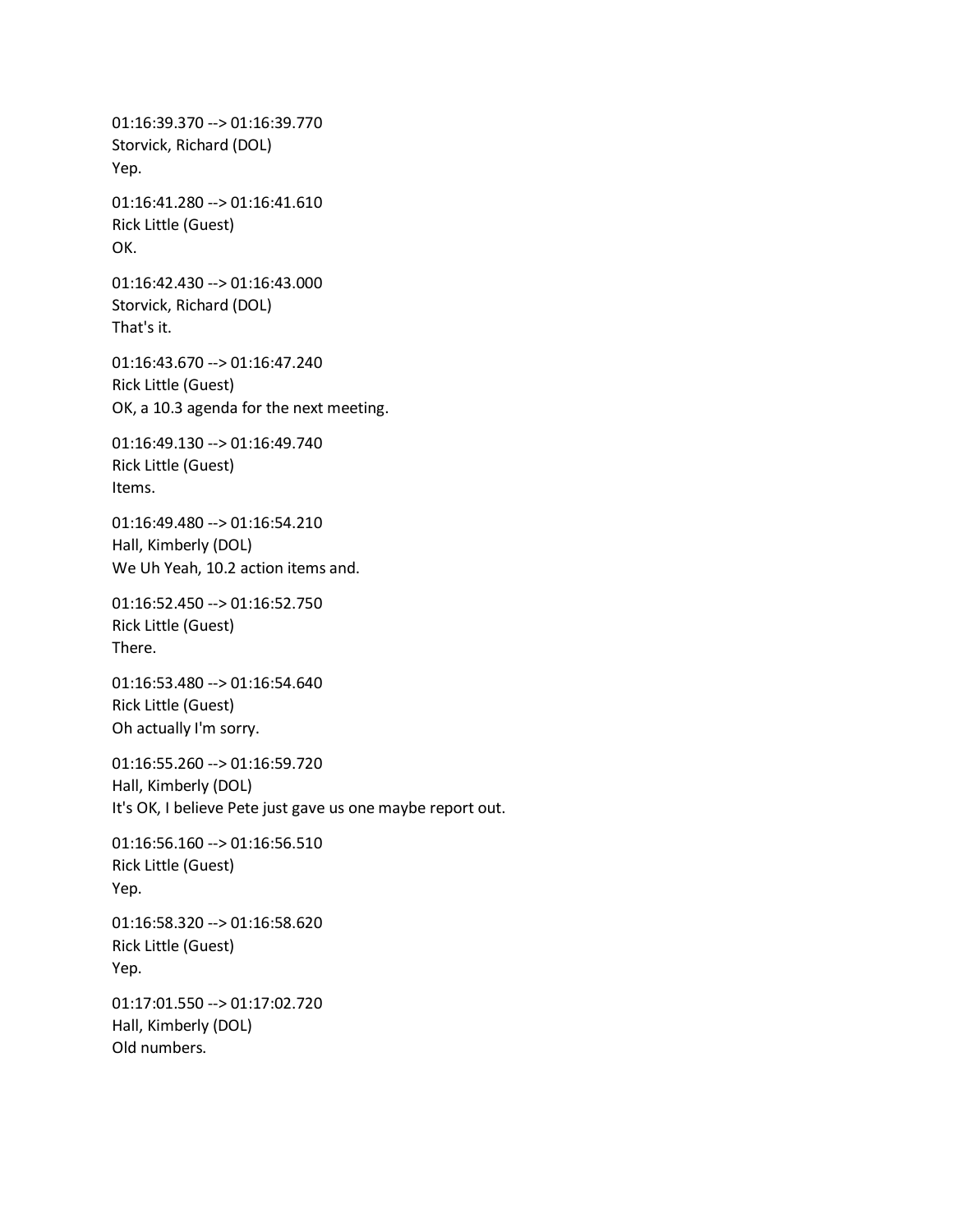01:16:39.370 --> 01:16:39.770
Storvick, Richard (DOL)
Yep.

01:16:41.280 --> 01:16:41.610
Rick Little (Guest)
OK.

01:16:42.430 --> 01:16:43.000
Storvick, Richard (DOL)
That's it.

01:16:43.670 --> 01:16:47.240
Rick Little (Guest)
OK, a 10.3 agenda for the next meeting.

01:16:49.130 --> 01:16:49.740
Rick Little (Guest)
Items.

01:16:49.480 --> 01:16:54.210
Hall, Kimberly (DOL)
We Uh Yeah, 10.2 action items and.

01:16:52.450 --> 01:16:52.750
Rick Little (Guest)
There.

01:16:53.480 --> 01:16:54.640
Rick Little (Guest)
Oh actually I'm sorry.

01:16:55.260 --> 01:16:59.720
Hall, Kimberly (DOL)
It's OK, I believe Pete just gave us one maybe report out.

01:16:56.160 --> 01:16:56.510
Rick Little (Guest)
Yep.

01:16:58.320 --> 01:16:58.620
Rick Little (Guest)
Yep.

01:17:01.550 --> 01:17:02.720
Hall, Kimberly (DOL)
Old numbers.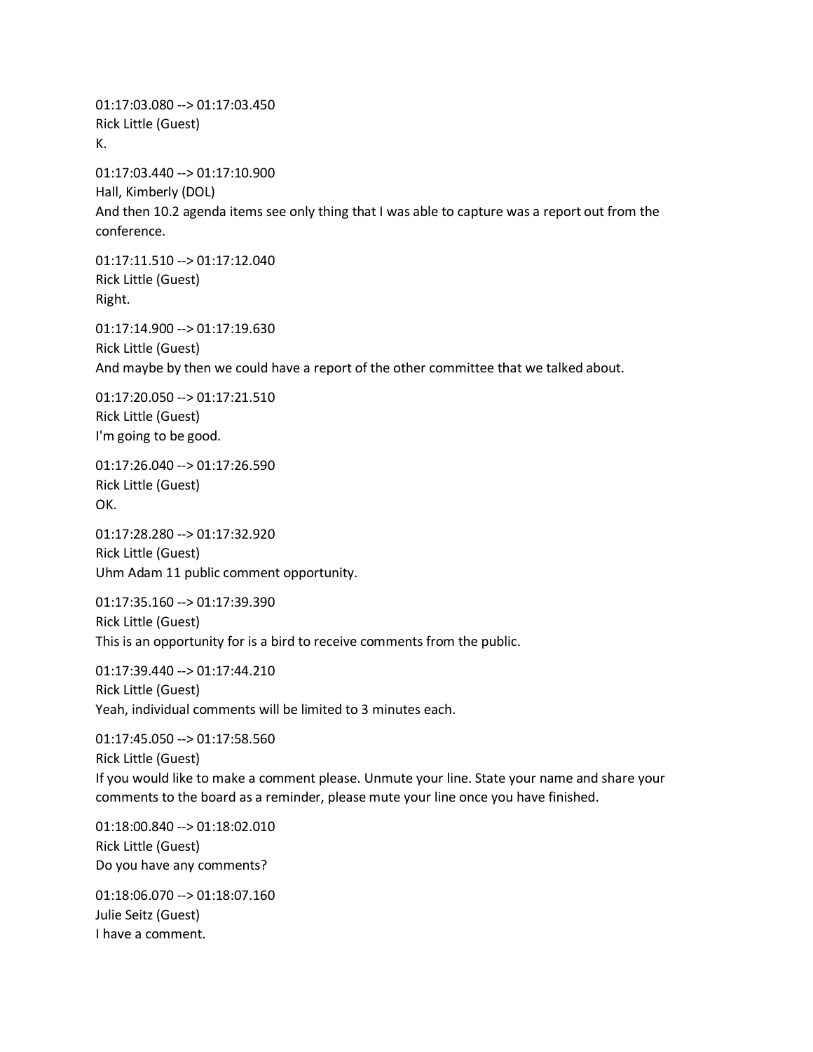01:17:03.080 --> 01:17:03.450
Rick Little (Guest)
K.

01:17:03.440 --> 01:17:10.900
Hall, Kimberly (DOL)
And then 10.2 agenda items see only thing that I was able to capture was a report out from the conference.

01:17:11.510 --> 01:17:12.040
Rick Little (Guest)
Right.

01:17:14.900 --> 01:17:19.630
Rick Little (Guest)
And maybe by then we could have a report of the other committee that we talked about.

01:17:20.050 --> 01:17:21.510
Rick Little (Guest)
I'm going to be good.

01:17:26.040 --> 01:17:26.590
Rick Little (Guest)
OK.

01:17:28.280 --> 01:17:32.920
Rick Little (Guest)
Uhm Adam 11 public comment opportunity.

01:17:35.160 --> 01:17:39.390
Rick Little (Guest)
This is an opportunity for is a bird to receive comments from the public.

01:17:39.440 --> 01:17:44.210
Rick Little (Guest)
Yeah, individual comments will be limited to 3 minutes each.

01:17:45.050 --> 01:17:58.560
Rick Little (Guest)
If you would like to make a comment please. Unmute your line. State your name and share your comments to the board as a reminder, please mute your line once you have finished.

01:18:00.840 --> 01:18:02.010
Rick Little (Guest)
Do you have any comments?

01:18:06.070 --> 01:18:07.160
Julie Seitz (Guest)
I have a comment.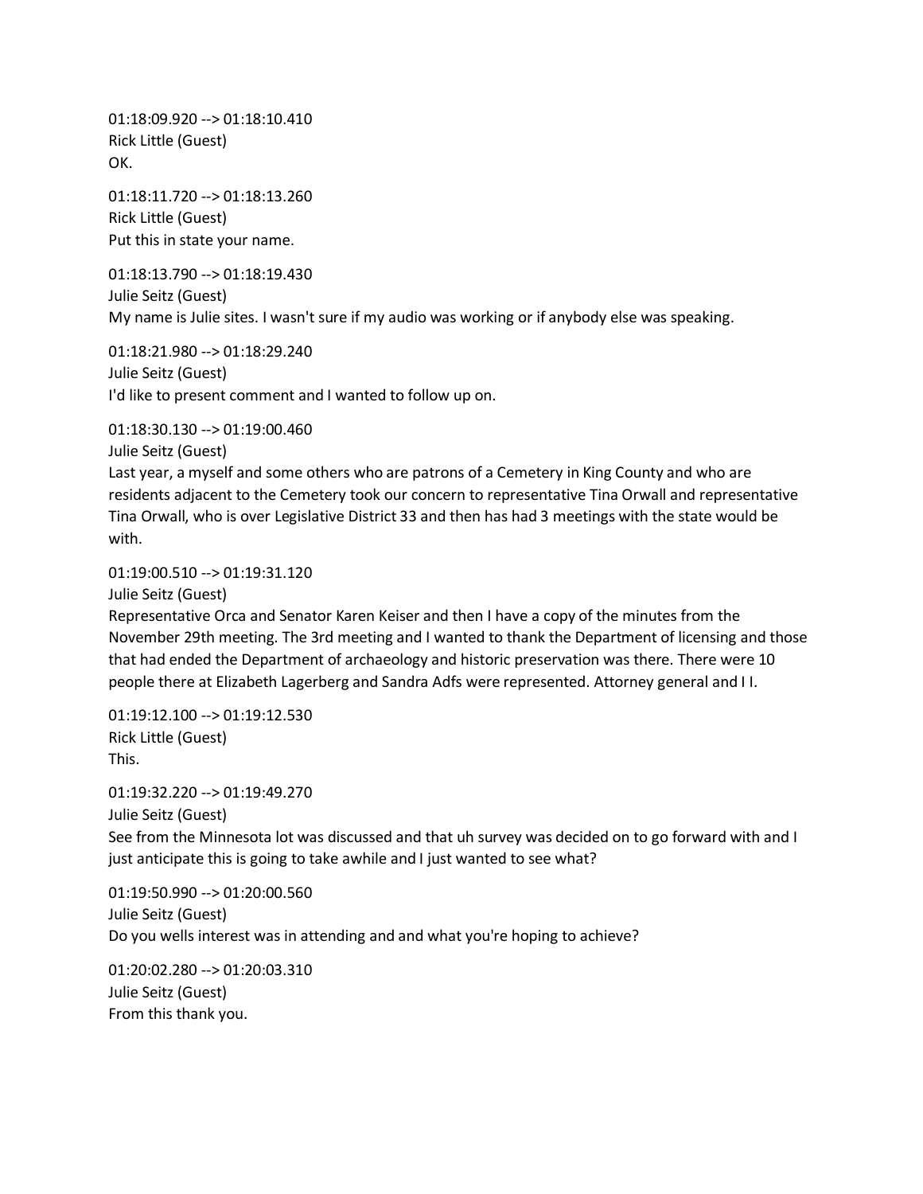01:18:09.920 --> 01:18:10.410
Rick Little (Guest)
OK.

01:18:11.720 --> 01:18:13.260
Rick Little (Guest)
Put this in state your name.

01:18:13.790 --> 01:18:19.430
Julie Seitz (Guest)
My name is Julie sites. I wasn't sure if my audio was working or if anybody else was speaking.

01:18:21.980 --> 01:18:29.240
Julie Seitz (Guest)
I'd like to present comment and I wanted to follow up on.

01:18:30.130 --> 01:19:00.460
Julie Seitz (Guest)
Last year, a myself and some others who are patrons of a Cemetery in King County and who are residents adjacent to the Cemetery took our concern to representative Tina Orwall and representative Tina Orwall, who is over Legislative District 33 and then has had 3 meetings with the state would be with.

01:19:00.510 --> 01:19:31.120
Julie Seitz (Guest)
Representative Orca and Senator Karen Keiser and then I have a copy of the minutes from the November 29th meeting. The 3rd meeting and I wanted to thank the Department of licensing and those that had ended the Department of archaeology and historic preservation was there. There were 10 people there at Elizabeth Lagerberg and Sandra Adfs were represented. Attorney general and I I.

01:19:12.100 --> 01:19:12.530
Rick Little (Guest)
This.

01:19:32.220 --> 01:19:49.270
Julie Seitz (Guest)
See from the Minnesota lot was discussed and that uh survey was decided on to go forward with and I just anticipate this is going to take awhile and I just wanted to see what?

01:19:50.990 --> 01:20:00.560
Julie Seitz (Guest)
Do you wells interest was in attending and and what you're hoping to achieve?

01:20:02.280 --> 01:20:03.310
Julie Seitz (Guest)
From this thank you.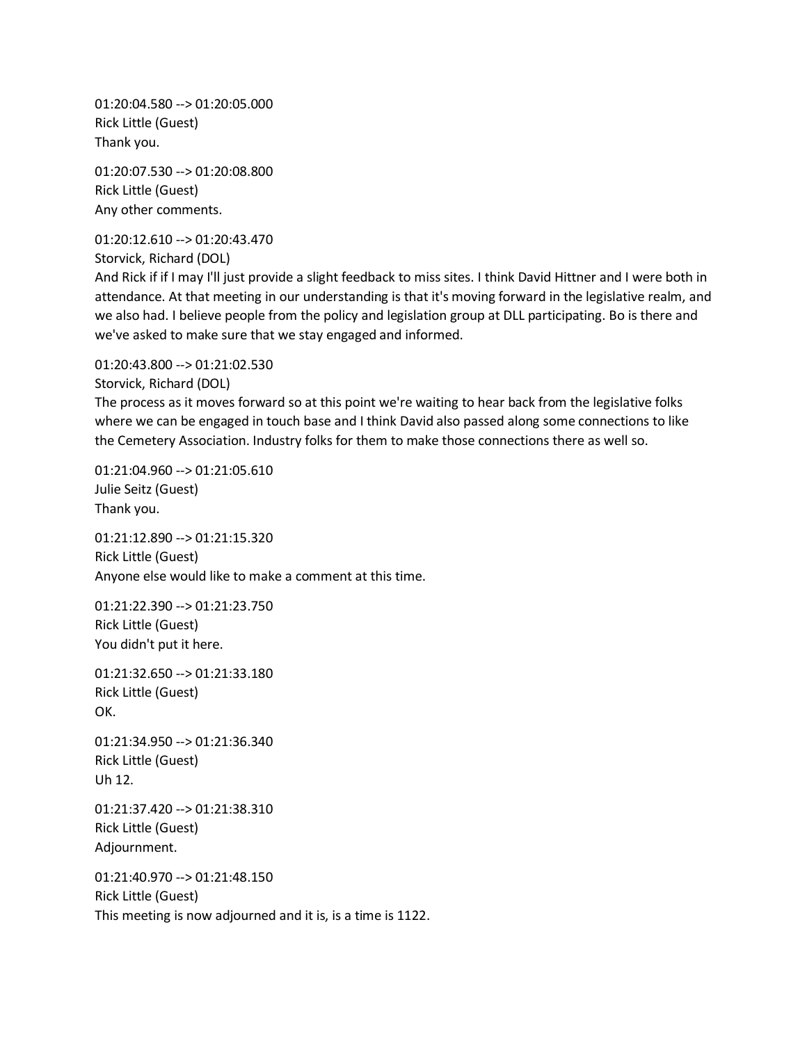01:20:04.580 --> 01:20:05.000
Rick Little (Guest)
Thank you.

01:20:07.530 --> 01:20:08.800
Rick Little (Guest)
Any other comments.

01:20:12.610 --> 01:20:43.470
Storvick, Richard (DOL)
And Rick if if I may I'll just provide a slight feedback to miss sites. I think David Hittner and I were both in attendance. At that meeting in our understanding is that it's moving forward in the legislative realm, and we also had. I believe people from the policy and legislation group at DLL participating. Bo is there and we've asked to make sure that we stay engaged and informed.

01:20:43.800 --> 01:21:02.530
Storvick, Richard (DOL)
The process as it moves forward so at this point we're waiting to hear back from the legislative folks where we can be engaged in touch base and I think David also passed along some connections to like the Cemetery Association. Industry folks for them to make those connections there as well so.

01:21:04.960 --> 01:21:05.610
Julie Seitz (Guest)
Thank you.

01:21:12.890 --> 01:21:15.320
Rick Little (Guest)
Anyone else would like to make a comment at this time.

01:21:22.390 --> 01:21:23.750
Rick Little (Guest)
You didn't put it here.

01:21:32.650 --> 01:21:33.180
Rick Little (Guest)
OK.

01:21:34.950 --> 01:21:36.340
Rick Little (Guest)
Uh 12.

01:21:37.420 --> 01:21:38.310
Rick Little (Guest)
Adjournment.

01:21:40.970 --> 01:21:48.150
Rick Little (Guest)
This meeting is now adjourned and it is, is a time is 1122.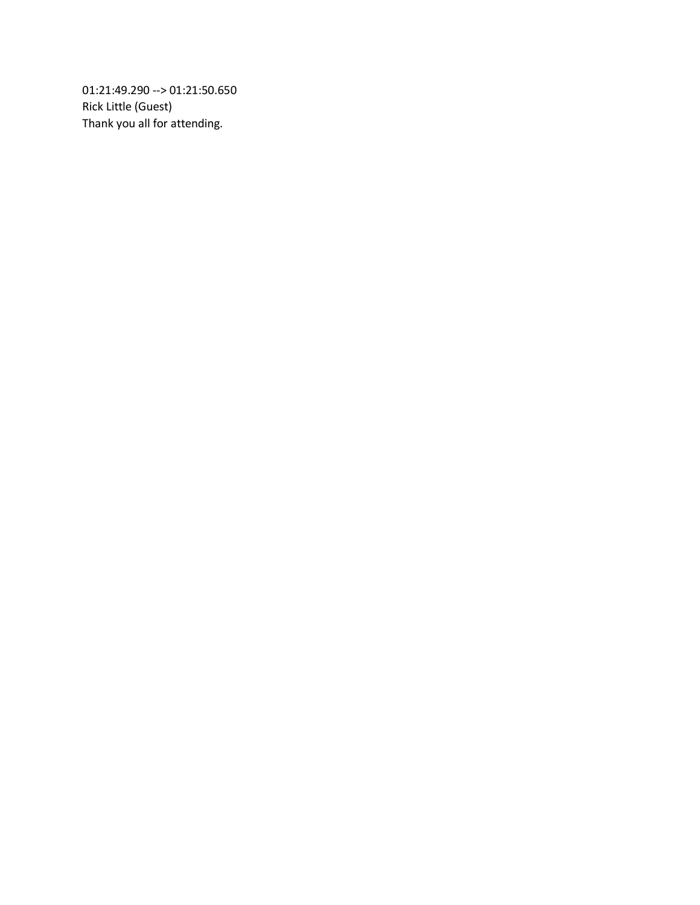01:21:49.290 --> 01:21:50.650
Rick Little (Guest)
Thank you all for attending.